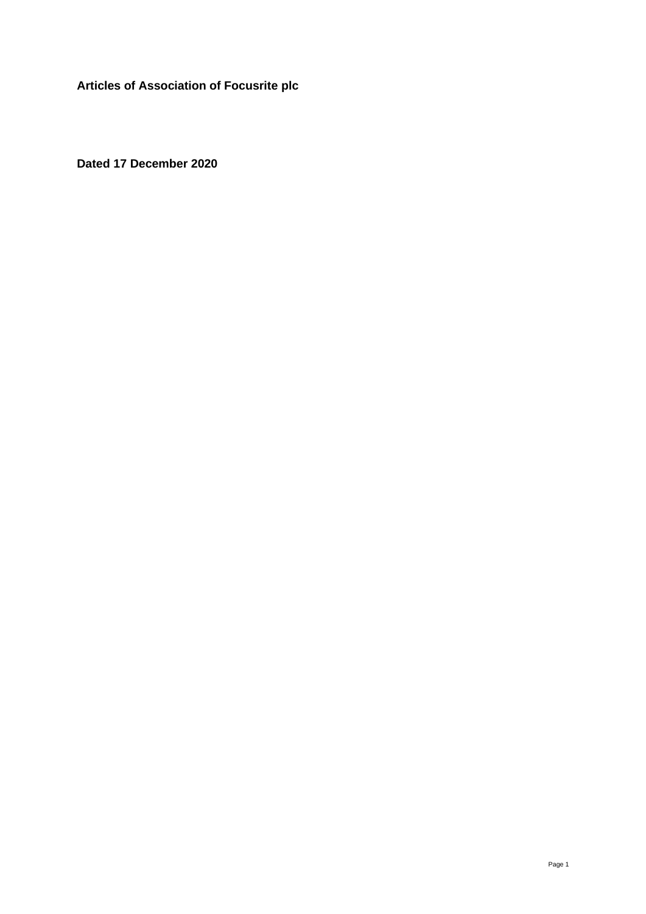**Articles of Association of Focusrite plc**

**Dated 17 December 2020**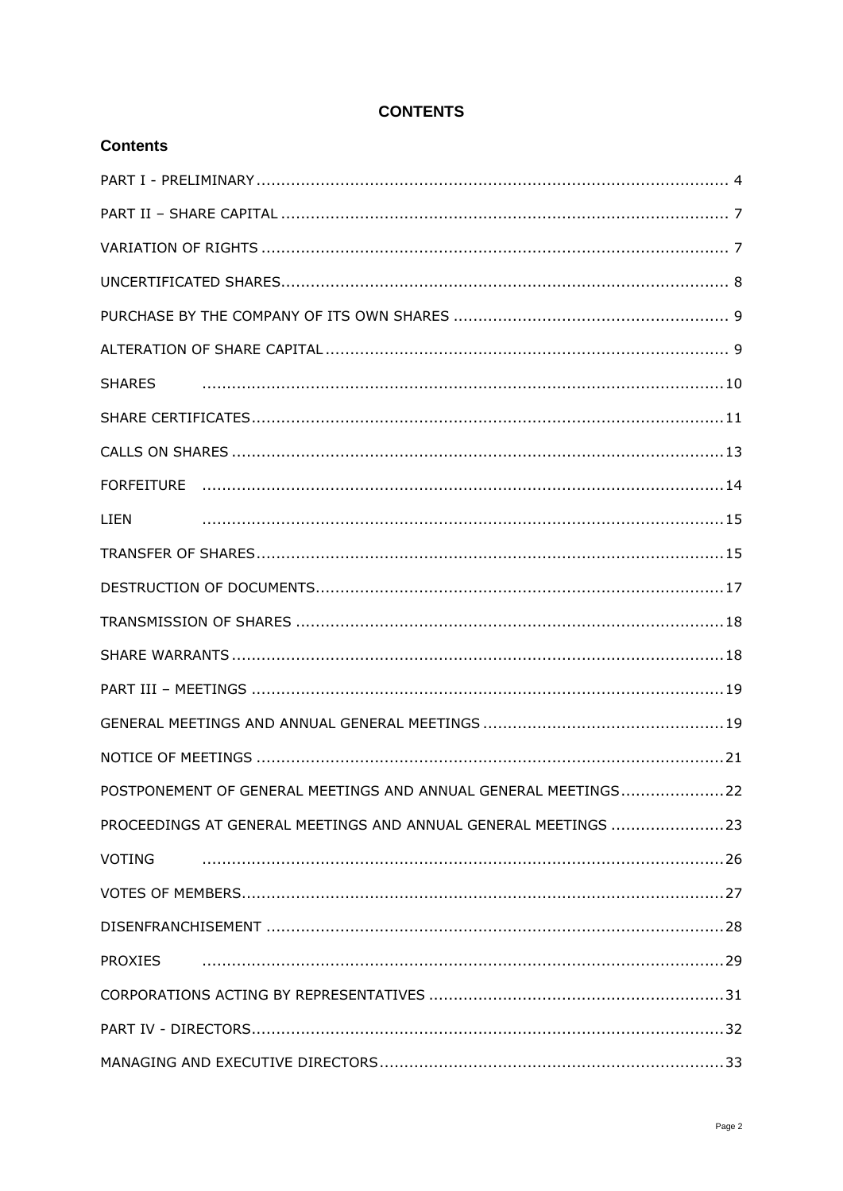# CONTENTS

## Contents

PART I - PRELIMINARY ........................................................................................................ 4

PART II – SHARE CAPITAL ................................................................................................. 7

VARIATION OF RIGHTS ..................................................................................................... 7

UNCERTIFICATED SHARES ................................................................................................. 8

PURCHASE BY THE COMPANY OF ITS OWN SHARES ........................................................... 9

ALTERATION OF SHARE CAPITAL ........................................................................................ 9

SHARES .............................................................................................................................. 10

SHARE CERTIFICATES ....................................................................................................... 11

CALLS ON SHARES ............................................................................................................ 13

FORFEITURE ....................................................................................................................... 14

LIEN .................................................................................................................................... 15

TRANSFER OF SHARES ...................................................................................................... 15

DESTRUCTION OF DOCUMENTS ......................................................................................... 17

TRANSMISSION OF SHARES ............................................................................................... 18

SHARE WARRANTS ............................................................................................................ 18

PART III – MEETINGS ........................................................................................................ 19

GENERAL MEETINGS AND ANNUAL GENERAL MEETINGS .................................................. 19

NOTICE OF MEETINGS ....................................................................................................... 21

POSTPONEMENT OF GENERAL MEETINGS AND ANNUAL GENERAL MEETINGS ..................... 22

PROCEEDINGS AT GENERAL MEETINGS AND ANNUAL GENERAL MEETINGS ....................... 23

VOTING ............................................................................................................................... 26

VOTES OF MEMBERS .......................................................................................................... 27

DISENFRANCHISEMENT ..................................................................................................... 28

PROXIES ............................................................................................................................. 29

CORPORATIONS ACTING BY REPRESENTATIVES ................................................................ 31

PART IV - DIRECTORS ........................................................................................................ 32

MANAGING AND EXECUTIVE DIRECTORS ........................................................................... 33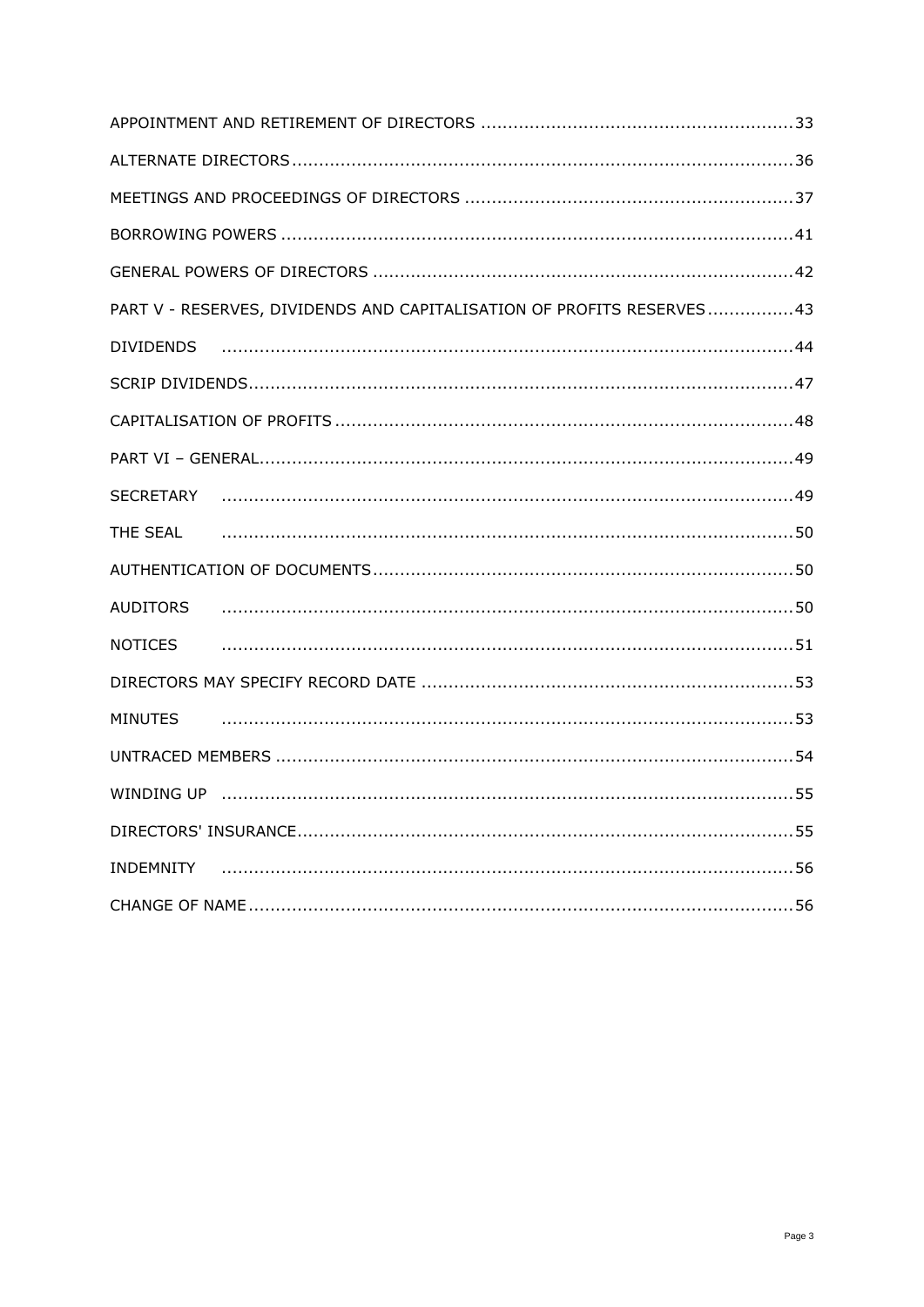| | |
|---|---|
| APPOINTMENT AND RETIREMENT OF DIRECTORS | 33 |
| ALTERNATE DIRECTORS | 36 |
| MEETINGS AND PROCEEDINGS OF DIRECTORS | 37 |
| BORROWING POWERS | 41 |
| GENERAL POWERS OF DIRECTORS | 42 |
| PART V - RESERVES, DIVIDENDS AND CAPITALISATION OF PROFITS RESERVES | 43 |
| DIVIDENDS | 44 |
| SCRIP DIVIDENDS | 47 |
| CAPITALISATION OF PROFITS | 48 |
| PART VI – GENERAL | 49 |
| SECRETARY | 49 |
| THE SEAL | 50 |
| AUTHENTICATION OF DOCUMENTS | 50 |
| AUDITORS | 50 |
| NOTICES | 51 |
| DIRECTORS MAY SPECIFY RECORD DATE | 53 |
| MINUTES | 53 |
| UNTRACED MEMBERS | 54 |
| WINDING UP | 55 |
| DIRECTORS' INSURANCE | 55 |
| INDEMNITY | 56 |
| CHANGE OF NAME | 56 |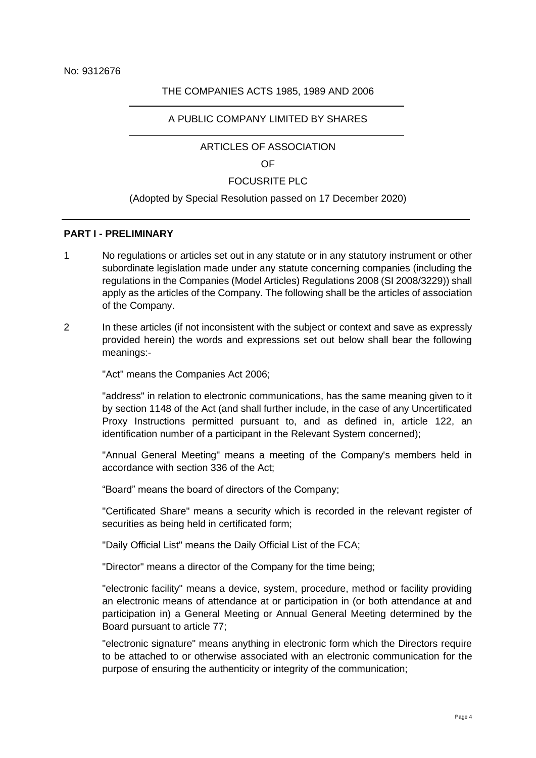No: 9312676

THE COMPANIES ACTS 1985, 1989 AND 2006

A PUBLIC COMPANY LIMITED BY SHARES

ARTICLES OF ASSOCIATION

OF

FOCUSRITE PLC

(Adopted by Special Resolution passed on 17 December 2020)

## PART I - PRELIMINARY

1 No regulations or articles set out in any statute or in any statutory instrument or other subordinate legislation made under any statute concerning companies (including the regulations in the Companies (Model Articles) Regulations 2008 (SI 2008/3229)) shall apply as the articles of the Company. The following shall be the articles of association of the Company.

2 In these articles (if not inconsistent with the subject or context and save as expressly provided herein) the words and expressions set out below shall bear the following meanings:-

"Act" means the Companies Act 2006;

"address" in relation to electronic communications, has the same meaning given to it by section 1148 of the Act (and shall further include, in the case of any Uncertificated Proxy Instructions permitted pursuant to, and as defined in, article 122, an identification number of a participant in the Relevant System concerned);

"Annual General Meeting" means a meeting of the Company's members held in accordance with section 336 of the Act;

"Board" means the board of directors of the Company;

"Certificated Share" means a security which is recorded in the relevant register of securities as being held in certificated form;

"Daily Official List" means the Daily Official List of the FCA;

"Director" means a director of the Company for the time being;

"electronic facility" means a device, system, procedure, method or facility providing an electronic means of attendance at or participation in (or both attendance at and participation in) a General Meeting or Annual General Meeting determined by the Board pursuant to article 77;

"electronic signature" means anything in electronic form which the Directors require to be attached to or otherwise associated with an electronic communication for the purpose of ensuring the authenticity or integrity of the communication;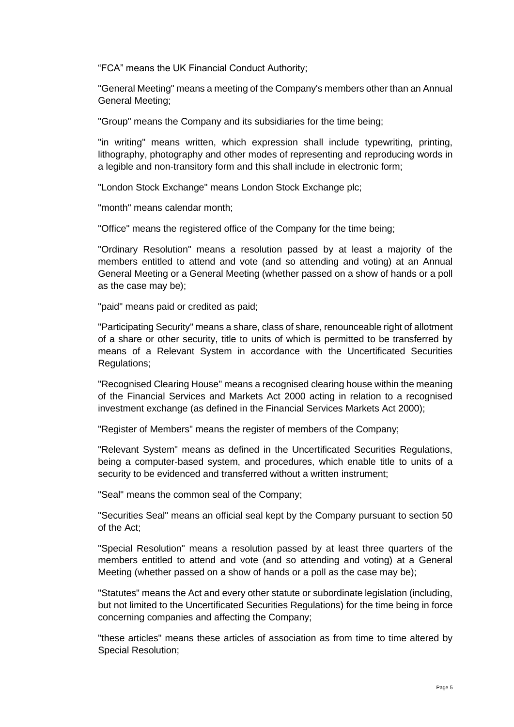“FCA” means the UK Financial Conduct Authority;

"General Meeting" means a meeting of the Company's members other than an Annual General Meeting;

"Group" means the Company and its subsidiaries for the time being;

"in writing" means written, which expression shall include typewriting, printing, lithography, photography and other modes of representing and reproducing words in a legible and non-transitory form and this shall include in electronic form;

"London Stock Exchange" means London Stock Exchange plc;

"month" means calendar month;

"Office" means the registered office of the Company for the time being;

"Ordinary Resolution" means a resolution passed by at least a majority of the members entitled to attend and vote (and so attending and voting) at an Annual General Meeting or a General Meeting (whether passed on a show of hands or a poll as the case may be);

"paid" means paid or credited as paid;

"Participating Security" means a share, class of share, renounceable right of allotment of a share or other security, title to units of which is permitted to be transferred by means of a Relevant System in accordance with the Uncertificated Securities Regulations;

"Recognised Clearing House" means a recognised clearing house within the meaning of the Financial Services and Markets Act 2000 acting in relation to a recognised investment exchange (as defined in the Financial Services Markets Act 2000);

"Register of Members" means the register of members of the Company;

"Relevant System" means as defined in the Uncertificated Securities Regulations, being a computer-based system, and procedures, which enable title to units of a security to be evidenced and transferred without a written instrument;

"Seal" means the common seal of the Company;

"Securities Seal" means an official seal kept by the Company pursuant to section 50 of the Act;

"Special Resolution" means a resolution passed by at least three quarters of the members entitled to attend and vote (and so attending and voting) at a General Meeting (whether passed on a show of hands or a poll as the case may be);

"Statutes" means the Act and every other statute or subordinate legislation (including, but not limited to the Uncertificated Securities Regulations) for the time being in force concerning companies and affecting the Company;

"these articles" means these articles of association as from time to time altered by Special Resolution;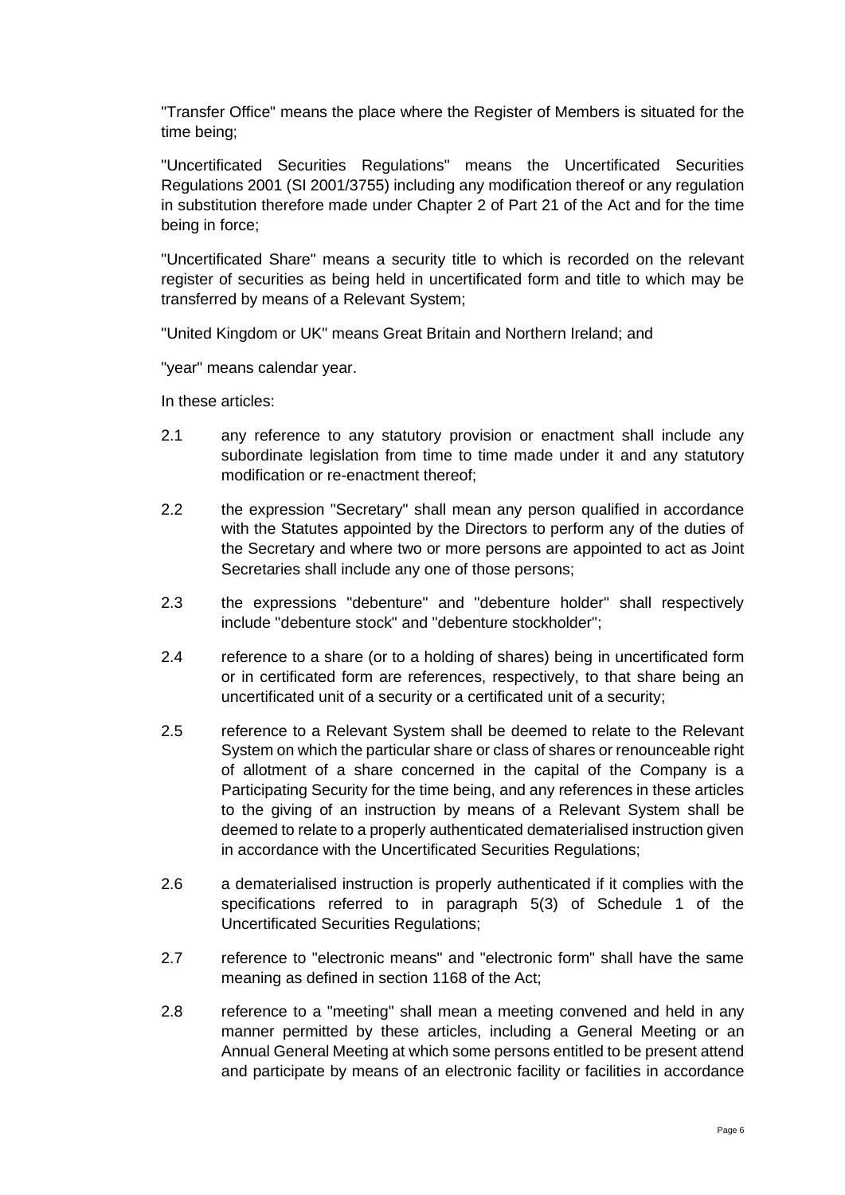"Transfer Office" means the place where the Register of Members is situated for the time being;

"Uncertificated Securities Regulations" means the Uncertificated Securities Regulations 2001 (SI 2001/3755) including any modification thereof or any regulation in substitution therefore made under Chapter 2 of Part 21 of the Act and for the time being in force;

"Uncertificated Share" means a security title to which is recorded on the relevant register of securities as being held in uncertificated form and title to which may be transferred by means of a Relevant System;

"United Kingdom or UK" means Great Britain and Northern Ireland; and

"year" means calendar year.

In these articles:

2.1 any reference to any statutory provision or enactment shall include any subordinate legislation from time to time made under it and any statutory modification or re-enactment thereof;

2.2 the expression "Secretary" shall mean any person qualified in accordance with the Statutes appointed by the Directors to perform any of the duties of the Secretary and where two or more persons are appointed to act as Joint Secretaries shall include any one of those persons;

2.3 the expressions "debenture" and "debenture holder" shall respectively include "debenture stock" and "debenture stockholder";

2.4 reference to a share (or to a holding of shares) being in uncertificated form or in certificated form are references, respectively, to that share being an uncertificated unit of a security or a certificated unit of a security;

2.5 reference to a Relevant System shall be deemed to relate to the Relevant System on which the particular share or class of shares or renounceable right of allotment of a share concerned in the capital of the Company is a Participating Security for the time being, and any references in these articles to the giving of an instruction by means of a Relevant System shall be deemed to relate to a properly authenticated dematerialised instruction given in accordance with the Uncertificated Securities Regulations;

2.6 a dematerialised instruction is properly authenticated if it complies with the specifications referred to in paragraph 5(3) of Schedule 1 of the Uncertificated Securities Regulations;

2.7 reference to "electronic means" and "electronic form" shall have the same meaning as defined in section 1168 of the Act;

2.8 reference to a "meeting" shall mean a meeting convened and held in any manner permitted by these articles, including a General Meeting or an Annual General Meeting at which some persons entitled to be present attend and participate by means of an electronic facility or facilities in accordance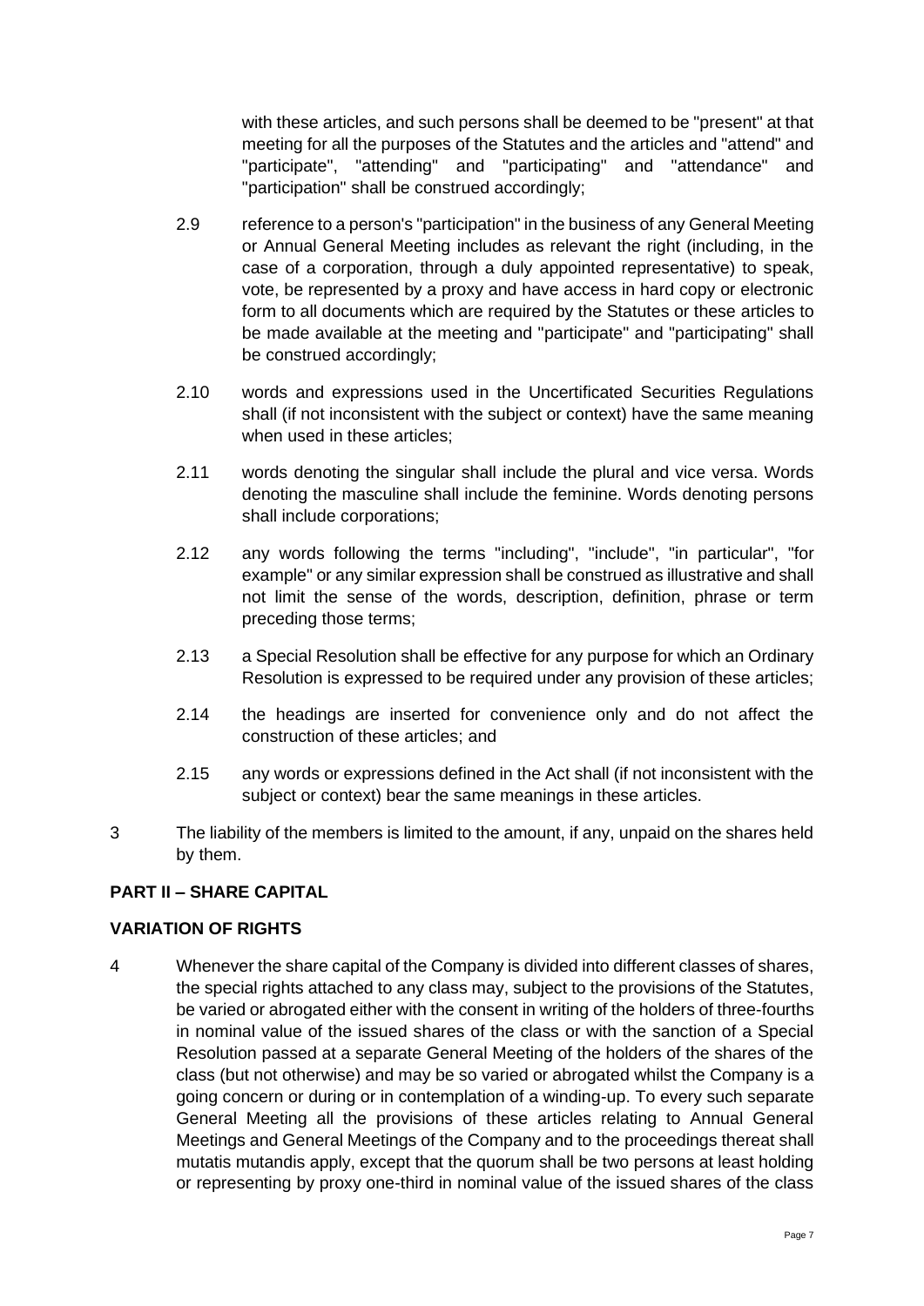with these articles, and such persons shall be deemed to be "present" at that meeting for all the purposes of the Statutes and the articles and "attend" and "participate", "attending" and "participating" and "attendance" and "participation" shall be construed accordingly;

2.9 reference to a person's "participation" in the business of any General Meeting or Annual General Meeting includes as relevant the right (including, in the case of a corporation, through a duly appointed representative) to speak, vote, be represented by a proxy and have access in hard copy or electronic form to all documents which are required by the Statutes or these articles to be made available at the meeting and "participate" and "participating" shall be construed accordingly;

2.10 words and expressions used in the Uncertificated Securities Regulations shall (if not inconsistent with the subject or context) have the same meaning when used in these articles;

2.11 words denoting the singular shall include the plural and vice versa. Words denoting the masculine shall include the feminine. Words denoting persons shall include corporations;

2.12 any words following the terms "including", "include", "in particular", "for example" or any similar expression shall be construed as illustrative and shall not limit the sense of the words, description, definition, phrase or term preceding those terms;

2.13 a Special Resolution shall be effective for any purpose for which an Ordinary Resolution is expressed to be required under any provision of these articles;

2.14 the headings are inserted for convenience only and do not affect the construction of these articles; and

2.15 any words or expressions defined in the Act shall (if not inconsistent with the subject or context) bear the same meanings in these articles.

3 The liability of the members is limited to the amount, if any, unpaid on the shares held by them.

## PART II – SHARE CAPITAL

### VARIATION OF RIGHTS

4 Whenever the share capital of the Company is divided into different classes of shares, the special rights attached to any class may, subject to the provisions of the Statutes, be varied or abrogated either with the consent in writing of the holders of three-fourths in nominal value of the issued shares of the class or with the sanction of a Special Resolution passed at a separate General Meeting of the holders of the shares of the class (but not otherwise) and may be so varied or abrogated whilst the Company is a going concern or during or in contemplation of a winding-up. To every such separate General Meeting all the provisions of these articles relating to Annual General Meetings and General Meetings of the Company and to the proceedings thereat shall mutatis mutandis apply, except that the quorum shall be two persons at least holding or representing by proxy one-third in nominal value of the issued shares of the class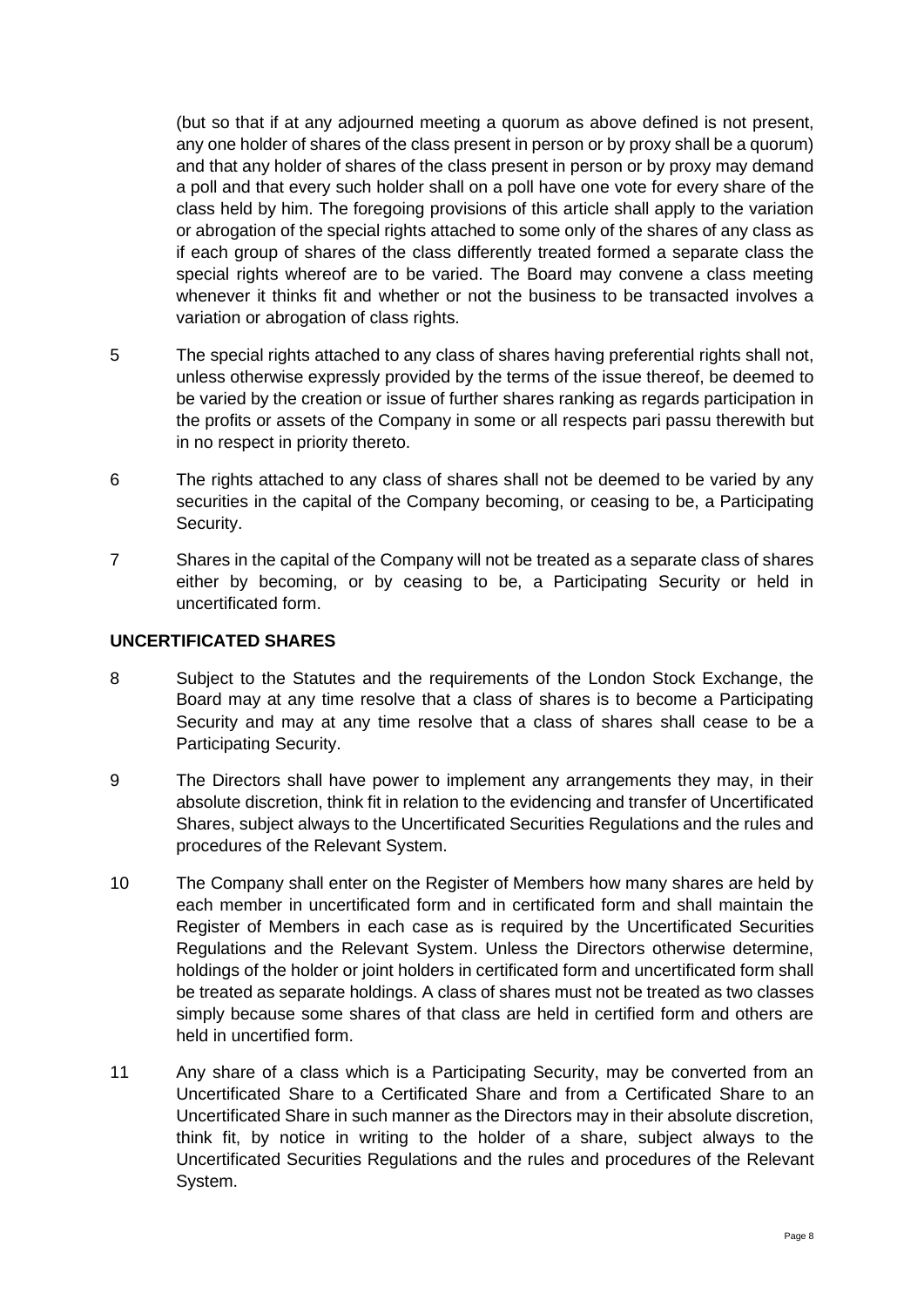(but so that if at any adjourned meeting a quorum as above defined is not present, any one holder of shares of the class present in person or by proxy shall be a quorum) and that any holder of shares of the class present in person or by proxy may demand a poll and that every such holder shall on a poll have one vote for every share of the class held by him. The foregoing provisions of this article shall apply to the variation or abrogation of the special rights attached to some only of the shares of any class as if each group of shares of the class differently treated formed a separate class the special rights whereof are to be varied. The Board may convene a class meeting whenever it thinks fit and whether or not the business to be transacted involves a variation or abrogation of class rights.

5 The special rights attached to any class of shares having preferential rights shall not, unless otherwise expressly provided by the terms of the issue thereof, be deemed to be varied by the creation or issue of further shares ranking as regards participation in the profits or assets of the Company in some or all respects pari passu therewith but in no respect in priority thereto.

6 The rights attached to any class of shares shall not be deemed to be varied by any securities in the capital of the Company becoming, or ceasing to be, a Participating Security.

7 Shares in the capital of the Company will not be treated as a separate class of shares either by becoming, or by ceasing to be, a Participating Security or held in uncertificated form.

**UNCERTIFICATED SHARES**

8 Subject to the Statutes and the requirements of the London Stock Exchange, the Board may at any time resolve that a class of shares is to become a Participating Security and may at any time resolve that a class of shares shall cease to be a Participating Security.

9 The Directors shall have power to implement any arrangements they may, in their absolute discretion, think fit in relation to the evidencing and transfer of Uncertificated Shares, subject always to the Uncertificated Securities Regulations and the rules and procedures of the Relevant System.

10 The Company shall enter on the Register of Members how many shares are held by each member in uncertificated form and in certificated form and shall maintain the Register of Members in each case as is required by the Uncertificated Securities Regulations and the Relevant System. Unless the Directors otherwise determine, holdings of the holder or joint holders in certificated form and uncertificated form shall be treated as separate holdings. A class of shares must not be treated as two classes simply because some shares of that class are held in certified form and others are held in uncertified form.

11 Any share of a class which is a Participating Security, may be converted from an Uncertificated Share to a Certificated Share and from a Certificated Share to an Uncertificated Share in such manner as the Directors may in their absolute discretion, think fit, by notice in writing to the holder of a share, subject always to the Uncertificated Securities Regulations and the rules and procedures of the Relevant System.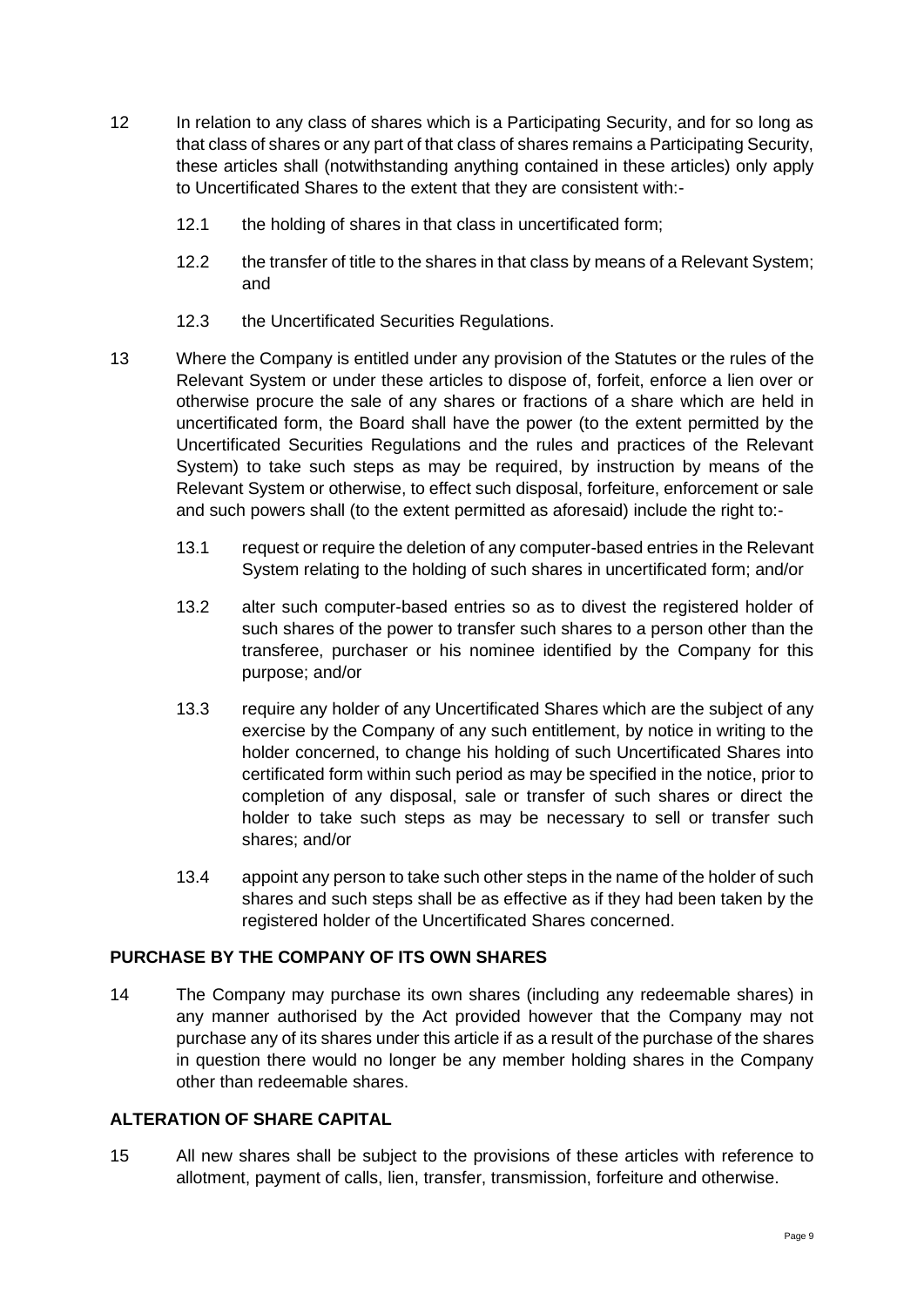12 In relation to any class of shares which is a Participating Security, and for so long as that class of shares or any part of that class of shares remains a Participating Security, these articles shall (notwithstanding anything contained in these articles) only apply to Uncertificated Shares to the extent that they are consistent with:-

12.1 the holding of shares in that class in uncertificated form;

12.2 the transfer of title to the shares in that class by means of a Relevant System; and

12.3 the Uncertificated Securities Regulations.

13 Where the Company is entitled under any provision of the Statutes or the rules of the Relevant System or under these articles to dispose of, forfeit, enforce a lien over or otherwise procure the sale of any shares or fractions of a share which are held in uncertificated form, the Board shall have the power (to the extent permitted by the Uncertificated Securities Regulations and the rules and practices of the Relevant System) to take such steps as may be required, by instruction by means of the Relevant System or otherwise, to effect such disposal, forfeiture, enforcement or sale and such powers shall (to the extent permitted as aforesaid) include the right to:-

13.1 request or require the deletion of any computer-based entries in the Relevant System relating to the holding of such shares in uncertificated form; and/or

13.2 alter such computer-based entries so as to divest the registered holder of such shares of the power to transfer such shares to a person other than the transferee, purchaser or his nominee identified by the Company for this purpose; and/or

13.3 require any holder of any Uncertificated Shares which are the subject of any exercise by the Company of any such entitlement, by notice in writing to the holder concerned, to change his holding of such Uncertificated Shares into certificated form within such period as may be specified in the notice, prior to completion of any disposal, sale or transfer of such shares or direct the holder to take such steps as may be necessary to sell or transfer such shares; and/or

13.4 appoint any person to take such other steps in the name of the holder of such shares and such steps shall be as effective as if they had been taken by the registered holder of the Uncertificated Shares concerned.

**PURCHASE BY THE COMPANY OF ITS OWN SHARES**

14 The Company may purchase its own shares (including any redeemable shares) in any manner authorised by the Act provided however that the Company may not purchase any of its shares under this article if as a result of the purchase of the shares in question there would no longer be any member holding shares in the Company other than redeemable shares.

**ALTERATION OF SHARE CAPITAL**

15 All new shares shall be subject to the provisions of these articles with reference to allotment, payment of calls, lien, transfer, transmission, forfeiture and otherwise.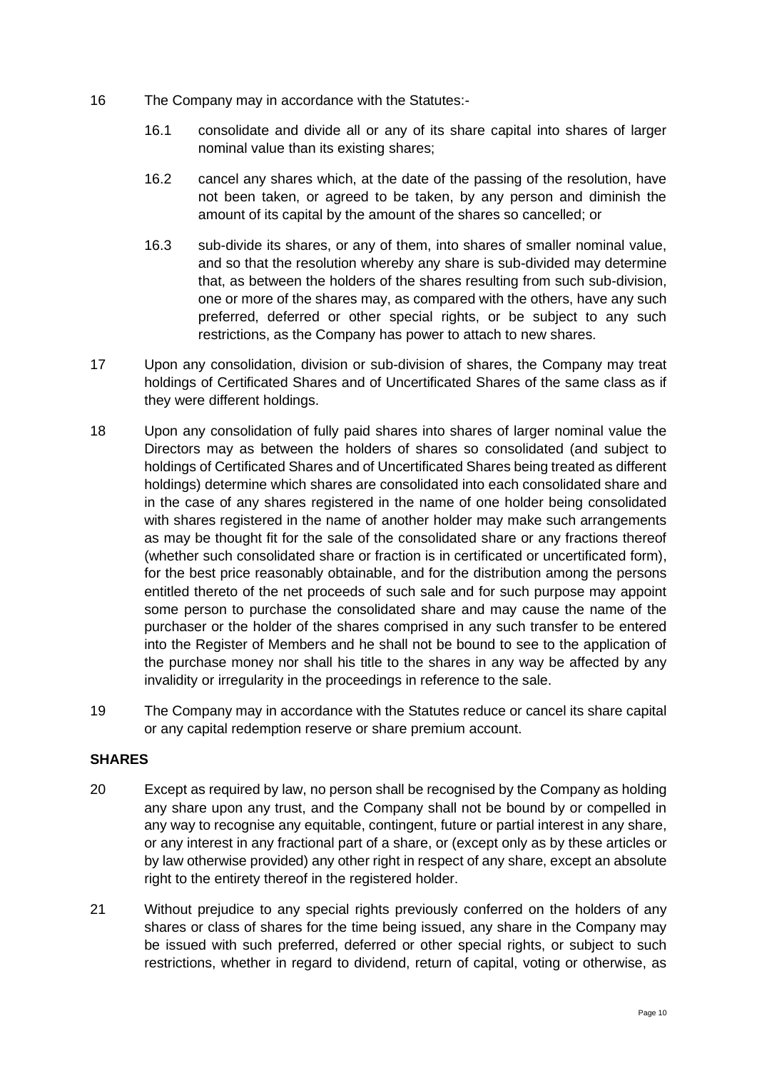16 The Company may in accordance with the Statutes:-

16.1 consolidate and divide all or any of its share capital into shares of larger nominal value than its existing shares;

16.2 cancel any shares which, at the date of the passing of the resolution, have not been taken, or agreed to be taken, by any person and diminish the amount of its capital by the amount of the shares so cancelled; or

16.3 sub-divide its shares, or any of them, into shares of smaller nominal value, and so that the resolution whereby any share is sub-divided may determine that, as between the holders of the shares resulting from such sub-division, one or more of the shares may, as compared with the others, have any such preferred, deferred or other special rights, or be subject to any such restrictions, as the Company has power to attach to new shares.

17 Upon any consolidation, division or sub-division of shares, the Company may treat holdings of Certificated Shares and of Uncertificated Shares of the same class as if they were different holdings.

18 Upon any consolidation of fully paid shares into shares of larger nominal value the Directors may as between the holders of shares so consolidated (and subject to holdings of Certificated Shares and of Uncertificated Shares being treated as different holdings) determine which shares are consolidated into each consolidated share and in the case of any shares registered in the name of one holder being consolidated with shares registered in the name of another holder may make such arrangements as may be thought fit for the sale of the consolidated share or any fractions thereof (whether such consolidated share or fraction is in certificated or uncertificated form), for the best price reasonably obtainable, and for the distribution among the persons entitled thereto of the net proceeds of such sale and for such purpose may appoint some person to purchase the consolidated share and may cause the name of the purchaser or the holder of the shares comprised in any such transfer to be entered into the Register of Members and he shall not be bound to see to the application of the purchase money nor shall his title to the shares in any way be affected by any invalidity or irregularity in the proceedings in reference to the sale.

19 The Company may in accordance with the Statutes reduce or cancel its share capital or any capital redemption reserve or share premium account.

**SHARES**

20 Except as required by law, no person shall be recognised by the Company as holding any share upon any trust, and the Company shall not be bound by or compelled in any way to recognise any equitable, contingent, future or partial interest in any share, or any interest in any fractional part of a share, or (except only as by these articles or by law otherwise provided) any other right in respect of any share, except an absolute right to the entirety thereof in the registered holder.

21 Without prejudice to any special rights previously conferred on the holders of any shares or class of shares for the time being issued, any share in the Company may be issued with such preferred, deferred or other special rights, or subject to such restrictions, whether in regard to dividend, return of capital, voting or otherwise, as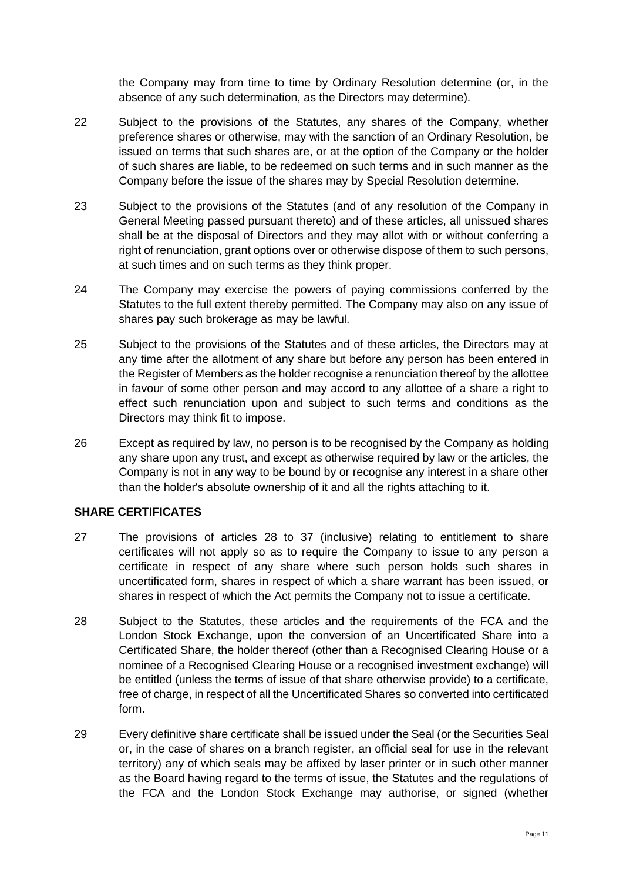the Company may from time to time by Ordinary Resolution determine (or, in the absence of any such determination, as the Directors may determine).

22 Subject to the provisions of the Statutes, any shares of the Company, whether preference shares or otherwise, may with the sanction of an Ordinary Resolution, be issued on terms that such shares are, or at the option of the Company or the holder of such shares are liable, to be redeemed on such terms and in such manner as the Company before the issue of the shares may by Special Resolution determine.

23 Subject to the provisions of the Statutes (and of any resolution of the Company in General Meeting passed pursuant thereto) and of these articles, all unissued shares shall be at the disposal of Directors and they may allot with or without conferring a right of renunciation, grant options over or otherwise dispose of them to such persons, at such times and on such terms as they think proper.

24 The Company may exercise the powers of paying commissions conferred by the Statutes to the full extent thereby permitted. The Company may also on any issue of shares pay such brokerage as may be lawful.

25 Subject to the provisions of the Statutes and of these articles, the Directors may at any time after the allotment of any share but before any person has been entered in the Register of Members as the holder recognise a renunciation thereof by the allottee in favour of some other person and may accord to any allottee of a share a right to effect such renunciation upon and subject to such terms and conditions as the Directors may think fit to impose.

26 Except as required by law, no person is to be recognised by the Company as holding any share upon any trust, and except as otherwise required by law or the articles, the Company is not in any way to be bound by or recognise any interest in a share other than the holder's absolute ownership of it and all the rights attaching to it.

## SHARE CERTIFICATES

27 The provisions of articles 28 to 37 (inclusive) relating to entitlement to share certificates will not apply so as to require the Company to issue to any person a certificate in respect of any share where such person holds such shares in uncertificated form, shares in respect of which a share warrant has been issued, or shares in respect of which the Act permits the Company not to issue a certificate.

28 Subject to the Statutes, these articles and the requirements of the FCA and the London Stock Exchange, upon the conversion of an Uncertificated Share into a Certificated Share, the holder thereof (other than a Recognised Clearing House or a nominee of a Recognised Clearing House or a recognised investment exchange) will be entitled (unless the terms of issue of that share otherwise provide) to a certificate, free of charge, in respect of all the Uncertificated Shares so converted into certificated form.

29 Every definitive share certificate shall be issued under the Seal (or the Securities Seal or, in the case of shares on a branch register, an official seal for use in the relevant territory) any of which seals may be affixed by laser printer or in such other manner as the Board having regard to the terms of issue, the Statutes and the regulations of the FCA and the London Stock Exchange may authorise, or signed (whether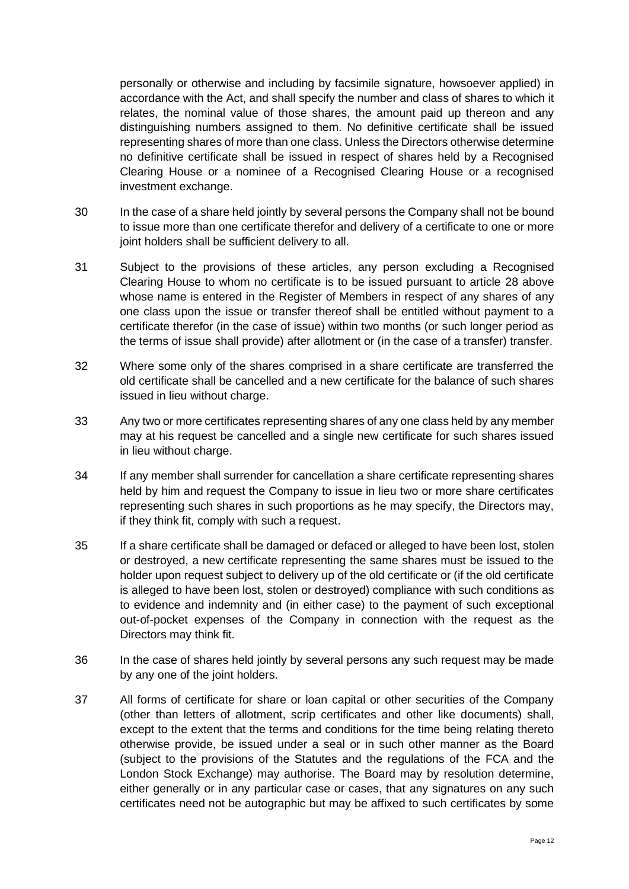personally or otherwise and including by facsimile signature, howsoever applied) in accordance with the Act, and shall specify the number and class of shares to which it relates, the nominal value of those shares, the amount paid up thereon and any distinguishing numbers assigned to them. No definitive certificate shall be issued representing shares of more than one class. Unless the Directors otherwise determine no definitive certificate shall be issued in respect of shares held by a Recognised Clearing House or a nominee of a Recognised Clearing House or a recognised investment exchange.

30 In the case of a share held jointly by several persons the Company shall not be bound to issue more than one certificate therefor and delivery of a certificate to one or more joint holders shall be sufficient delivery to all.

31 Subject to the provisions of these articles, any person excluding a Recognised Clearing House to whom no certificate is to be issued pursuant to article 28 above whose name is entered in the Register of Members in respect of any shares of any one class upon the issue or transfer thereof shall be entitled without payment to a certificate therefor (in the case of issue) within two months (or such longer period as the terms of issue shall provide) after allotment or (in the case of a transfer) transfer.

32 Where some only of the shares comprised in a share certificate are transferred the old certificate shall be cancelled and a new certificate for the balance of such shares issued in lieu without charge.

33 Any two or more certificates representing shares of any one class held by any member may at his request be cancelled and a single new certificate for such shares issued in lieu without charge.

34 If any member shall surrender for cancellation a share certificate representing shares held by him and request the Company to issue in lieu two or more share certificates representing such shares in such proportions as he may specify, the Directors may, if they think fit, comply with such a request.

35 If a share certificate shall be damaged or defaced or alleged to have been lost, stolen or destroyed, a new certificate representing the same shares must be issued to the holder upon request subject to delivery up of the old certificate or (if the old certificate is alleged to have been lost, stolen or destroyed) compliance with such conditions as to evidence and indemnity and (in either case) to the payment of such exceptional out-of-pocket expenses of the Company in connection with the request as the Directors may think fit.

36 In the case of shares held jointly by several persons any such request may be made by any one of the joint holders.

37 All forms of certificate for share or loan capital or other securities of the Company (other than letters of allotment, scrip certificates and other like documents) shall, except to the extent that the terms and conditions for the time being relating thereto otherwise provide, be issued under a seal or in such other manner as the Board (subject to the provisions of the Statutes and the regulations of the FCA and the London Stock Exchange) may authorise. The Board may by resolution determine, either generally or in any particular case or cases, that any signatures on any such certificates need not be autographic but may be affixed to such certificates by some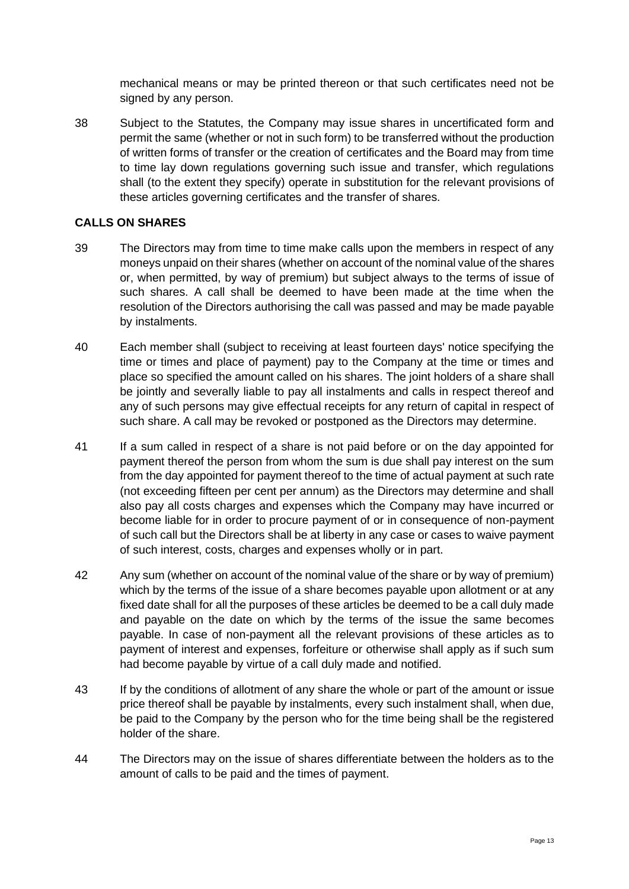mechanical means or may be printed thereon or that such certificates need not be signed by any person.

38 Subject to the Statutes, the Company may issue shares in uncertificated form and permit the same (whether or not in such form) to be transferred without the production of written forms of transfer or the creation of certificates and the Board may from time to time lay down regulations governing such issue and transfer, which regulations shall (to the extent they specify) operate in substitution for the relevant provisions of these articles governing certificates and the transfer of shares.

## CALLS ON SHARES

39 The Directors may from time to time make calls upon the members in respect of any moneys unpaid on their shares (whether on account of the nominal value of the shares or, when permitted, by way of premium) but subject always to the terms of issue of such shares. A call shall be deemed to have been made at the time when the resolution of the Directors authorising the call was passed and may be made payable by instalments.

40 Each member shall (subject to receiving at least fourteen days' notice specifying the time or times and place of payment) pay to the Company at the time or times and place so specified the amount called on his shares. The joint holders of a share shall be jointly and severally liable to pay all instalments and calls in respect thereof and any of such persons may give effectual receipts for any return of capital in respect of such share. A call may be revoked or postponed as the Directors may determine.

41 If a sum called in respect of a share is not paid before or on the day appointed for payment thereof the person from whom the sum is due shall pay interest on the sum from the day appointed for payment thereof to the time of actual payment at such rate (not exceeding fifteen per cent per annum) as the Directors may determine and shall also pay all costs charges and expenses which the Company may have incurred or become liable for in order to procure payment of or in consequence of non-payment of such call but the Directors shall be at liberty in any case or cases to waive payment of such interest, costs, charges and expenses wholly or in part.

42 Any sum (whether on account of the nominal value of the share or by way of premium) which by the terms of the issue of a share becomes payable upon allotment or at any fixed date shall for all the purposes of these articles be deemed to be a call duly made and payable on the date on which by the terms of the issue the same becomes payable. In case of non-payment all the relevant provisions of these articles as to payment of interest and expenses, forfeiture or otherwise shall apply as if such sum had become payable by virtue of a call duly made and notified.

43 If by the conditions of allotment of any share the whole or part of the amount or issue price thereof shall be payable by instalments, every such instalment shall, when due, be paid to the Company by the person who for the time being shall be the registered holder of the share.

44 The Directors may on the issue of shares differentiate between the holders as to the amount of calls to be paid and the times of payment.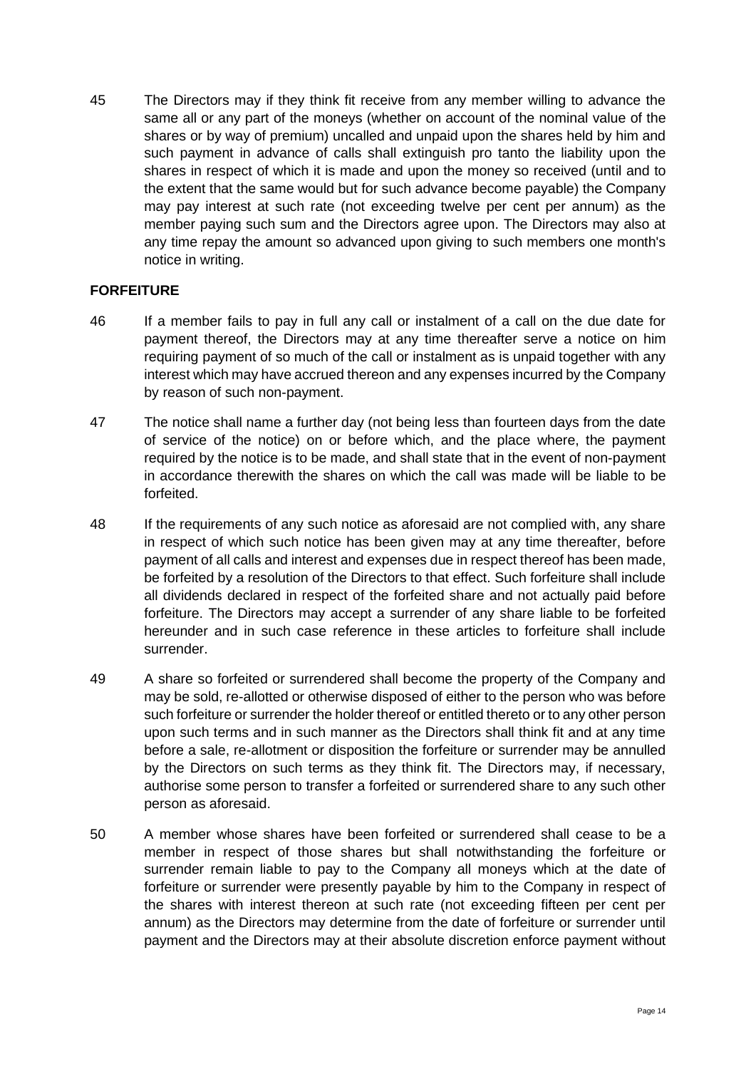45 The Directors may if they think fit receive from any member willing to advance the same all or any part of the moneys (whether on account of the nominal value of the shares or by way of premium) uncalled and unpaid upon the shares held by him and such payment in advance of calls shall extinguish pro tanto the liability upon the shares in respect of which it is made and upon the money so received (until and to the extent that the same would but for such advance become payable) the Company may pay interest at such rate (not exceeding twelve per cent per annum) as the member paying such sum and the Directors agree upon. The Directors may also at any time repay the amount so advanced upon giving to such members one month's notice in writing.

**FORFEITURE**

46 If a member fails to pay in full any call or instalment of a call on the due date for payment thereof, the Directors may at any time thereafter serve a notice on him requiring payment of so much of the call or instalment as is unpaid together with any interest which may have accrued thereon and any expenses incurred by the Company by reason of such non-payment.

47 The notice shall name a further day (not being less than fourteen days from the date of service of the notice) on or before which, and the place where, the payment required by the notice is to be made, and shall state that in the event of non-payment in accordance therewith the shares on which the call was made will be liable to be forfeited.

48 If the requirements of any such notice as aforesaid are not complied with, any share in respect of which such notice has been given may at any time thereafter, before payment of all calls and interest and expenses due in respect thereof has been made, be forfeited by a resolution of the Directors to that effect. Such forfeiture shall include all dividends declared in respect of the forfeited share and not actually paid before forfeiture. The Directors may accept a surrender of any share liable to be forfeited hereunder and in such case reference in these articles to forfeiture shall include surrender.

49 A share so forfeited or surrendered shall become the property of the Company and may be sold, re-allotted or otherwise disposed of either to the person who was before such forfeiture or surrender the holder thereof or entitled thereto or to any other person upon such terms and in such manner as the Directors shall think fit and at any time before a sale, re-allotment or disposition the forfeiture or surrender may be annulled by the Directors on such terms as they think fit. The Directors may, if necessary, authorise some person to transfer a forfeited or surrendered share to any such other person as aforesaid.

50 A member whose shares have been forfeited or surrendered shall cease to be a member in respect of those shares but shall notwithstanding the forfeiture or surrender remain liable to pay to the Company all moneys which at the date of forfeiture or surrender were presently payable by him to the Company in respect of the shares with interest thereon at such rate (not exceeding fifteen per cent per annum) as the Directors may determine from the date of forfeiture or surrender until payment and the Directors may at their absolute discretion enforce payment without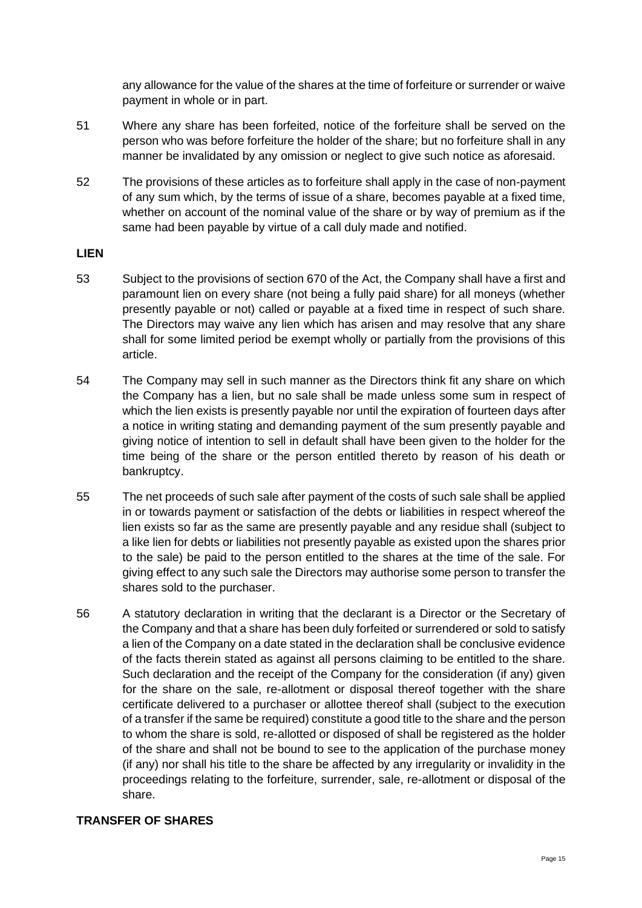any allowance for the value of the shares at the time of forfeiture or surrender or waive payment in whole or in part.

51 Where any share has been forfeited, notice of the forfeiture shall be served on the person who was before forfeiture the holder of the share; but no forfeiture shall in any manner be invalidated by any omission or neglect to give such notice as aforesaid.

52 The provisions of these articles as to forfeiture shall apply in the case of non-payment of any sum which, by the terms of issue of a share, becomes payable at a fixed time, whether on account of the nominal value of the share or by way of premium as if the same had been payable by virtue of a call duly made and notified.

**LIEN**

53 Subject to the provisions of section 670 of the Act, the Company shall have a first and paramount lien on every share (not being a fully paid share) for all moneys (whether presently payable or not) called or payable at a fixed time in respect of such share. The Directors may waive any lien which has arisen and may resolve that any share shall for some limited period be exempt wholly or partially from the provisions of this article.

54 The Company may sell in such manner as the Directors think fit any share on which the Company has a lien, but no sale shall be made unless some sum in respect of which the lien exists is presently payable nor until the expiration of fourteen days after a notice in writing stating and demanding payment of the sum presently payable and giving notice of intention to sell in default shall have been given to the holder for the time being of the share or the person entitled thereto by reason of his death or bankruptcy.

55 The net proceeds of such sale after payment of the costs of such sale shall be applied in or towards payment or satisfaction of the debts or liabilities in respect whereof the lien exists so far as the same are presently payable and any residue shall (subject to a like lien for debts or liabilities not presently payable as existed upon the shares prior to the sale) be paid to the person entitled to the shares at the time of the sale. For giving effect to any such sale the Directors may authorise some person to transfer the shares sold to the purchaser.

56 A statutory declaration in writing that the declarant is a Director or the Secretary of the Company and that a share has been duly forfeited or surrendered or sold to satisfy a lien of the Company on a date stated in the declaration shall be conclusive evidence of the facts therein stated as against all persons claiming to be entitled to the share. Such declaration and the receipt of the Company for the consideration (if any) given for the share on the sale, re-allotment or disposal thereof together with the share certificate delivered to a purchaser or allottee thereof shall (subject to the execution of a transfer if the same be required) constitute a good title to the share and the person to whom the share is sold, re-allotted or disposed of shall be registered as the holder of the share and shall not be bound to see to the application of the purchase money (if any) nor shall his title to the share be affected by any irregularity or invalidity in the proceedings relating to the forfeiture, surrender, sale, re-allotment or disposal of the share.

**TRANSFER OF SHARES**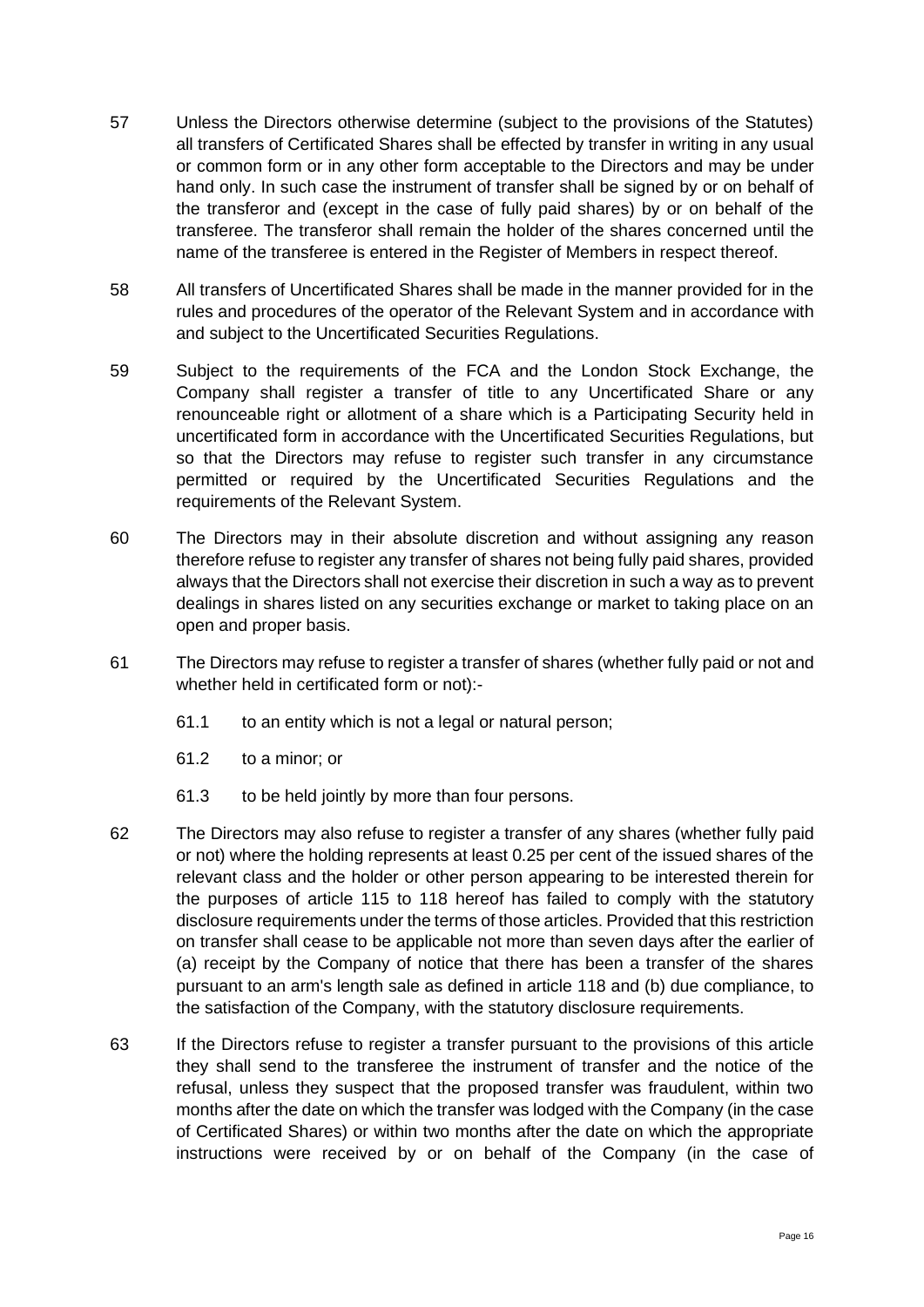57 Unless the Directors otherwise determine (subject to the provisions of the Statutes) all transfers of Certificated Shares shall be effected by transfer in writing in any usual or common form or in any other form acceptable to the Directors and may be under hand only. In such case the instrument of transfer shall be signed by or on behalf of the transferor and (except in the case of fully paid shares) by or on behalf of the transferee. The transferor shall remain the holder of the shares concerned until the name of the transferee is entered in the Register of Members in respect thereof.

58 All transfers of Uncertificated Shares shall be made in the manner provided for in the rules and procedures of the operator of the Relevant System and in accordance with and subject to the Uncertificated Securities Regulations.

59 Subject to the requirements of the FCA and the London Stock Exchange, the Company shall register a transfer of title to any Uncertificated Share or any renounceable right or allotment of a share which is a Participating Security held in uncertificated form in accordance with the Uncertificated Securities Regulations, but so that the Directors may refuse to register such transfer in any circumstance permitted or required by the Uncertificated Securities Regulations and the requirements of the Relevant System.

60 The Directors may in their absolute discretion and without assigning any reason therefore refuse to register any transfer of shares not being fully paid shares, provided always that the Directors shall not exercise their discretion in such a way as to prevent dealings in shares listed on any securities exchange or market to taking place on an open and proper basis.

61 The Directors may refuse to register a transfer of shares (whether fully paid or not and whether held in certificated form or not):-

61.1 to an entity which is not a legal or natural person;

61.2 to a minor; or

61.3 to be held jointly by more than four persons.

62 The Directors may also refuse to register a transfer of any shares (whether fully paid or not) where the holding represents at least 0.25 per cent of the issued shares of the relevant class and the holder or other person appearing to be interested therein for the purposes of article 115 to 118 hereof has failed to comply with the statutory disclosure requirements under the terms of those articles. Provided that this restriction on transfer shall cease to be applicable not more than seven days after the earlier of (a) receipt by the Company of notice that there has been a transfer of the shares pursuant to an arm's length sale as defined in article 118 and (b) due compliance, to the satisfaction of the Company, with the statutory disclosure requirements.

63 If the Directors refuse to register a transfer pursuant to the provisions of this article they shall send to the transferee the instrument of transfer and the notice of the refusal, unless they suspect that the proposed transfer was fraudulent, within two months after the date on which the transfer was lodged with the Company (in the case of Certificated Shares) or within two months after the date on which the appropriate instructions were received by or on behalf of the Company (in the case of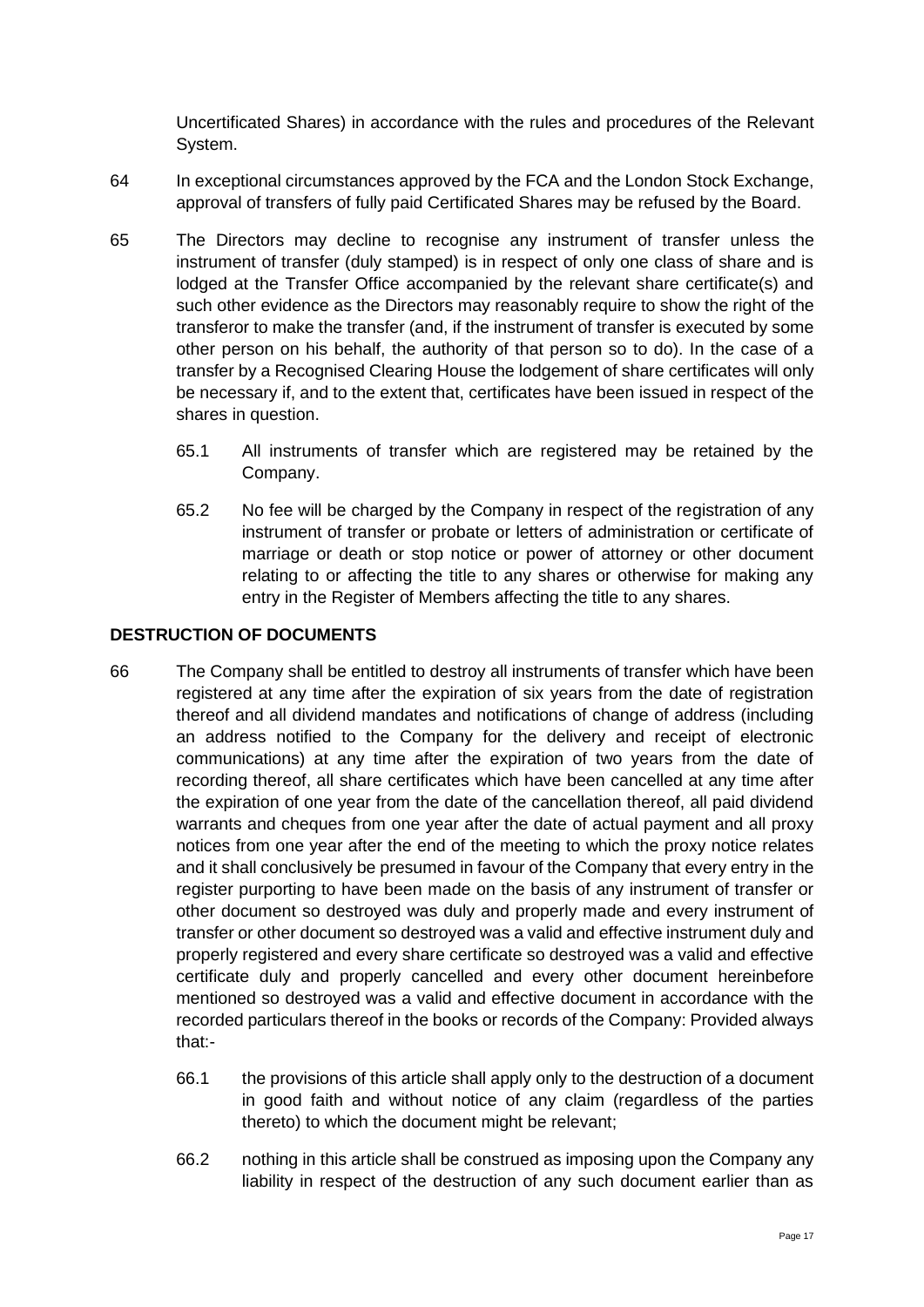Uncertificated Shares) in accordance with the rules and procedures of the Relevant System.

64 In exceptional circumstances approved by the FCA and the London Stock Exchange, approval of transfers of fully paid Certificated Shares may be refused by the Board.

65 The Directors may decline to recognise any instrument of transfer unless the instrument of transfer (duly stamped) is in respect of only one class of share and is lodged at the Transfer Office accompanied by the relevant share certificate(s) and such other evidence as the Directors may reasonably require to show the right of the transferor to make the transfer (and, if the instrument of transfer is executed by some other person on his behalf, the authority of that person so to do). In the case of a transfer by a Recognised Clearing House the lodgement of share certificates will only be necessary if, and to the extent that, certificates have been issued in respect of the shares in question.

65.1 All instruments of transfer which are registered may be retained by the Company.

65.2 No fee will be charged by the Company in respect of the registration of any instrument of transfer or probate or letters of administration or certificate of marriage or death or stop notice or power of attorney or other document relating to or affecting the title to any shares or otherwise for making any entry in the Register of Members affecting the title to any shares.

## DESTRUCTION OF DOCUMENTS

66 The Company shall be entitled to destroy all instruments of transfer which have been registered at any time after the expiration of six years from the date of registration thereof and all dividend mandates and notifications of change of address (including an address notified to the Company for the delivery and receipt of electronic communications) at any time after the expiration of two years from the date of recording thereof, all share certificates which have been cancelled at any time after the expiration of one year from the date of the cancellation thereof, all paid dividend warrants and cheques from one year after the date of actual payment and all proxy notices from one year after the end of the meeting to which the proxy notice relates and it shall conclusively be presumed in favour of the Company that every entry in the register purporting to have been made on the basis of any instrument of transfer or other document so destroyed was duly and properly made and every instrument of transfer or other document so destroyed was a valid and effective instrument duly and properly registered and every share certificate so destroyed was a valid and effective certificate duly and properly cancelled and every other document hereinbefore mentioned so destroyed was a valid and effective document in accordance with the recorded particulars thereof in the books or records of the Company: Provided always that:-

66.1 the provisions of this article shall apply only to the destruction of a document in good faith and without notice of any claim (regardless of the parties thereto) to which the document might be relevant;

66.2 nothing in this article shall be construed as imposing upon the Company any liability in respect of the destruction of any such document earlier than as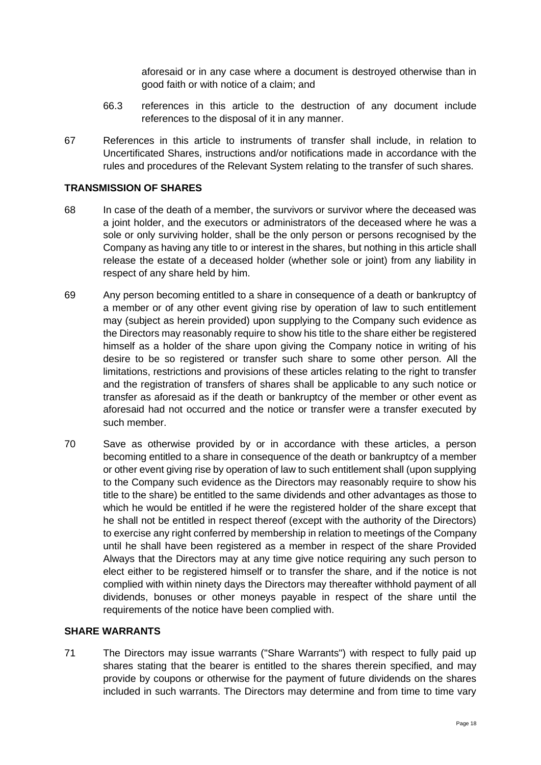aforesaid or in any case where a document is destroyed otherwise than in good faith or with notice of a claim; and

66.3 references in this article to the destruction of any document include references to the disposal of it in any manner.

67 References in this article to instruments of transfer shall include, in relation to Uncertificated Shares, instructions and/or notifications made in accordance with the rules and procedures of the Relevant System relating to the transfer of such shares.

**TRANSMISSION OF SHARES**

68 In case of the death of a member, the survivors or survivor where the deceased was a joint holder, and the executors or administrators of the deceased where he was a sole or only surviving holder, shall be the only person or persons recognised by the Company as having any title to or interest in the shares, but nothing in this article shall release the estate of a deceased holder (whether sole or joint) from any liability in respect of any share held by him.

69 Any person becoming entitled to a share in consequence of a death or bankruptcy of a member or of any other event giving rise by operation of law to such entitlement may (subject as herein provided) upon supplying to the Company such evidence as the Directors may reasonably require to show his title to the share either be registered himself as a holder of the share upon giving the Company notice in writing of his desire to be so registered or transfer such share to some other person. All the limitations, restrictions and provisions of these articles relating to the right to transfer and the registration of transfers of shares shall be applicable to any such notice or transfer as aforesaid as if the death or bankruptcy of the member or other event as aforesaid had not occurred and the notice or transfer were a transfer executed by such member.

70 Save as otherwise provided by or in accordance with these articles, a person becoming entitled to a share in consequence of the death or bankruptcy of a member or other event giving rise by operation of law to such entitlement shall (upon supplying to the Company such evidence as the Directors may reasonably require to show his title to the share) be entitled to the same dividends and other advantages as those to which he would be entitled if he were the registered holder of the share except that he shall not be entitled in respect thereof (except with the authority of the Directors) to exercise any right conferred by membership in relation to meetings of the Company until he shall have been registered as a member in respect of the share Provided Always that the Directors may at any time give notice requiring any such person to elect either to be registered himself or to transfer the share, and if the notice is not complied with within ninety days the Directors may thereafter withhold payment of all dividends, bonuses or other moneys payable in respect of the share until the requirements of the notice have been complied with.

**SHARE WARRANTS**

71 The Directors may issue warrants ("Share Warrants") with respect to fully paid up shares stating that the bearer is entitled to the shares therein specified, and may provide by coupons or otherwise for the payment of future dividends on the shares included in such warrants. The Directors may determine and from time to time vary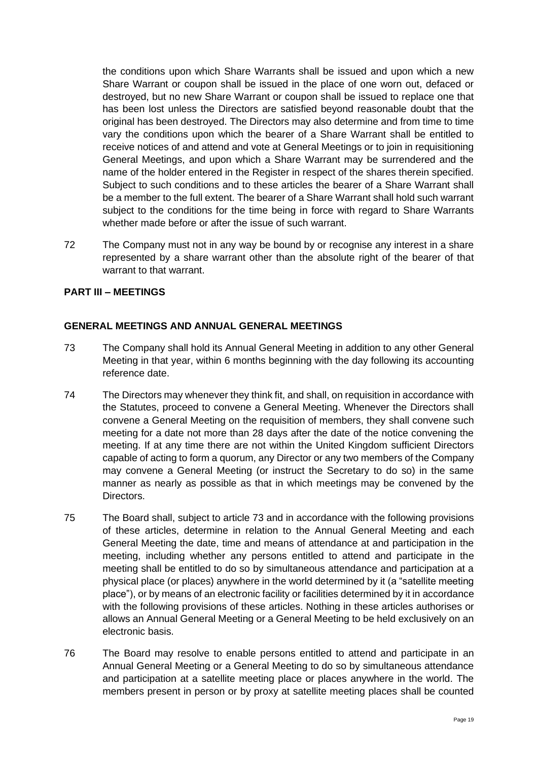the conditions upon which Share Warrants shall be issued and upon which a new Share Warrant or coupon shall be issued in the place of one worn out, defaced or destroyed, but no new Share Warrant or coupon shall be issued to replace one that has been lost unless the Directors are satisfied beyond reasonable doubt that the original has been destroyed. The Directors may also determine and from time to time vary the conditions upon which the bearer of a Share Warrant shall be entitled to receive notices of and attend and vote at General Meetings or to join in requisitioning General Meetings, and upon which a Share Warrant may be surrendered and the name of the holder entered in the Register in respect of the shares therein specified. Subject to such conditions and to these articles the bearer of a Share Warrant shall be a member to the full extent. The bearer of a Share Warrant shall hold such warrant subject to the conditions for the time being in force with regard to Share Warrants whether made before or after the issue of such warrant.

72 The Company must not in any way be bound by or recognise any interest in a share represented by a share warrant other than the absolute right of the bearer of that warrant to that warrant.

## PART III – MEETINGS

### GENERAL MEETINGS AND ANNUAL GENERAL MEETINGS

73 The Company shall hold its Annual General Meeting in addition to any other General Meeting in that year, within 6 months beginning with the day following its accounting reference date.

74 The Directors may whenever they think fit, and shall, on requisition in accordance with the Statutes, proceed to convene a General Meeting. Whenever the Directors shall convene a General Meeting on the requisition of members, they shall convene such meeting for a date not more than 28 days after the date of the notice convening the meeting. If at any time there are not within the United Kingdom sufficient Directors capable of acting to form a quorum, any Director or any two members of the Company may convene a General Meeting (or instruct the Secretary to do so) in the same manner as nearly as possible as that in which meetings may be convened by the Directors.

75 The Board shall, subject to article 73 and in accordance with the following provisions of these articles, determine in relation to the Annual General Meeting and each General Meeting the date, time and means of attendance at and participation in the meeting, including whether any persons entitled to attend and participate in the meeting shall be entitled to do so by simultaneous attendance and participation at a physical place (or places) anywhere in the world determined by it (a "satellite meeting place"), or by means of an electronic facility or facilities determined by it in accordance with the following provisions of these articles. Nothing in these articles authorises or allows an Annual General Meeting or a General Meeting to be held exclusively on an electronic basis.

76 The Board may resolve to enable persons entitled to attend and participate in an Annual General Meeting or a General Meeting to do so by simultaneous attendance and participation at a satellite meeting place or places anywhere in the world. The members present in person or by proxy at satellite meeting places shall be counted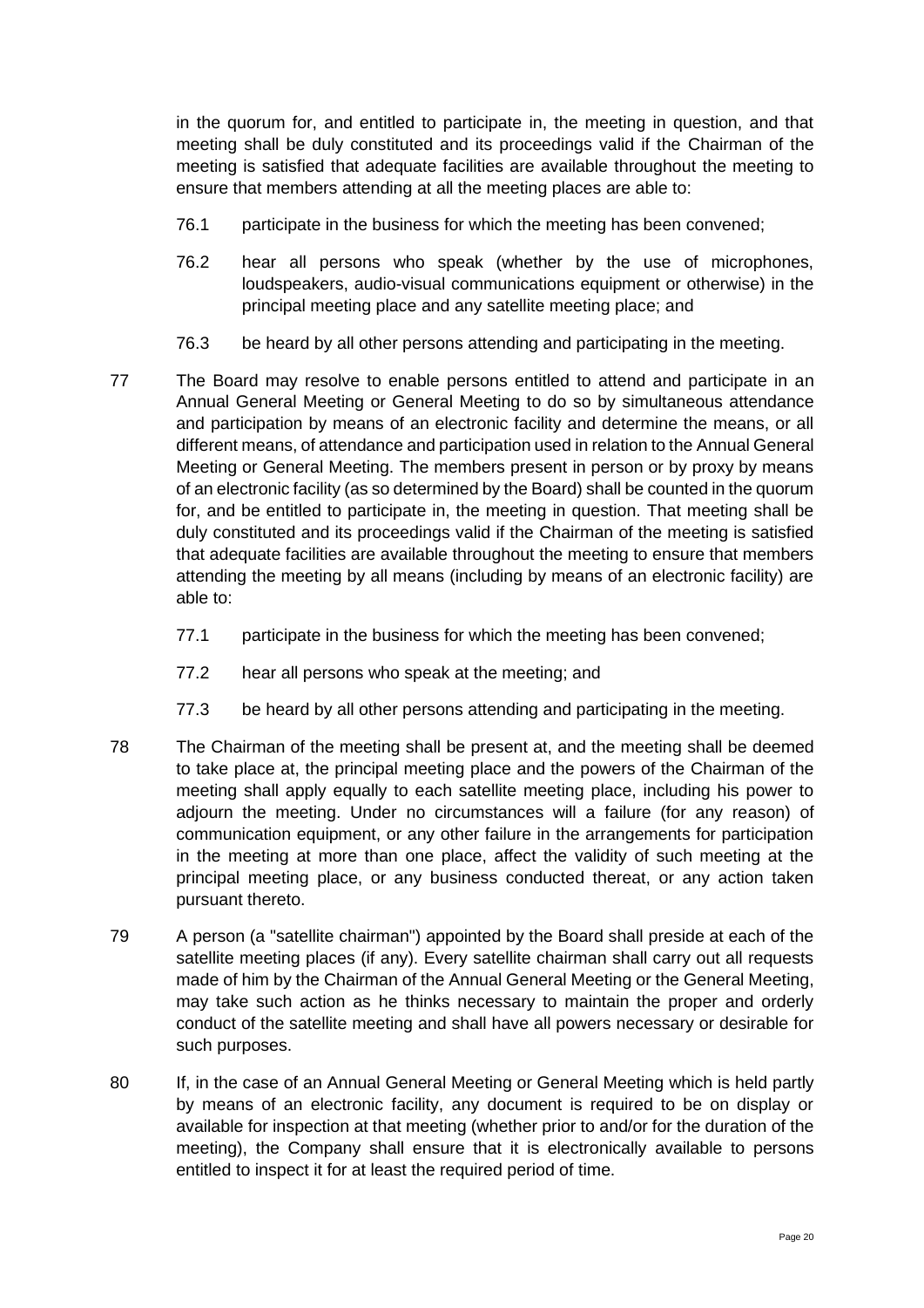in the quorum for, and entitled to participate in, the meeting in question, and that meeting shall be duly constituted and its proceedings valid if the Chairman of the meeting is satisfied that adequate facilities are available throughout the meeting to ensure that members attending at all the meeting places are able to:

76.1 participate in the business for which the meeting has been convened;

76.2 hear all persons who speak (whether by the use of microphones, loudspeakers, audio-visual communications equipment or otherwise) in the principal meeting place and any satellite meeting place; and

76.3 be heard by all other persons attending and participating in the meeting.

77 The Board may resolve to enable persons entitled to attend and participate in an Annual General Meeting or General Meeting to do so by simultaneous attendance and participation by means of an electronic facility and determine the means, or all different means, of attendance and participation used in relation to the Annual General Meeting or General Meeting. The members present in person or by proxy by means of an electronic facility (as so determined by the Board) shall be counted in the quorum for, and be entitled to participate in, the meeting in question. That meeting shall be duly constituted and its proceedings valid if the Chairman of the meeting is satisfied that adequate facilities are available throughout the meeting to ensure that members attending the meeting by all means (including by means of an electronic facility) are able to:

77.1 participate in the business for which the meeting has been convened;

77.2 hear all persons who speak at the meeting; and

77.3 be heard by all other persons attending and participating in the meeting.

78 The Chairman of the meeting shall be present at, and the meeting shall be deemed to take place at, the principal meeting place and the powers of the Chairman of the meeting shall apply equally to each satellite meeting place, including his power to adjourn the meeting. Under no circumstances will a failure (for any reason) of communication equipment, or any other failure in the arrangements for participation in the meeting at more than one place, affect the validity of such meeting at the principal meeting place, or any business conducted thereat, or any action taken pursuant thereto.

79 A person (a "satellite chairman") appointed by the Board shall preside at each of the satellite meeting places (if any). Every satellite chairman shall carry out all requests made of him by the Chairman of the Annual General Meeting or the General Meeting, may take such action as he thinks necessary to maintain the proper and orderly conduct of the satellite meeting and shall have all powers necessary or desirable for such purposes.

80 If, in the case of an Annual General Meeting or General Meeting which is held partly by means of an electronic facility, any document is required to be on display or available for inspection at that meeting (whether prior to and/or for the duration of the meeting), the Company shall ensure that it is electronically available to persons entitled to inspect it for at least the required period of time.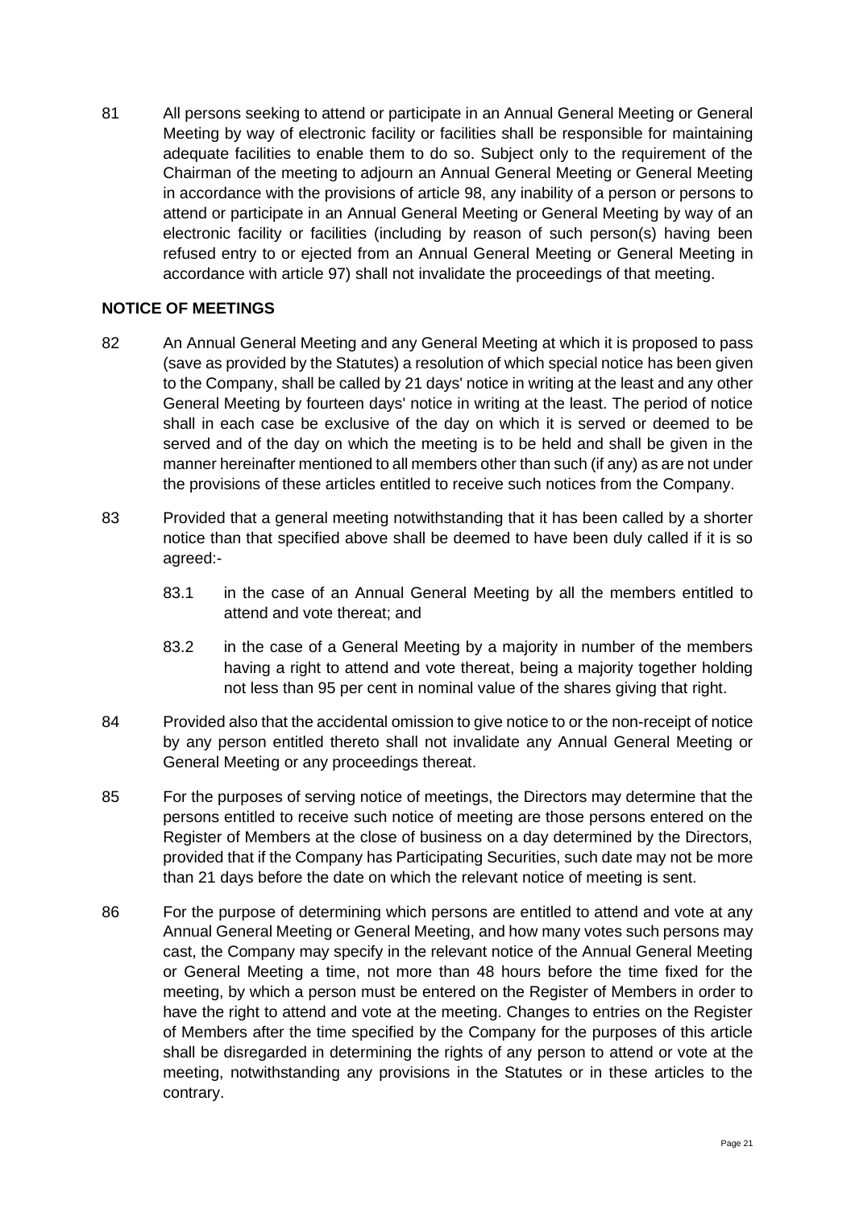81 All persons seeking to attend or participate in an Annual General Meeting or General Meeting by way of electronic facility or facilities shall be responsible for maintaining adequate facilities to enable them to do so. Subject only to the requirement of the Chairman of the meeting to adjourn an Annual General Meeting or General Meeting in accordance with the provisions of article 98, any inability of a person or persons to attend or participate in an Annual General Meeting or General Meeting by way of an electronic facility or facilities (including by reason of such person(s) having been refused entry to or ejected from an Annual General Meeting or General Meeting in accordance with article 97) shall not invalidate the proceedings of that meeting.

**NOTICE OF MEETINGS**

82 An Annual General Meeting and any General Meeting at which it is proposed to pass (save as provided by the Statutes) a resolution of which special notice has been given to the Company, shall be called by 21 days' notice in writing at the least and any other General Meeting by fourteen days' notice in writing at the least. The period of notice shall in each case be exclusive of the day on which it is served or deemed to be served and of the day on which the meeting is to be held and shall be given in the manner hereinafter mentioned to all members other than such (if any) as are not under the provisions of these articles entitled to receive such notices from the Company.

83 Provided that a general meeting notwithstanding that it has been called by a shorter notice than that specified above shall be deemed to have been duly called if it is so agreed:-

83.1 in the case of an Annual General Meeting by all the members entitled to attend and vote thereat; and

83.2 in the case of a General Meeting by a majority in number of the members having a right to attend and vote thereat, being a majority together holding not less than 95 per cent in nominal value of the shares giving that right.

84 Provided also that the accidental omission to give notice to or the non-receipt of notice by any person entitled thereto shall not invalidate any Annual General Meeting or General Meeting or any proceedings thereat.

85 For the purposes of serving notice of meetings, the Directors may determine that the persons entitled to receive such notice of meeting are those persons entered on the Register of Members at the close of business on a day determined by the Directors, provided that if the Company has Participating Securities, such date may not be more than 21 days before the date on which the relevant notice of meeting is sent.

86 For the purpose of determining which persons are entitled to attend and vote at any Annual General Meeting or General Meeting, and how many votes such persons may cast, the Company may specify in the relevant notice of the Annual General Meeting or General Meeting a time, not more than 48 hours before the time fixed for the meeting, by which a person must be entered on the Register of Members in order to have the right to attend and vote at the meeting. Changes to entries on the Register of Members after the time specified by the Company for the purposes of this article shall be disregarded in determining the rights of any person to attend or vote at the meeting, notwithstanding any provisions in the Statutes or in these articles to the contrary.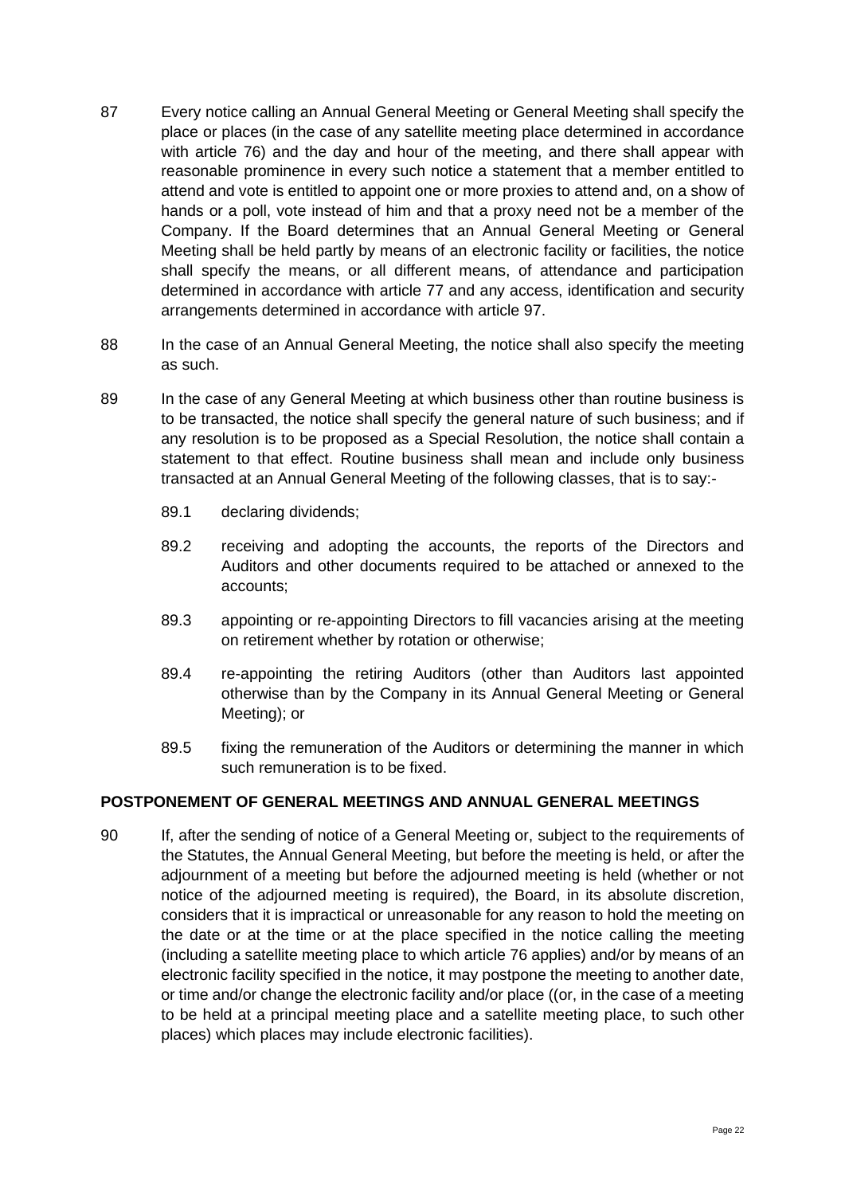87 Every notice calling an Annual General Meeting or General Meeting shall specify the place or places (in the case of any satellite meeting place determined in accordance with article 76) and the day and hour of the meeting, and there shall appear with reasonable prominence in every such notice a statement that a member entitled to attend and vote is entitled to appoint one or more proxies to attend and, on a show of hands or a poll, vote instead of him and that a proxy need not be a member of the Company. If the Board determines that an Annual General Meeting or General Meeting shall be held partly by means of an electronic facility or facilities, the notice shall specify the means, or all different means, of attendance and participation determined in accordance with article 77 and any access, identification and security arrangements determined in accordance with article 97.

88 In the case of an Annual General Meeting, the notice shall also specify the meeting as such.

89 In the case of any General Meeting at which business other than routine business is to be transacted, the notice shall specify the general nature of such business; and if any resolution is to be proposed as a Special Resolution, the notice shall contain a statement to that effect. Routine business shall mean and include only business transacted at an Annual General Meeting of the following classes, that is to say:-

89.1 declaring dividends;

89.2 receiving and adopting the accounts, the reports of the Directors and Auditors and other documents required to be attached or annexed to the accounts;

89.3 appointing or re-appointing Directors to fill vacancies arising at the meeting on retirement whether by rotation or otherwise;

89.4 re-appointing the retiring Auditors (other than Auditors last appointed otherwise than by the Company in its Annual General Meeting or General Meeting); or

89.5 fixing the remuneration of the Auditors or determining the manner in which such remuneration is to be fixed.

**POSTPONEMENT OF GENERAL MEETINGS AND ANNUAL GENERAL MEETINGS**

90 If, after the sending of notice of a General Meeting or, subject to the requirements of the Statutes, the Annual General Meeting, but before the meeting is held, or after the adjournment of a meeting but before the adjourned meeting is held (whether or not notice of the adjourned meeting is required), the Board, in its absolute discretion, considers that it is impractical or unreasonable for any reason to hold the meeting on the date or at the time or at the place specified in the notice calling the meeting (including a satellite meeting place to which article 76 applies) and/or by means of an electronic facility specified in the notice, it may postpone the meeting to another date, or time and/or change the electronic facility and/or place ((or, in the case of a meeting to be held at a principal meeting place and a satellite meeting place, to such other places) which places may include electronic facilities).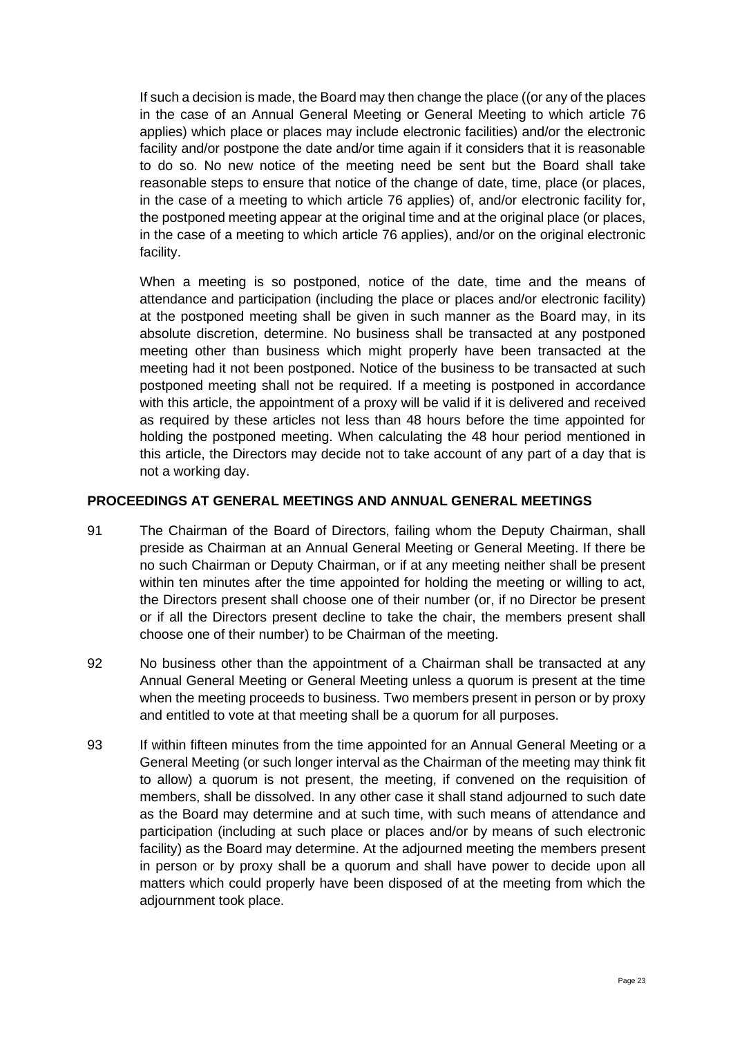If such a decision is made, the Board may then change the place ((or any of the places in the case of an Annual General Meeting or General Meeting to which article 76 applies) which place or places may include electronic facilities) and/or the electronic facility and/or postpone the date and/or time again if it considers that it is reasonable to do so. No new notice of the meeting need be sent but the Board shall take reasonable steps to ensure that notice of the change of date, time, place (or places, in the case of a meeting to which article 76 applies) of, and/or electronic facility for, the postponed meeting appear at the original time and at the original place (or places, in the case of a meeting to which article 76 applies), and/or on the original electronic facility.

When a meeting is so postponed, notice of the date, time and the means of attendance and participation (including the place or places and/or electronic facility) at the postponed meeting shall be given in such manner as the Board may, in its absolute discretion, determine. No business shall be transacted at any postponed meeting other than business which might properly have been transacted at the meeting had it not been postponed. Notice of the business to be transacted at such postponed meeting shall not be required. If a meeting is postponed in accordance with this article, the appointment of a proxy will be valid if it is delivered and received as required by these articles not less than 48 hours before the time appointed for holding the postponed meeting. When calculating the 48 hour period mentioned in this article, the Directors may decide not to take account of any part of a day that is not a working day.

## PROCEEDINGS AT GENERAL MEETINGS AND ANNUAL GENERAL MEETINGS

91 The Chairman of the Board of Directors, failing whom the Deputy Chairman, shall preside as Chairman at an Annual General Meeting or General Meeting. If there be no such Chairman or Deputy Chairman, or if at any meeting neither shall be present within ten minutes after the time appointed for holding the meeting or willing to act, the Directors present shall choose one of their number (or, if no Director be present or if all the Directors present decline to take the chair, the members present shall choose one of their number) to be Chairman of the meeting.

92 No business other than the appointment of a Chairman shall be transacted at any Annual General Meeting or General Meeting unless a quorum is present at the time when the meeting proceeds to business. Two members present in person or by proxy and entitled to vote at that meeting shall be a quorum for all purposes.

93 If within fifteen minutes from the time appointed for an Annual General Meeting or a General Meeting (or such longer interval as the Chairman of the meeting may think fit to allow) a quorum is not present, the meeting, if convened on the requisition of members, shall be dissolved. In any other case it shall stand adjourned to such date as the Board may determine and at such time, with such means of attendance and participation (including at such place or places and/or by means of such electronic facility) as the Board may determine. At the adjourned meeting the members present in person or by proxy shall be a quorum and shall have power to decide upon all matters which could properly have been disposed of at the meeting from which the adjournment took place.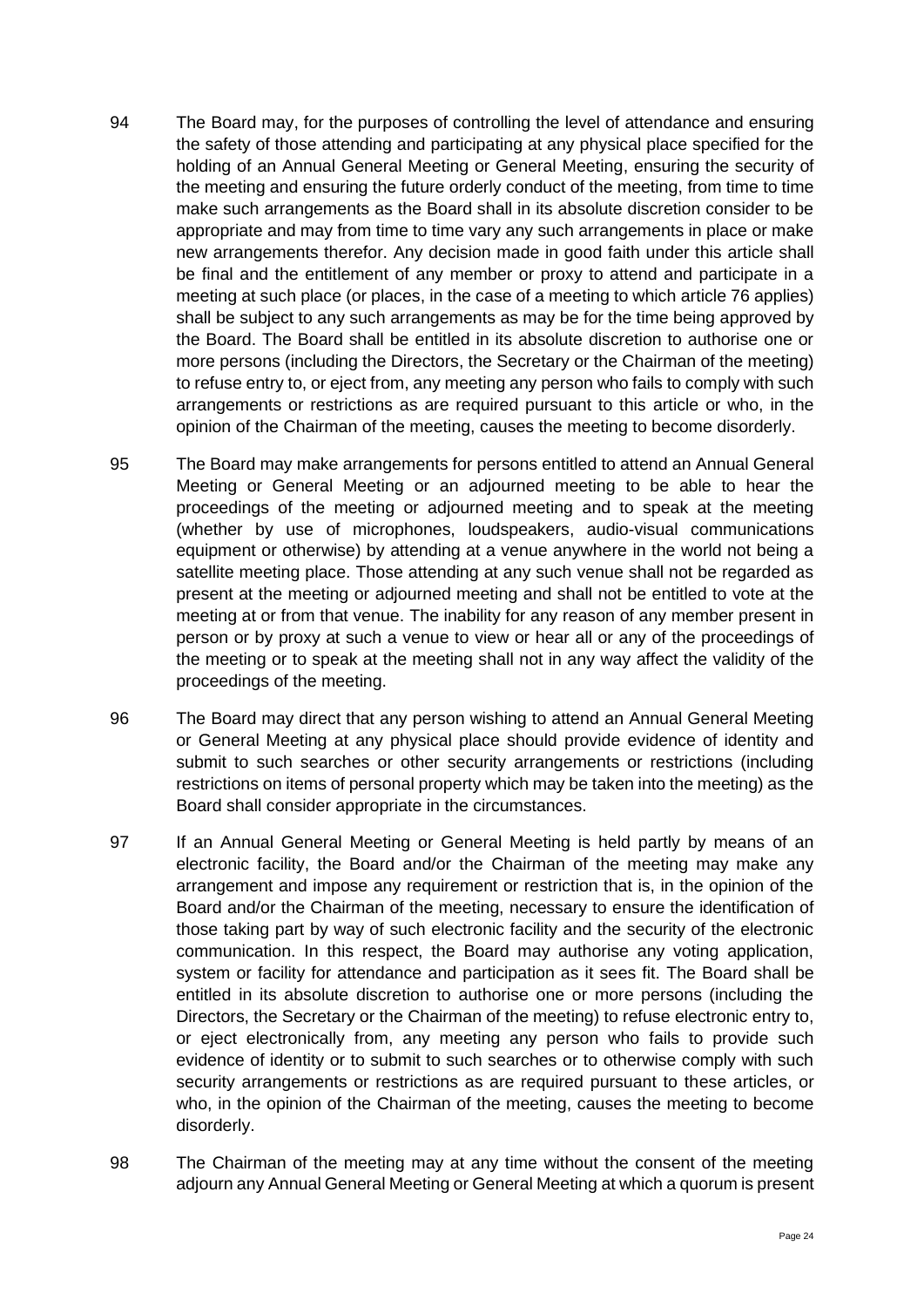94 The Board may, for the purposes of controlling the level of attendance and ensuring the safety of those attending and participating at any physical place specified for the holding of an Annual General Meeting or General Meeting, ensuring the security of the meeting and ensuring the future orderly conduct of the meeting, from time to time make such arrangements as the Board shall in its absolute discretion consider to be appropriate and may from time to time vary any such arrangements in place or make new arrangements therefor. Any decision made in good faith under this article shall be final and the entitlement of any member or proxy to attend and participate in a meeting at such place (or places, in the case of a meeting to which article 76 applies) shall be subject to any such arrangements as may be for the time being approved by the Board. The Board shall be entitled in its absolute discretion to authorise one or more persons (including the Directors, the Secretary or the Chairman of the meeting) to refuse entry to, or eject from, any meeting any person who fails to comply with such arrangements or restrictions as are required pursuant to this article or who, in the opinion of the Chairman of the meeting, causes the meeting to become disorderly.

95 The Board may make arrangements for persons entitled to attend an Annual General Meeting or General Meeting or an adjourned meeting to be able to hear the proceedings of the meeting or adjourned meeting and to speak at the meeting (whether by use of microphones, loudspeakers, audio-visual communications equipment or otherwise) by attending at a venue anywhere in the world not being a satellite meeting place. Those attending at any such venue shall not be regarded as present at the meeting or adjourned meeting and shall not be entitled to vote at the meeting at or from that venue. The inability for any reason of any member present in person or by proxy at such a venue to view or hear all or any of the proceedings of the meeting or to speak at the meeting shall not in any way affect the validity of the proceedings of the meeting.

96 The Board may direct that any person wishing to attend an Annual General Meeting or General Meeting at any physical place should provide evidence of identity and submit to such searches or other security arrangements or restrictions (including restrictions on items of personal property which may be taken into the meeting) as the Board shall consider appropriate in the circumstances.

97 If an Annual General Meeting or General Meeting is held partly by means of an electronic facility, the Board and/or the Chairman of the meeting may make any arrangement and impose any requirement or restriction that is, in the opinion of the Board and/or the Chairman of the meeting, necessary to ensure the identification of those taking part by way of such electronic facility and the security of the electronic communication. In this respect, the Board may authorise any voting application, system or facility for attendance and participation as it sees fit. The Board shall be entitled in its absolute discretion to authorise one or more persons (including the Directors, the Secretary or the Chairman of the meeting) to refuse electronic entry to, or eject electronically from, any meeting any person who fails to provide such evidence of identity or to submit to such searches or to otherwise comply with such security arrangements or restrictions as are required pursuant to these articles, or who, in the opinion of the Chairman of the meeting, causes the meeting to become disorderly.

98 The Chairman of the meeting may at any time without the consent of the meeting adjourn any Annual General Meeting or General Meeting at which a quorum is present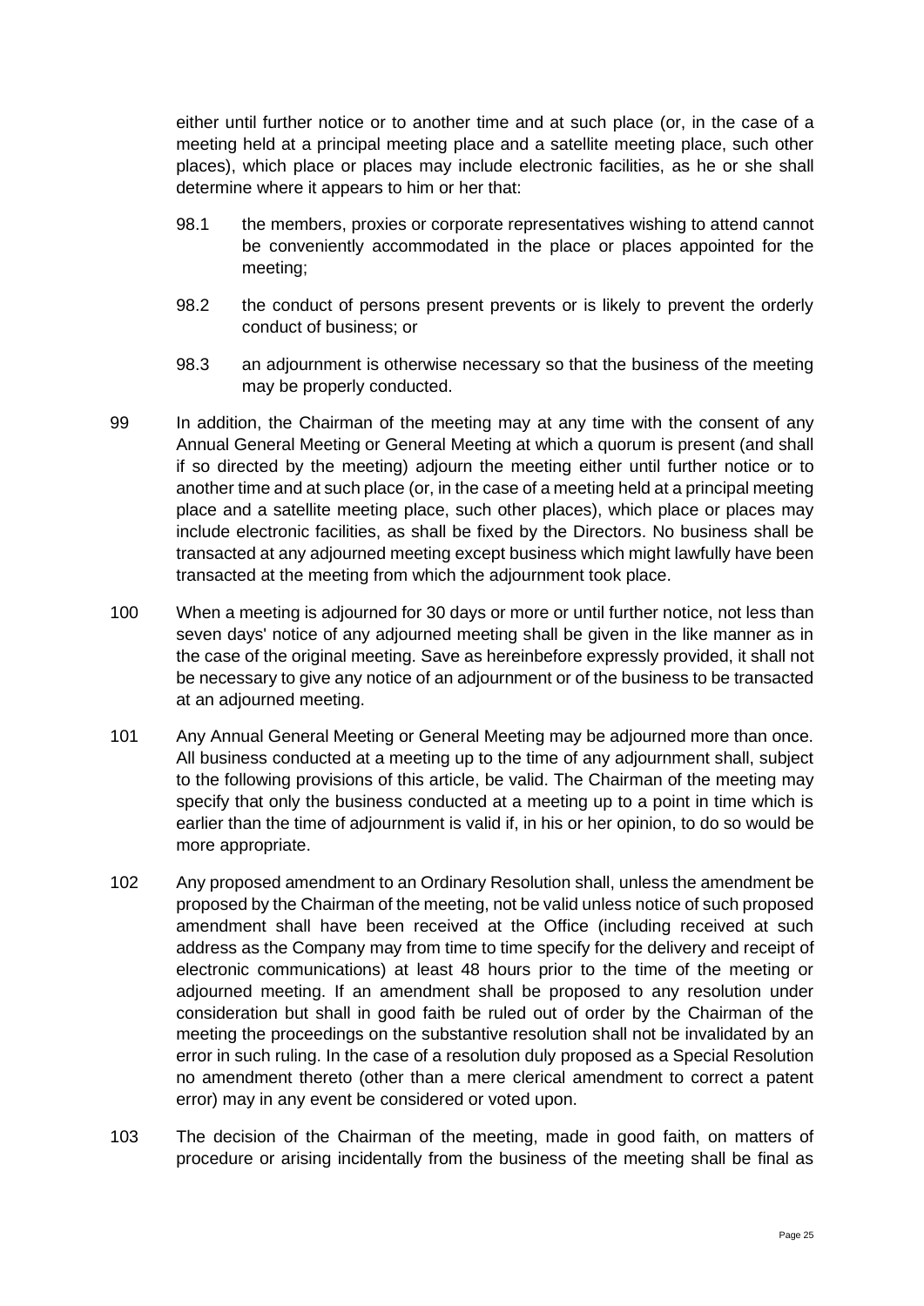either until further notice or to another time and at such place (or, in the case of a meeting held at a principal meeting place and a satellite meeting place, such other places), which place or places may include electronic facilities, as he or she shall determine where it appears to him or her that:

98.1 the members, proxies or corporate representatives wishing to attend cannot be conveniently accommodated in the place or places appointed for the meeting;

98.2 the conduct of persons present prevents or is likely to prevent the orderly conduct of business; or

98.3 an adjournment is otherwise necessary so that the business of the meeting may be properly conducted.

99 In addition, the Chairman of the meeting may at any time with the consent of any Annual General Meeting or General Meeting at which a quorum is present (and shall if so directed by the meeting) adjourn the meeting either until further notice or to another time and at such place (or, in the case of a meeting held at a principal meeting place and a satellite meeting place, such other places), which place or places may include electronic facilities, as shall be fixed by the Directors. No business shall be transacted at any adjourned meeting except business which might lawfully have been transacted at the meeting from which the adjournment took place.

100 When a meeting is adjourned for 30 days or more or until further notice, not less than seven days' notice of any adjourned meeting shall be given in the like manner as in the case of the original meeting. Save as hereinbefore expressly provided, it shall not be necessary to give any notice of an adjournment or of the business to be transacted at an adjourned meeting.

101 Any Annual General Meeting or General Meeting may be adjourned more than once. All business conducted at a meeting up to the time of any adjournment shall, subject to the following provisions of this article, be valid. The Chairman of the meeting may specify that only the business conducted at a meeting up to a point in time which is earlier than the time of adjournment is valid if, in his or her opinion, to do so would be more appropriate.

102 Any proposed amendment to an Ordinary Resolution shall, unless the amendment be proposed by the Chairman of the meeting, not be valid unless notice of such proposed amendment shall have been received at the Office (including received at such address as the Company may from time to time specify for the delivery and receipt of electronic communications) at least 48 hours prior to the time of the meeting or adjourned meeting. If an amendment shall be proposed to any resolution under consideration but shall in good faith be ruled out of order by the Chairman of the meeting the proceedings on the substantive resolution shall not be invalidated by an error in such ruling. In the case of a resolution duly proposed as a Special Resolution no amendment thereto (other than a mere clerical amendment to correct a patent error) may in any event be considered or voted upon.

103 The decision of the Chairman of the meeting, made in good faith, on matters of procedure or arising incidentally from the business of the meeting shall be final as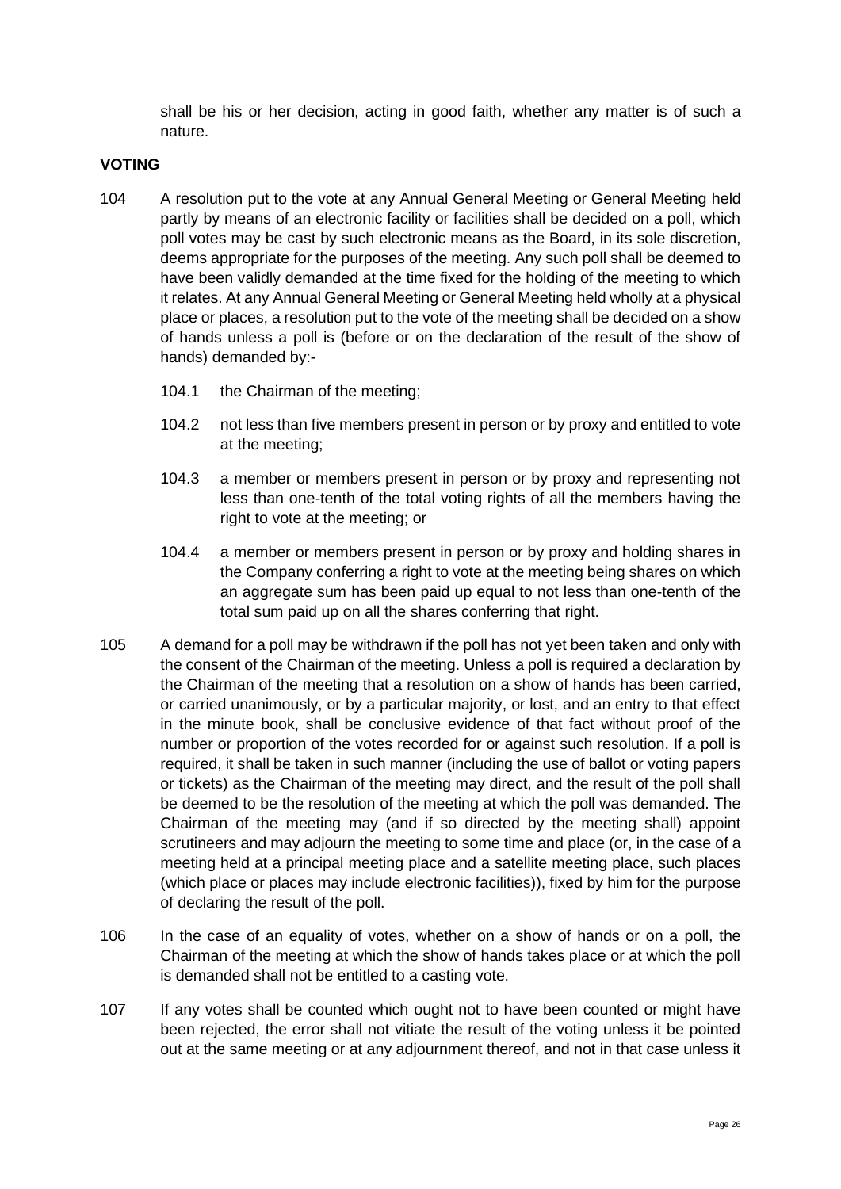shall be his or her decision, acting in good faith, whether any matter is of such a nature.

**VOTING**

104 A resolution put to the vote at any Annual General Meeting or General Meeting held partly by means of an electronic facility or facilities shall be decided on a poll, which poll votes may be cast by such electronic means as the Board, in its sole discretion, deems appropriate for the purposes of the meeting. Any such poll shall be deemed to have been validly demanded at the time fixed for the holding of the meeting to which it relates. At any Annual General Meeting or General Meeting held wholly at a physical place or places, a resolution put to the vote of the meeting shall be decided on a show of hands unless a poll is (before or on the declaration of the result of the show of hands) demanded by:-

- 104.1 the Chairman of the meeting;
- 104.2 not less than five members present in person or by proxy and entitled to vote at the meeting;
- 104.3 a member or members present in person or by proxy and representing not less than one-tenth of the total voting rights of all the members having the right to vote at the meeting; or
- 104.4 a member or members present in person or by proxy and holding shares in the Company conferring a right to vote at the meeting being shares on which an aggregate sum has been paid up equal to not less than one-tenth of the total sum paid up on all the shares conferring that right.

105 A demand for a poll may be withdrawn if the poll has not yet been taken and only with the consent of the Chairman of the meeting. Unless a poll is required a declaration by the Chairman of the meeting that a resolution on a show of hands has been carried, or carried unanimously, or by a particular majority, or lost, and an entry to that effect in the minute book, shall be conclusive evidence of that fact without proof of the number or proportion of the votes recorded for or against such resolution. If a poll is required, it shall be taken in such manner (including the use of ballot or voting papers or tickets) as the Chairman of the meeting may direct, and the result of the poll shall be deemed to be the resolution of the meeting at which the poll was demanded. The Chairman of the meeting may (and if so directed by the meeting shall) appoint scrutineers and may adjourn the meeting to some time and place (or, in the case of a meeting held at a principal meeting place and a satellite meeting place, such places (which place or places may include electronic facilities)), fixed by him for the purpose of declaring the result of the poll.

106 In the case of an equality of votes, whether on a show of hands or on a poll, the Chairman of the meeting at which the show of hands takes place or at which the poll is demanded shall not be entitled to a casting vote.

107 If any votes shall be counted which ought not to have been counted or might have been rejected, the error shall not vitiate the result of the voting unless it be pointed out at the same meeting or at any adjournment thereof, and not in that case unless it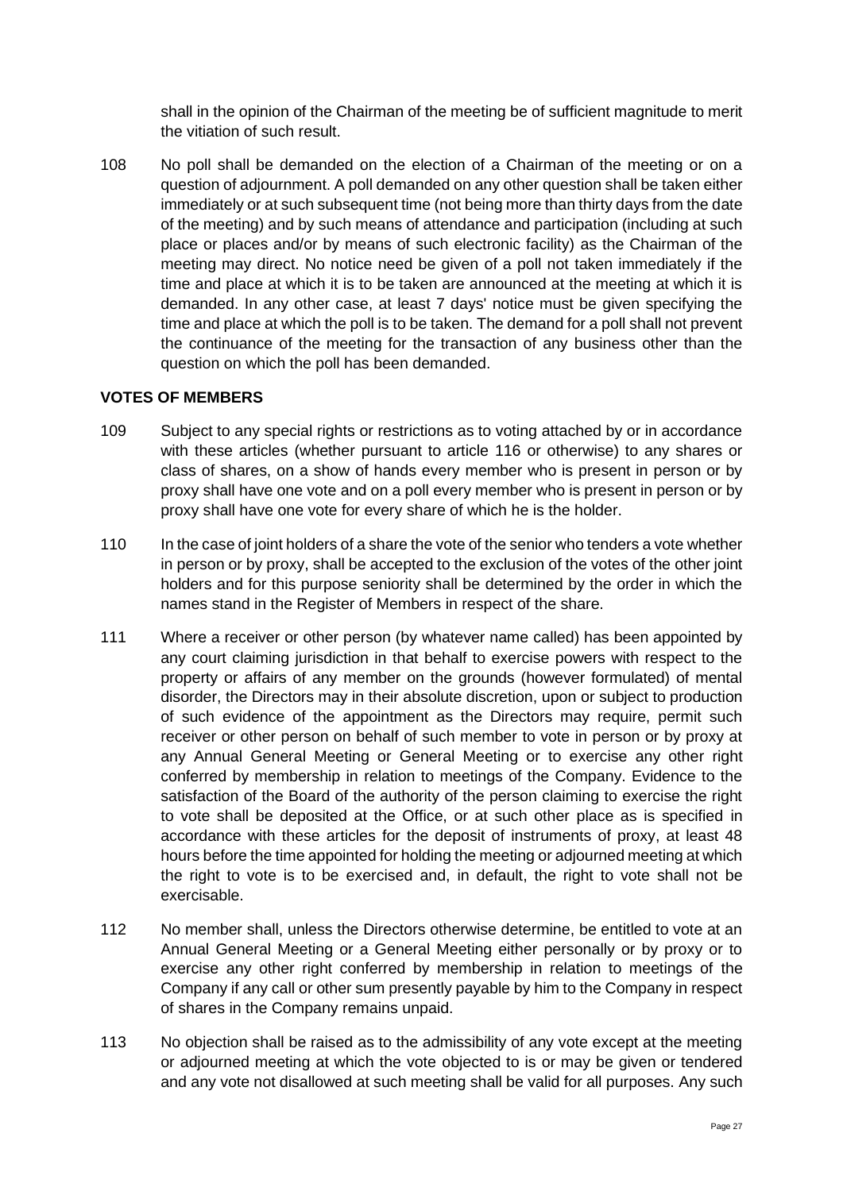shall in the opinion of the Chairman of the meeting be of sufficient magnitude to merit the vitiation of such result.

108 No poll shall be demanded on the election of a Chairman of the meeting or on a question of adjournment. A poll demanded on any other question shall be taken either immediately or at such subsequent time (not being more than thirty days from the date of the meeting) and by such means of attendance and participation (including at such place or places and/or by means of such electronic facility) as the Chairman of the meeting may direct. No notice need be given of a poll not taken immediately if the time and place at which it is to be taken are announced at the meeting at which it is demanded. In any other case, at least 7 days' notice must be given specifying the time and place at which the poll is to be taken. The demand for a poll shall not prevent the continuance of the meeting for the transaction of any business other than the question on which the poll has been demanded.

**VOTES OF MEMBERS**

109 Subject to any special rights or restrictions as to voting attached by or in accordance with these articles (whether pursuant to article 116 or otherwise) to any shares or class of shares, on a show of hands every member who is present in person or by proxy shall have one vote and on a poll every member who is present in person or by proxy shall have one vote for every share of which he is the holder.

110 In the case of joint holders of a share the vote of the senior who tenders a vote whether in person or by proxy, shall be accepted to the exclusion of the votes of the other joint holders and for this purpose seniority shall be determined by the order in which the names stand in the Register of Members in respect of the share.

111 Where a receiver or other person (by whatever name called) has been appointed by any court claiming jurisdiction in that behalf to exercise powers with respect to the property or affairs of any member on the grounds (however formulated) of mental disorder, the Directors may in their absolute discretion, upon or subject to production of such evidence of the appointment as the Directors may require, permit such receiver or other person on behalf of such member to vote in person or by proxy at any Annual General Meeting or General Meeting or to exercise any other right conferred by membership in relation to meetings of the Company. Evidence to the satisfaction of the Board of the authority of the person claiming to exercise the right to vote shall be deposited at the Office, or at such other place as is specified in accordance with these articles for the deposit of instruments of proxy, at least 48 hours before the time appointed for holding the meeting or adjourned meeting at which the right to vote is to be exercised and, in default, the right to vote shall not be exercisable.

112 No member shall, unless the Directors otherwise determine, be entitled to vote at an Annual General Meeting or a General Meeting either personally or by proxy or to exercise any other right conferred by membership in relation to meetings of the Company if any call or other sum presently payable by him to the Company in respect of shares in the Company remains unpaid.

113 No objection shall be raised as to the admissibility of any vote except at the meeting or adjourned meeting at which the vote objected to is or may be given or tendered and any vote not disallowed at such meeting shall be valid for all purposes. Any such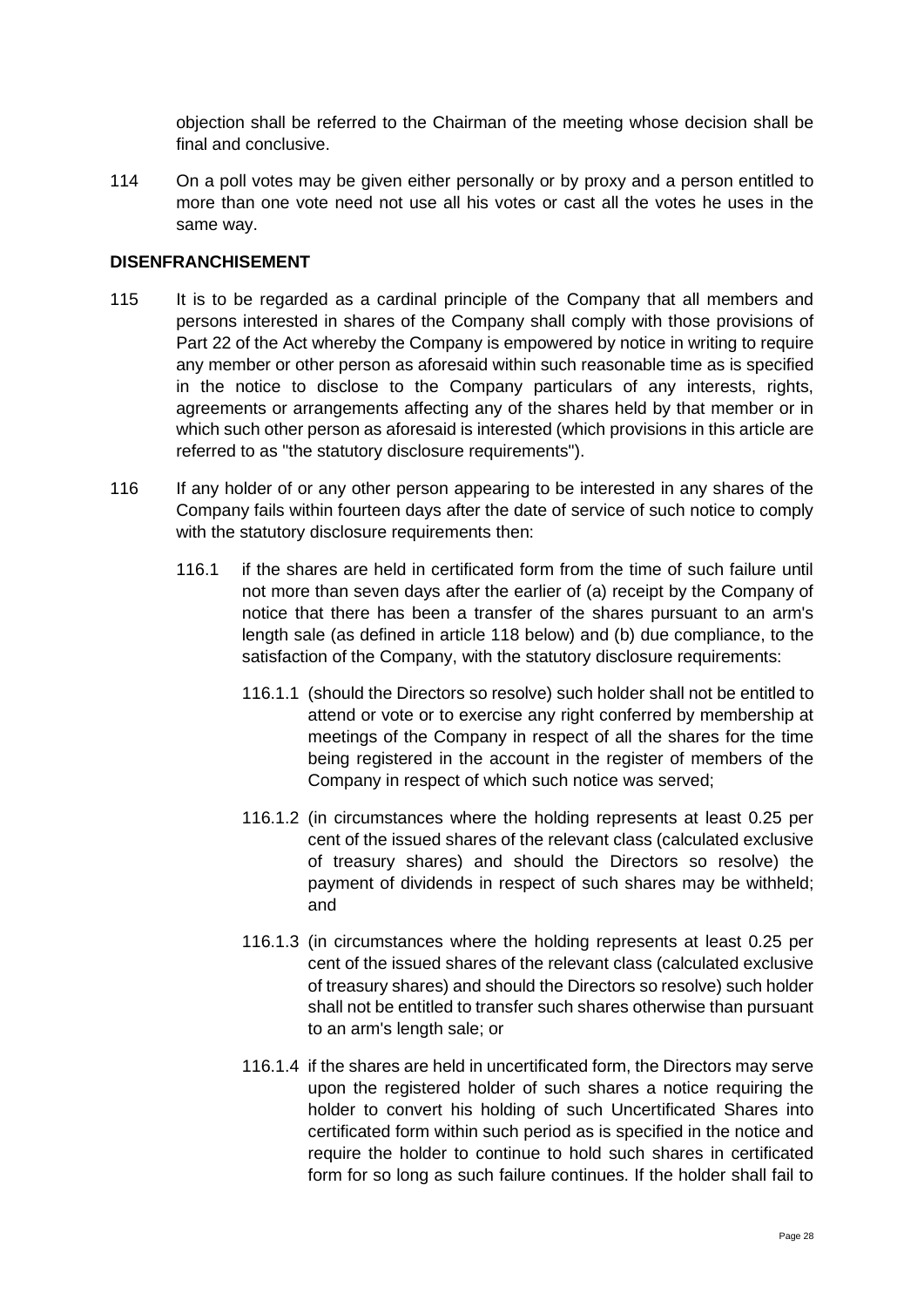objection shall be referred to the Chairman of the meeting whose decision shall be final and conclusive.

114 On a poll votes may be given either personally or by proxy and a person entitled to more than one vote need not use all his votes or cast all the votes he uses in the same way.

**DISENFRANCHISEMENT**

115 It is to be regarded as a cardinal principle of the Company that all members and persons interested in shares of the Company shall comply with those provisions of Part 22 of the Act whereby the Company is empowered by notice in writing to require any member or other person as aforesaid within such reasonable time as is specified in the notice to disclose to the Company particulars of any interests, rights, agreements or arrangements affecting any of the shares held by that member or in which such other person as aforesaid is interested (which provisions in this article are referred to as "the statutory disclosure requirements").

116 If any holder of or any other person appearing to be interested in any shares of the Company fails within fourteen days after the date of service of such notice to comply with the statutory disclosure requirements then:

116.1 if the shares are held in certificated form from the time of such failure until not more than seven days after the earlier of (a) receipt by the Company of notice that there has been a transfer of the shares pursuant to an arm's length sale (as defined in article 118 below) and (b) due compliance, to the satisfaction of the Company, with the statutory disclosure requirements:

116.1.1 (should the Directors so resolve) such holder shall not be entitled to attend or vote or to exercise any right conferred by membership at meetings of the Company in respect of all the shares for the time being registered in the account in the register of members of the Company in respect of which such notice was served;

116.1.2 (in circumstances where the holding represents at least 0.25 per cent of the issued shares of the relevant class (calculated exclusive of treasury shares) and should the Directors so resolve) the payment of dividends in respect of such shares may be withheld; and

116.1.3 (in circumstances where the holding represents at least 0.25 per cent of the issued shares of the relevant class (calculated exclusive of treasury shares) and should the Directors so resolve) such holder shall not be entitled to transfer such shares otherwise than pursuant to an arm's length sale; or

116.1.4 if the shares are held in uncertificated form, the Directors may serve upon the registered holder of such shares a notice requiring the holder to convert his holding of such Uncertificated Shares into certificated form within such period as is specified in the notice and require the holder to continue to hold such shares in certificated form for so long as such failure continues. If the holder shall fail to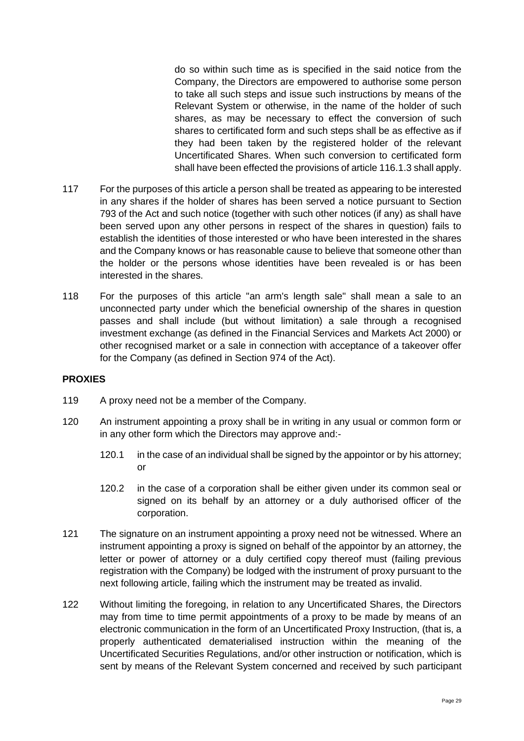do so within such time as is specified in the said notice from the Company, the Directors are empowered to authorise some person to take all such steps and issue such instructions by means of the Relevant System or otherwise, in the name of the holder of such shares, as may be necessary to effect the conversion of such shares to certificated form and such steps shall be as effective as if they had been taken by the registered holder of the relevant Uncertificated Shares. When such conversion to certificated form shall have been effected the provisions of article 116.1.3 shall apply.

117 For the purposes of this article a person shall be treated as appearing to be interested in any shares if the holder of shares has been served a notice pursuant to Section 793 of the Act and such notice (together with such other notices (if any) as shall have been served upon any other persons in respect of the shares in question) fails to establish the identities of those interested or who have been interested in the shares and the Company knows or has reasonable cause to believe that someone other than the holder or the persons whose identities have been revealed is or has been interested in the shares.

118 For the purposes of this article "an arm's length sale" shall mean a sale to an unconnected party under which the beneficial ownership of the shares in question passes and shall include (but without limitation) a sale through a recognised investment exchange (as defined in the Financial Services and Markets Act 2000) or other recognised market or a sale in connection with acceptance of a takeover offer for the Company (as defined in Section 974 of the Act).

**PROXIES**

119 A proxy need not be a member of the Company.

120 An instrument appointing a proxy shall be in writing in any usual or common form or in any other form which the Directors may approve and:-

120.1 in the case of an individual shall be signed by the appointor or by his attorney; or

120.2 in the case of a corporation shall be either given under its common seal or signed on its behalf by an attorney or a duly authorised officer of the corporation.

121 The signature on an instrument appointing a proxy need not be witnessed. Where an instrument appointing a proxy is signed on behalf of the appointor by an attorney, the letter or power of attorney or a duly certified copy thereof must (failing previous registration with the Company) be lodged with the instrument of proxy pursuant to the next following article, failing which the instrument may be treated as invalid.

122 Without limiting the foregoing, in relation to any Uncertificated Shares, the Directors may from time to time permit appointments of a proxy to be made by means of an electronic communication in the form of an Uncertificated Proxy Instruction, (that is, a properly authenticated dematerialised instruction within the meaning of the Uncertificated Securities Regulations, and/or other instruction or notification, which is sent by means of the Relevant System concerned and received by such participant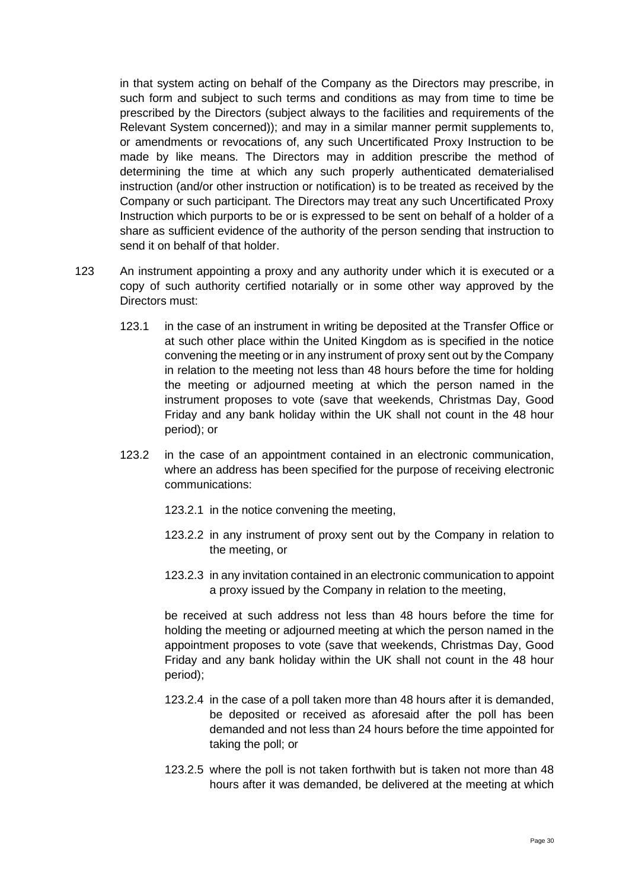in that system acting on behalf of the Company as the Directors may prescribe, in such form and subject to such terms and conditions as may from time to time be prescribed by the Directors (subject always to the facilities and requirements of the Relevant System concerned)); and may in a similar manner permit supplements to, or amendments or revocations of, any such Uncertificated Proxy Instruction to be made by like means. The Directors may in addition prescribe the method of determining the time at which any such properly authenticated dematerialised instruction (and/or other instruction or notification) is to be treated as received by the Company or such participant. The Directors may treat any such Uncertificated Proxy Instruction which purports to be or is expressed to be sent on behalf of a holder of a share as sufficient evidence of the authority of the person sending that instruction to send it on behalf of that holder.

123 An instrument appointing a proxy and any authority under which it is executed or a copy of such authority certified notarially or in some other way approved by the Directors must:

123.1 in the case of an instrument in writing be deposited at the Transfer Office or at such other place within the United Kingdom as is specified in the notice convening the meeting or in any instrument of proxy sent out by the Company in relation to the meeting not less than 48 hours before the time for holding the meeting or adjourned meeting at which the person named in the instrument proposes to vote (save that weekends, Christmas Day, Good Friday and any bank holiday within the UK shall not count in the 48 hour period); or

123.2 in the case of an appointment contained in an electronic communication, where an address has been specified for the purpose of receiving electronic communications:

123.2.1 in the notice convening the meeting,

123.2.2 in any instrument of proxy sent out by the Company in relation to the meeting, or

123.2.3 in any invitation contained in an electronic communication to appoint a proxy issued by the Company in relation to the meeting,

be received at such address not less than 48 hours before the time for holding the meeting or adjourned meeting at which the person named in the appointment proposes to vote (save that weekends, Christmas Day, Good Friday and any bank holiday within the UK shall not count in the 48 hour period);

123.2.4 in the case of a poll taken more than 48 hours after it is demanded, be deposited or received as aforesaid after the poll has been demanded and not less than 24 hours before the time appointed for taking the poll; or

123.2.5 where the poll is not taken forthwith but is taken not more than 48 hours after it was demanded, be delivered at the meeting at which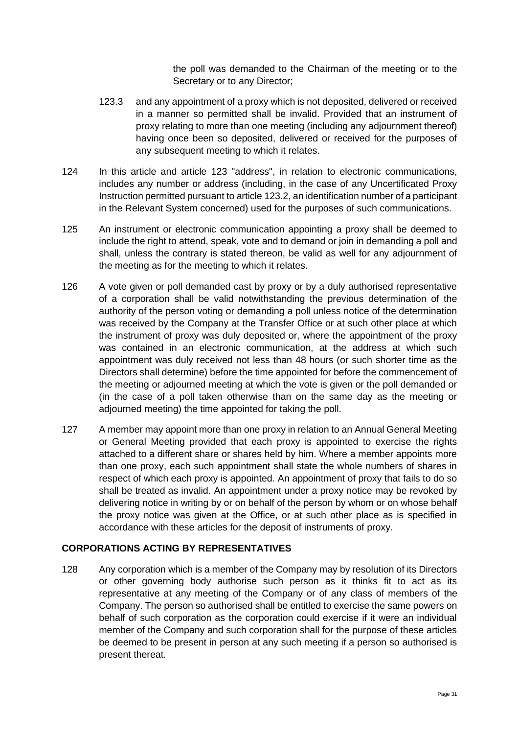the poll was demanded to the Chairman of the meeting or to the Secretary or to any Director;

123.3 and any appointment of a proxy which is not deposited, delivered or received in a manner so permitted shall be invalid. Provided that an instrument of proxy relating to more than one meeting (including any adjournment thereof) having once been so deposited, delivered or received for the purposes of any subsequent meeting to which it relates.

124 In this article and article 123 "address", in relation to electronic communications, includes any number or address (including, in the case of any Uncertificated Proxy Instruction permitted pursuant to article 123.2, an identification number of a participant in the Relevant System concerned) used for the purposes of such communications.

125 An instrument or electronic communication appointing a proxy shall be deemed to include the right to attend, speak, vote and to demand or join in demanding a poll and shall, unless the contrary is stated thereon, be valid as well for any adjournment of the meeting as for the meeting to which it relates.

126 A vote given or poll demanded cast by proxy or by a duly authorised representative of a corporation shall be valid notwithstanding the previous determination of the authority of the person voting or demanding a poll unless notice of the determination was received by the Company at the Transfer Office or at such other place at which the instrument of proxy was duly deposited or, where the appointment of the proxy was contained in an electronic communication, at the address at which such appointment was duly received not less than 48 hours (or such shorter time as the Directors shall determine) before the time appointed for before the commencement of the meeting or adjourned meeting at which the vote is given or the poll demanded or (in the case of a poll taken otherwise than on the same day as the meeting or adjourned meeting) the time appointed for taking the poll.

127 A member may appoint more than one proxy in relation to an Annual General Meeting or General Meeting provided that each proxy is appointed to exercise the rights attached to a different share or shares held by him. Where a member appoints more than one proxy, each such appointment shall state the whole numbers of shares in respect of which each proxy is appointed. An appointment of proxy that fails to do so shall be treated as invalid. An appointment under a proxy notice may be revoked by delivering notice in writing by or on behalf of the person by whom or on whose behalf the proxy notice was given at the Office, or at such other place as is specified in accordance with these articles for the deposit of instruments of proxy.

## CORPORATIONS ACTING BY REPRESENTATIVES

128 Any corporation which is a member of the Company may by resolution of its Directors or other governing body authorise such person as it thinks fit to act as its representative at any meeting of the Company or of any class of members of the Company. The person so authorised shall be entitled to exercise the same powers on behalf of such corporation as the corporation could exercise if it were an individual member of the Company and such corporation shall for the purpose of these articles be deemed to be present in person at any such meeting if a person so authorised is present thereat.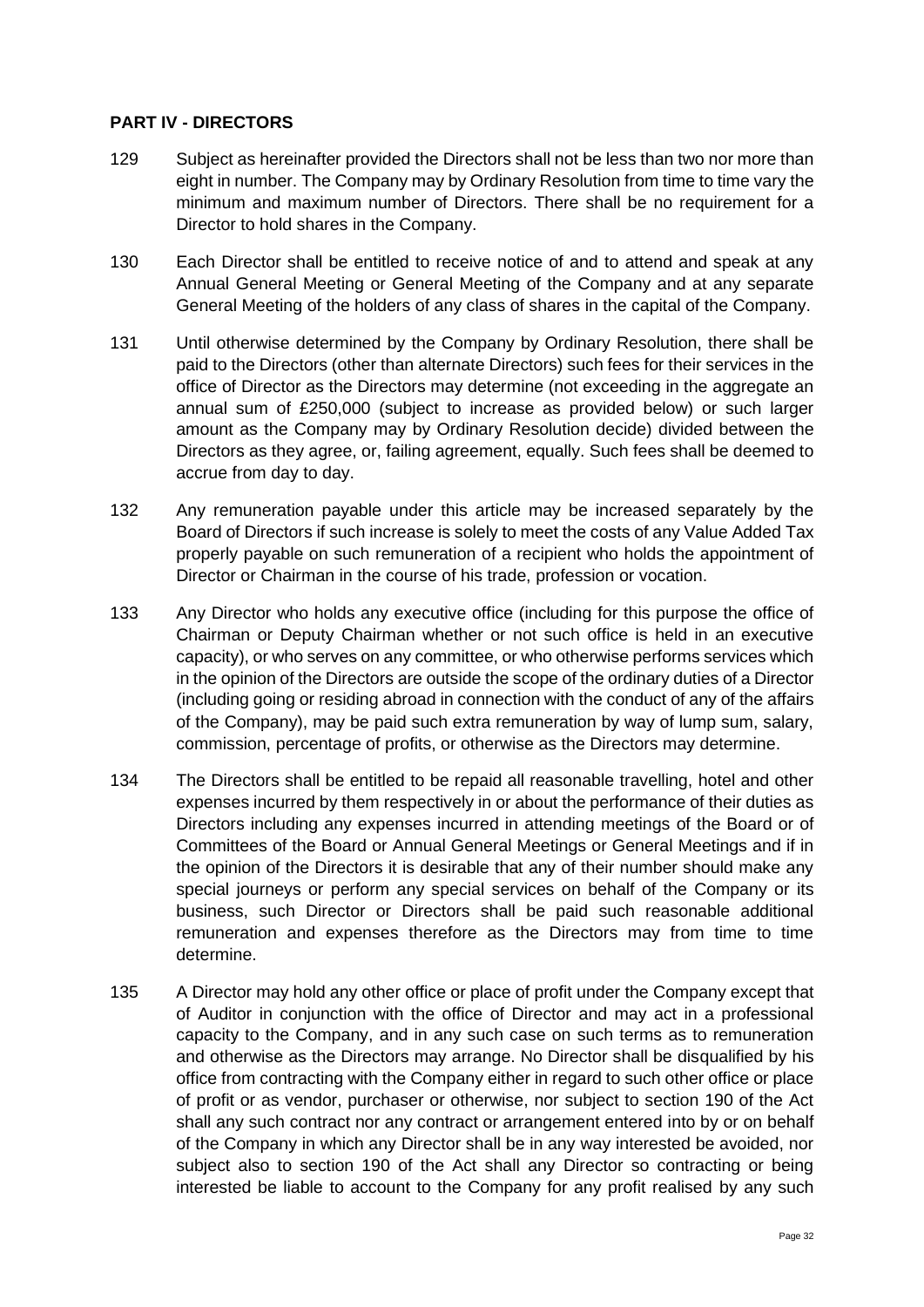**PART IV - DIRECTORS**

129 Subject as hereinafter provided the Directors shall not be less than two nor more than eight in number. The Company may by Ordinary Resolution from time to time vary the minimum and maximum number of Directors. There shall be no requirement for a Director to hold shares in the Company.

130 Each Director shall be entitled to receive notice of and to attend and speak at any Annual General Meeting or General Meeting of the Company and at any separate General Meeting of the holders of any class of shares in the capital of the Company.

131 Until otherwise determined by the Company by Ordinary Resolution, there shall be paid to the Directors (other than alternate Directors) such fees for their services in the office of Director as the Directors may determine (not exceeding in the aggregate an annual sum of £250,000 (subject to increase as provided below) or such larger amount as the Company may by Ordinary Resolution decide) divided between the Directors as they agree, or, failing agreement, equally. Such fees shall be deemed to accrue from day to day.

132 Any remuneration payable under this article may be increased separately by the Board of Directors if such increase is solely to meet the costs of any Value Added Tax properly payable on such remuneration of a recipient who holds the appointment of Director or Chairman in the course of his trade, profession or vocation.

133 Any Director who holds any executive office (including for this purpose the office of Chairman or Deputy Chairman whether or not such office is held in an executive capacity), or who serves on any committee, or who otherwise performs services which in the opinion of the Directors are outside the scope of the ordinary duties of a Director (including going or residing abroad in connection with the conduct of any of the affairs of the Company), may be paid such extra remuneration by way of lump sum, salary, commission, percentage of profits, or otherwise as the Directors may determine.

134 The Directors shall be entitled to be repaid all reasonable travelling, hotel and other expenses incurred by them respectively in or about the performance of their duties as Directors including any expenses incurred in attending meetings of the Board or of Committees of the Board or Annual General Meetings or General Meetings and if in the opinion of the Directors it is desirable that any of their number should make any special journeys or perform any special services on behalf of the Company or its business, such Director or Directors shall be paid such reasonable additional remuneration and expenses therefore as the Directors may from time to time determine.

135 A Director may hold any other office or place of profit under the Company except that of Auditor in conjunction with the office of Director and may act in a professional capacity to the Company, and in any such case on such terms as to remuneration and otherwise as the Directors may arrange. No Director shall be disqualified by his office from contracting with the Company either in regard to such other office or place of profit or as vendor, purchaser or otherwise, nor subject to section 190 of the Act shall any such contract nor any contract or arrangement entered into by or on behalf of the Company in which any Director shall be in any way interested be avoided, nor subject also to section 190 of the Act shall any Director so contracting or being interested be liable to account to the Company for any profit realised by any such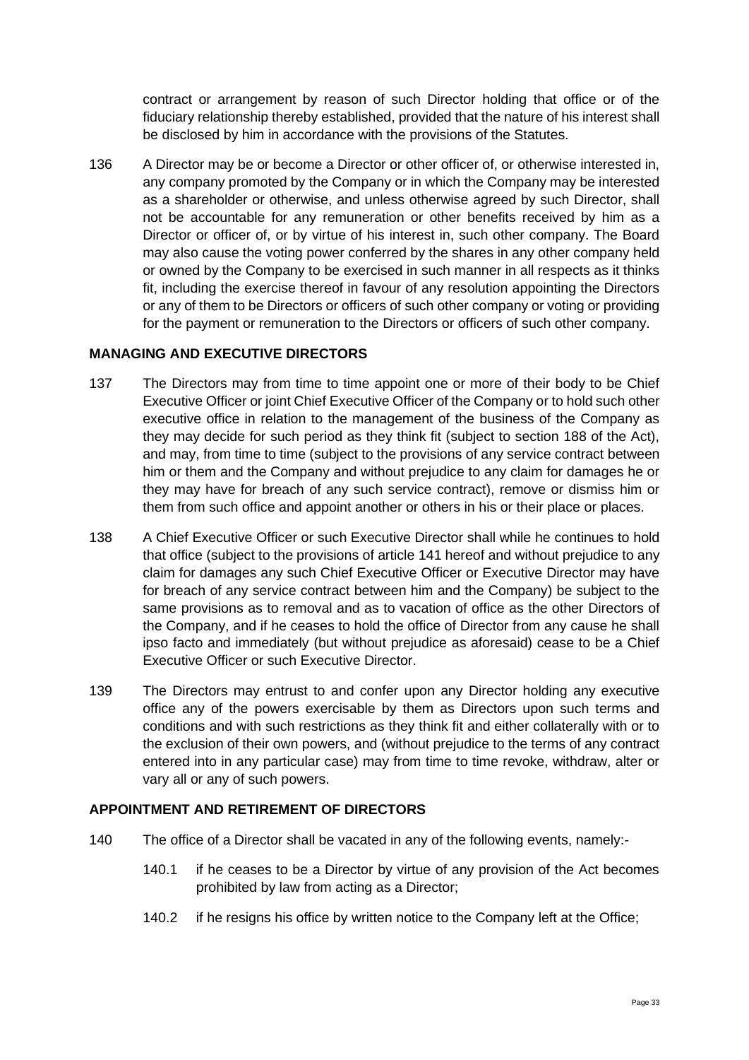contract or arrangement by reason of such Director holding that office or of the fiduciary relationship thereby established, provided that the nature of his interest shall be disclosed by him in accordance with the provisions of the Statutes.

136 A Director may be or become a Director or other officer of, or otherwise interested in, any company promoted by the Company or in which the Company may be interested as a shareholder or otherwise, and unless otherwise agreed by such Director, shall not be accountable for any remuneration or other benefits received by him as a Director or officer of, or by virtue of his interest in, such other company. The Board may also cause the voting power conferred by the shares in any other company held or owned by the Company to be exercised in such manner in all respects as it thinks fit, including the exercise thereof in favour of any resolution appointing the Directors or any of them to be Directors or officers of such other company or voting or providing for the payment or remuneration to the Directors or officers of such other company.

## MANAGING AND EXECUTIVE DIRECTORS

137 The Directors may from time to time appoint one or more of their body to be Chief Executive Officer or joint Chief Executive Officer of the Company or to hold such other executive office in relation to the management of the business of the Company as they may decide for such period as they think fit (subject to section 188 of the Act), and may, from time to time (subject to the provisions of any service contract between him or them and the Company and without prejudice to any claim for damages he or they may have for breach of any such service contract), remove or dismiss him or them from such office and appoint another or others in his or their place or places.

138 A Chief Executive Officer or such Executive Director shall while he continues to hold that office (subject to the provisions of article 141 hereof and without prejudice to any claim for damages any such Chief Executive Officer or Executive Director may have for breach of any service contract between him and the Company) be subject to the same provisions as to removal and as to vacation of office as the other Directors of the Company, and if he ceases to hold the office of Director from any cause he shall ipso facto and immediately (but without prejudice as aforesaid) cease to be a Chief Executive Officer or such Executive Director.

139 The Directors may entrust to and confer upon any Director holding any executive office any of the powers exercisable by them as Directors upon such terms and conditions and with such restrictions as they think fit and either collaterally with or to the exclusion of their own powers, and (without prejudice to the terms of any contract entered into in any particular case) may from time to time revoke, withdraw, alter or vary all or any of such powers.

## APPOINTMENT AND RETIREMENT OF DIRECTORS

140 The office of a Director shall be vacated in any of the following events, namely:-

140.1 if he ceases to be a Director by virtue of any provision of the Act becomes prohibited by law from acting as a Director;

140.2 if he resigns his office by written notice to the Company left at the Office;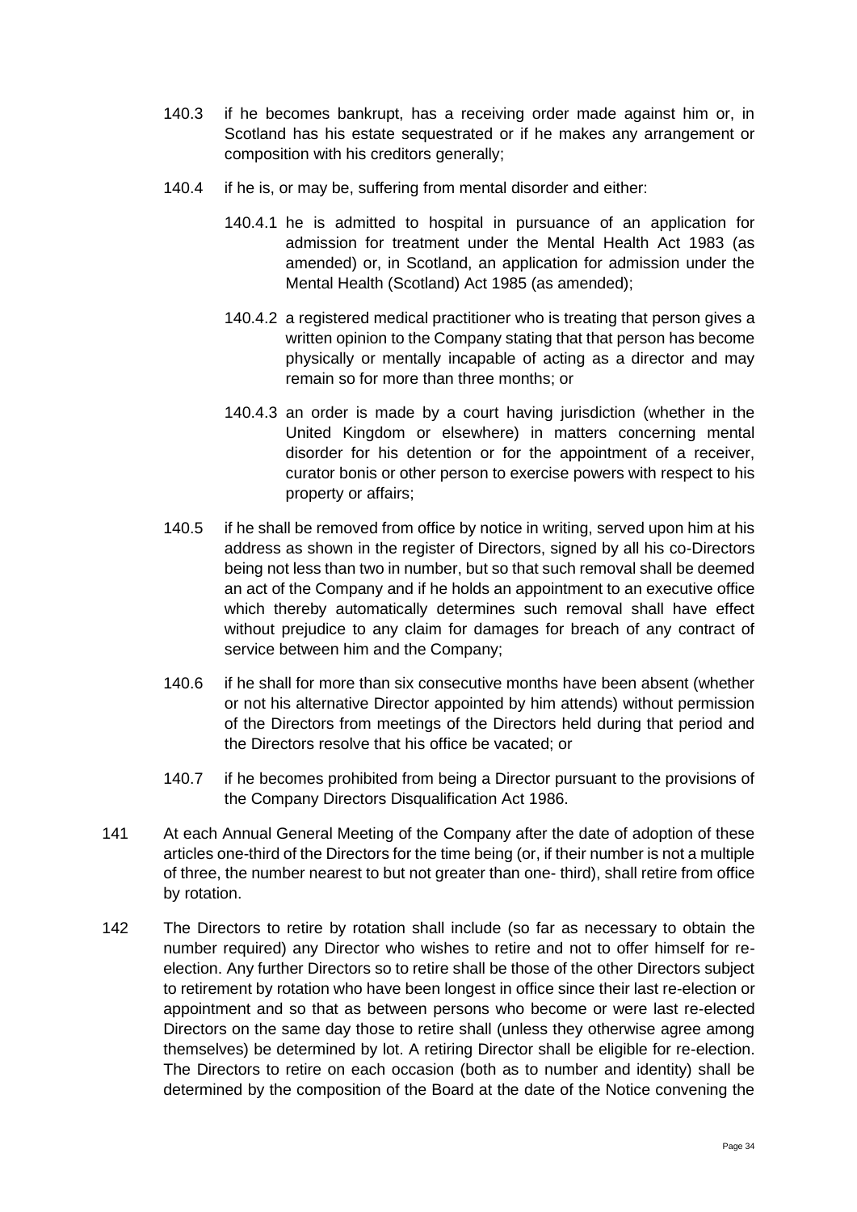140.3 if he becomes bankrupt, has a receiving order made against him or, in Scotland has his estate sequestrated or if he makes any arrangement or composition with his creditors generally;

140.4 if he is, or may be, suffering from mental disorder and either:

140.4.1 he is admitted to hospital in pursuance of an application for admission for treatment under the Mental Health Act 1983 (as amended) or, in Scotland, an application for admission under the Mental Health (Scotland) Act 1985 (as amended);

140.4.2 a registered medical practitioner who is treating that person gives a written opinion to the Company stating that that person has become physically or mentally incapable of acting as a director and may remain so for more than three months; or

140.4.3 an order is made by a court having jurisdiction (whether in the United Kingdom or elsewhere) in matters concerning mental disorder for his detention or for the appointment of a receiver, curator bonis or other person to exercise powers with respect to his property or affairs;

140.5 if he shall be removed from office by notice in writing, served upon him at his address as shown in the register of Directors, signed by all his co-Directors being not less than two in number, but so that such removal shall be deemed an act of the Company and if he holds an appointment to an executive office which thereby automatically determines such removal shall have effect without prejudice to any claim for damages for breach of any contract of service between him and the Company;

140.6 if he shall for more than six consecutive months have been absent (whether or not his alternative Director appointed by him attends) without permission of the Directors from meetings of the Directors held during that period and the Directors resolve that his office be vacated; or

140.7 if he becomes prohibited from being a Director pursuant to the provisions of the Company Directors Disqualification Act 1986.

141 At each Annual General Meeting of the Company after the date of adoption of these articles one-third of the Directors for the time being (or, if their number is not a multiple of three, the number nearest to but not greater than one- third), shall retire from office by rotation.

142 The Directors to retire by rotation shall include (so far as necessary to obtain the number required) any Director who wishes to retire and not to offer himself for re-election. Any further Directors so to retire shall be those of the other Directors subject to retirement by rotation who have been longest in office since their last re-election or appointment and so that as between persons who become or were last re-elected Directors on the same day those to retire shall (unless they otherwise agree among themselves) be determined by lot. A retiring Director shall be eligible for re-election. The Directors to retire on each occasion (both as to number and identity) shall be determined by the composition of the Board at the date of the Notice convening the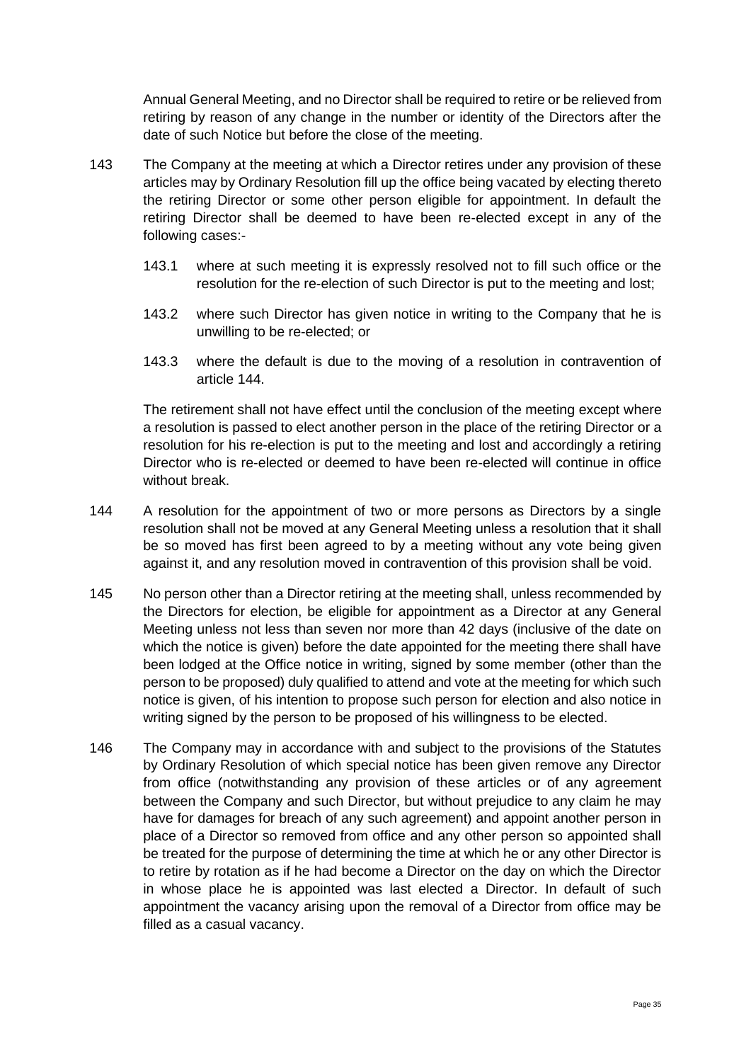Annual General Meeting, and no Director shall be required to retire or be relieved from retiring by reason of any change in the number or identity of the Directors after the date of such Notice but before the close of the meeting.

143 The Company at the meeting at which a Director retires under any provision of these articles may by Ordinary Resolution fill up the office being vacated by electing thereto the retiring Director or some other person eligible for appointment. In default the retiring Director shall be deemed to have been re-elected except in any of the following cases:-

143.1 where at such meeting it is expressly resolved not to fill such office or the resolution for the re-election of such Director is put to the meeting and lost;

143.2 where such Director has given notice in writing to the Company that he is unwilling to be re-elected; or

143.3 where the default is due to the moving of a resolution in contravention of article 144.

The retirement shall not have effect until the conclusion of the meeting except where a resolution is passed to elect another person in the place of the retiring Director or a resolution for his re-election is put to the meeting and lost and accordingly a retiring Director who is re-elected or deemed to have been re-elected will continue in office without break.

144 A resolution for the appointment of two or more persons as Directors by a single resolution shall not be moved at any General Meeting unless a resolution that it shall be so moved has first been agreed to by a meeting without any vote being given against it, and any resolution moved in contravention of this provision shall be void.

145 No person other than a Director retiring at the meeting shall, unless recommended by the Directors for election, be eligible for appointment as a Director at any General Meeting unless not less than seven nor more than 42 days (inclusive of the date on which the notice is given) before the date appointed for the meeting there shall have been lodged at the Office notice in writing, signed by some member (other than the person to be proposed) duly qualified to attend and vote at the meeting for which such notice is given, of his intention to propose such person for election and also notice in writing signed by the person to be proposed of his willingness to be elected.

146 The Company may in accordance with and subject to the provisions of the Statutes by Ordinary Resolution of which special notice has been given remove any Director from office (notwithstanding any provision of these articles or of any agreement between the Company and such Director, but without prejudice to any claim he may have for damages for breach of any such agreement) and appoint another person in place of a Director so removed from office and any other person so appointed shall be treated for the purpose of determining the time at which he or any other Director is to retire by rotation as if he had become a Director on the day on which the Director in whose place he is appointed was last elected a Director. In default of such appointment the vacancy arising upon the removal of a Director from office may be filled as a casual vacancy.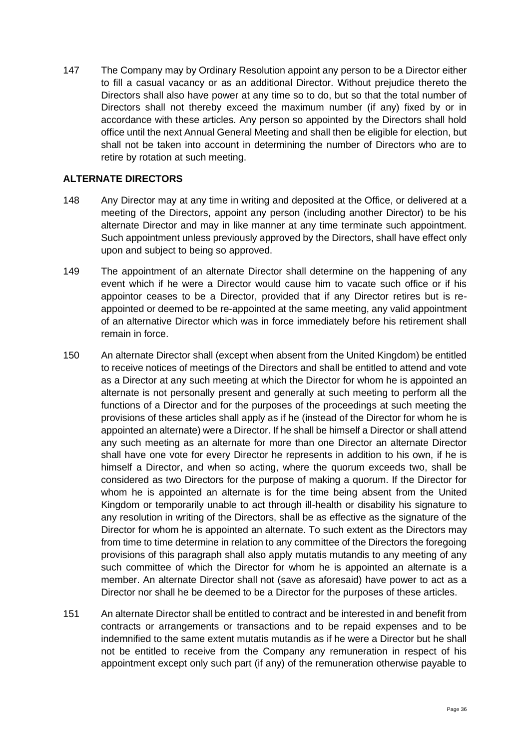147 The Company may by Ordinary Resolution appoint any person to be a Director either to fill a casual vacancy or as an additional Director. Without prejudice thereto the Directors shall also have power at any time so to do, but so that the total number of Directors shall not thereby exceed the maximum number (if any) fixed by or in accordance with these articles. Any person so appointed by the Directors shall hold office until the next Annual General Meeting and shall then be eligible for election, but shall not be taken into account in determining the number of Directors who are to retire by rotation at such meeting.

## ALTERNATE DIRECTORS

148 Any Director may at any time in writing and deposited at the Office, or delivered at a meeting of the Directors, appoint any person (including another Director) to be his alternate Director and may in like manner at any time terminate such appointment. Such appointment unless previously approved by the Directors, shall have effect only upon and subject to being so approved.

149 The appointment of an alternate Director shall determine on the happening of any event which if he were a Director would cause him to vacate such office or if his appointor ceases to be a Director, provided that if any Director retires but is re-appointed or deemed to be re-appointed at the same meeting, any valid appointment of an alternative Director which was in force immediately before his retirement shall remain in force.

150 An alternate Director shall (except when absent from the United Kingdom) be entitled to receive notices of meetings of the Directors and shall be entitled to attend and vote as a Director at any such meeting at which the Director for whom he is appointed an alternate is not personally present and generally at such meeting to perform all the functions of a Director and for the purposes of the proceedings at such meeting the provisions of these articles shall apply as if he (instead of the Director for whom he is appointed an alternate) were a Director. If he shall be himself a Director or shall attend any such meeting as an alternate for more than one Director an alternate Director shall have one vote for every Director he represents in addition to his own, if he is himself a Director, and when so acting, where the quorum exceeds two, shall be considered as two Directors for the purpose of making a quorum. If the Director for whom he is appointed an alternate is for the time being absent from the United Kingdom or temporarily unable to act through ill-health or disability his signature to any resolution in writing of the Directors, shall be as effective as the signature of the Director for whom he is appointed an alternate. To such extent as the Directors may from time to time determine in relation to any committee of the Directors the foregoing provisions of this paragraph shall also apply mutatis mutandis to any meeting of any such committee of which the Director for whom he is appointed an alternate is a member. An alternate Director shall not (save as aforesaid) have power to act as a Director nor shall he be deemed to be a Director for the purposes of these articles.

151 An alternate Director shall be entitled to contract and be interested in and benefit from contracts or arrangements or transactions and to be repaid expenses and to be indemnified to the same extent mutatis mutandis as if he were a Director but he shall not be entitled to receive from the Company any remuneration in respect of his appointment except only such part (if any) of the remuneration otherwise payable to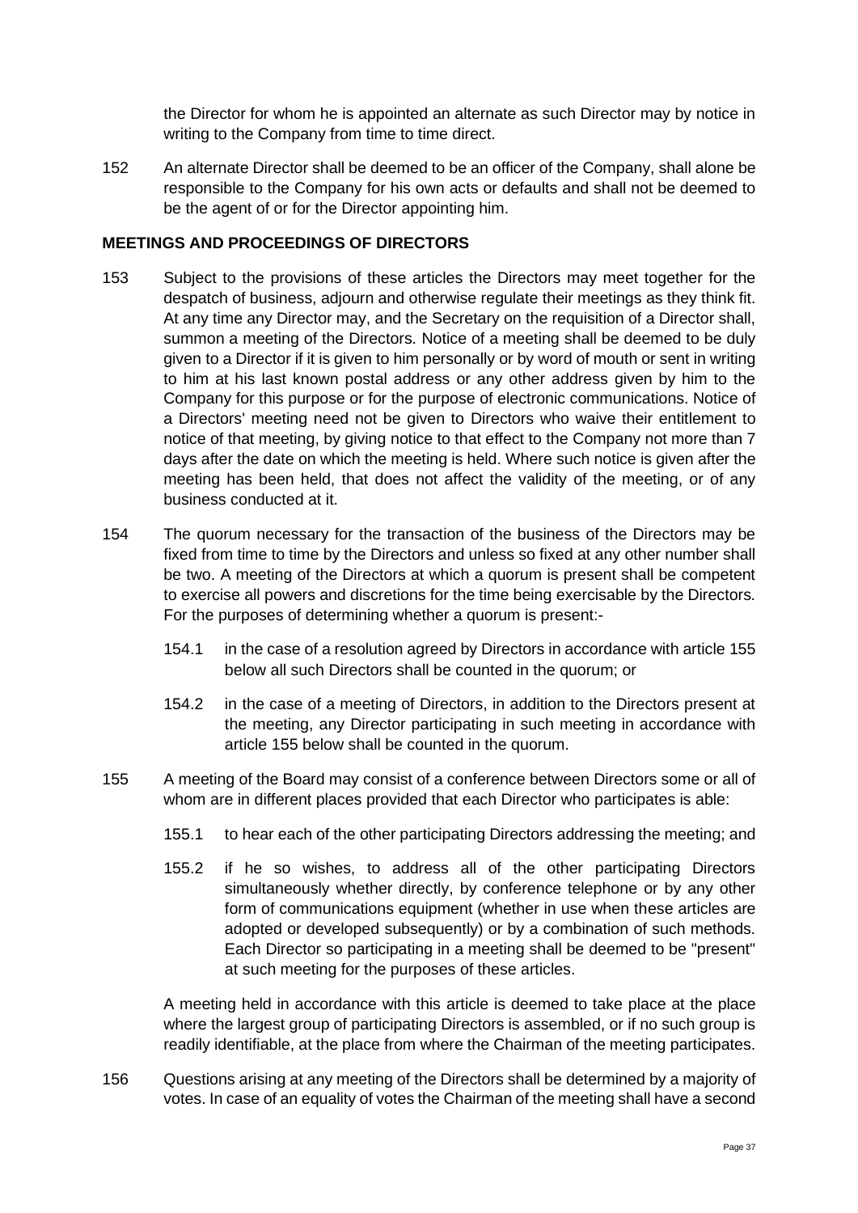the Director for whom he is appointed an alternate as such Director may by notice in writing to the Company from time to time direct.

152 An alternate Director shall be deemed to be an officer of the Company, shall alone be responsible to the Company for his own acts or defaults and shall not be deemed to be the agent of or for the Director appointing him.

**MEETINGS AND PROCEEDINGS OF DIRECTORS**

153 Subject to the provisions of these articles the Directors may meet together for the despatch of business, adjourn and otherwise regulate their meetings as they think fit. At any time any Director may, and the Secretary on the requisition of a Director shall, summon a meeting of the Directors. Notice of a meeting shall be deemed to be duly given to a Director if it is given to him personally or by word of mouth or sent in writing to him at his last known postal address or any other address given by him to the Company for this purpose or for the purpose of electronic communications. Notice of a Directors' meeting need not be given to Directors who waive their entitlement to notice of that meeting, by giving notice to that effect to the Company not more than 7 days after the date on which the meeting is held. Where such notice is given after the meeting has been held, that does not affect the validity of the meeting, or of any business conducted at it.

154 The quorum necessary for the transaction of the business of the Directors may be fixed from time to time by the Directors and unless so fixed at any other number shall be two. A meeting of the Directors at which a quorum is present shall be competent to exercise all powers and discretions for the time being exercisable by the Directors. For the purposes of determining whether a quorum is present:-

154.1 in the case of a resolution agreed by Directors in accordance with article 155 below all such Directors shall be counted in the quorum; or

154.2 in the case of a meeting of Directors, in addition to the Directors present at the meeting, any Director participating in such meeting in accordance with article 155 below shall be counted in the quorum.

155 A meeting of the Board may consist of a conference between Directors some or all of whom are in different places provided that each Director who participates is able:

155.1 to hear each of the other participating Directors addressing the meeting; and

155.2 if he so wishes, to address all of the other participating Directors simultaneously whether directly, by conference telephone or by any other form of communications equipment (whether in use when these articles are adopted or developed subsequently) or by a combination of such methods. Each Director so participating in a meeting shall be deemed to be "present" at such meeting for the purposes of these articles.

A meeting held in accordance with this article is deemed to take place at the place where the largest group of participating Directors is assembled, or if no such group is readily identifiable, at the place from where the Chairman of the meeting participates.

156 Questions arising at any meeting of the Directors shall be determined by a majority of votes. In case of an equality of votes the Chairman of the meeting shall have a second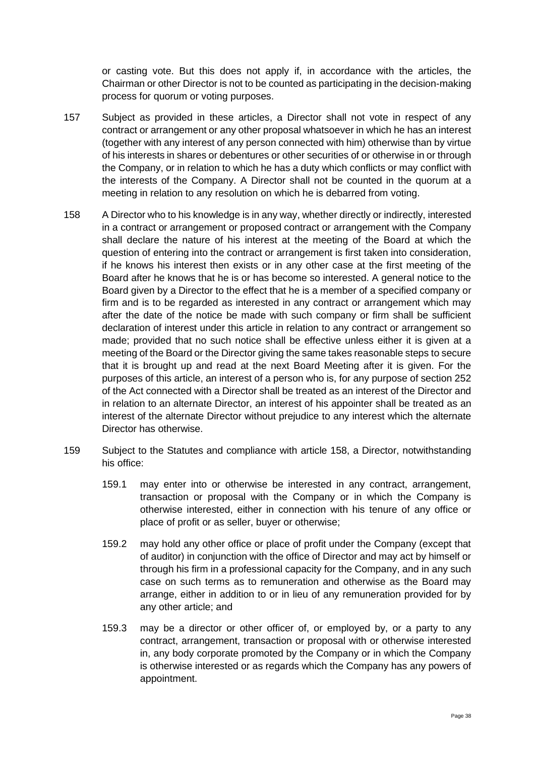or casting vote. But this does not apply if, in accordance with the articles, the Chairman or other Director is not to be counted as participating in the decision-making process for quorum or voting purposes.

157 Subject as provided in these articles, a Director shall not vote in respect of any contract or arrangement or any other proposal whatsoever in which he has an interest (together with any interest of any person connected with him) otherwise than by virtue of his interests in shares or debentures or other securities of or otherwise in or through the Company, or in relation to which he has a duty which conflicts or may conflict with the interests of the Company. A Director shall not be counted in the quorum at a meeting in relation to any resolution on which he is debarred from voting.

158 A Director who to his knowledge is in any way, whether directly or indirectly, interested in a contract or arrangement or proposed contract or arrangement with the Company shall declare the nature of his interest at the meeting of the Board at which the question of entering into the contract or arrangement is first taken into consideration, if he knows his interest then exists or in any other case at the first meeting of the Board after he knows that he is or has become so interested. A general notice to the Board given by a Director to the effect that he is a member of a specified company or firm and is to be regarded as interested in any contract or arrangement which may after the date of the notice be made with such company or firm shall be sufficient declaration of interest under this article in relation to any contract or arrangement so made; provided that no such notice shall be effective unless either it is given at a meeting of the Board or the Director giving the same takes reasonable steps to secure that it is brought up and read at the next Board Meeting after it is given. For the purposes of this article, an interest of a person who is, for any purpose of section 252 of the Act connected with a Director shall be treated as an interest of the Director and in relation to an alternate Director, an interest of his appointer shall be treated as an interest of the alternate Director without prejudice to any interest which the alternate Director has otherwise.

159 Subject to the Statutes and compliance with article 158, a Director, notwithstanding his office:

159.1 may enter into or otherwise be interested in any contract, arrangement, transaction or proposal with the Company or in which the Company is otherwise interested, either in connection with his tenure of any office or place of profit or as seller, buyer or otherwise;

159.2 may hold any other office or place of profit under the Company (except that of auditor) in conjunction with the office of Director and may act by himself or through his firm in a professional capacity for the Company, and in any such case on such terms as to remuneration and otherwise as the Board may arrange, either in addition to or in lieu of any remuneration provided for by any other article; and

159.3 may be a director or other officer of, or employed by, or a party to any contract, arrangement, transaction or proposal with or otherwise interested in, any body corporate promoted by the Company or in which the Company is otherwise interested or as regards which the Company has any powers of appointment.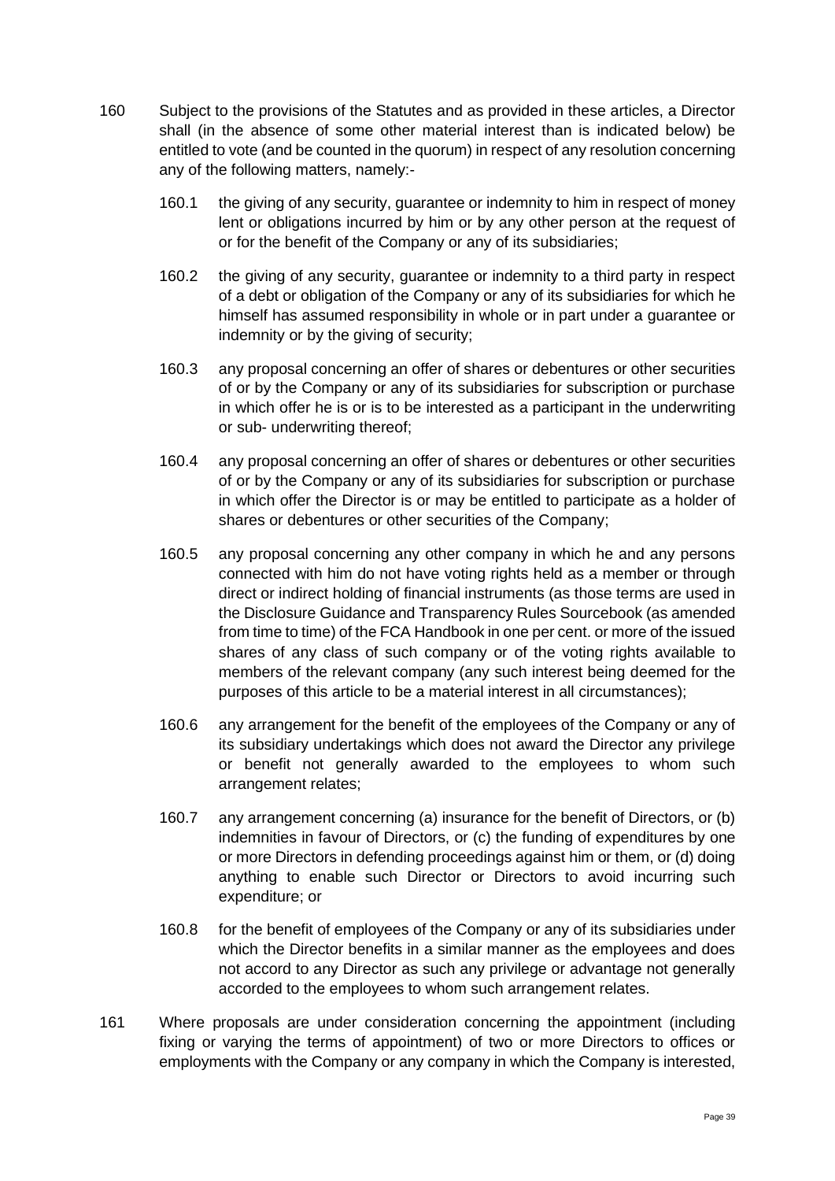160 Subject to the provisions of the Statutes and as provided in these articles, a Director shall (in the absence of some other material interest than is indicated below) be entitled to vote (and be counted in the quorum) in respect of any resolution concerning any of the following matters, namely:-

160.1 the giving of any security, guarantee or indemnity to him in respect of money lent or obligations incurred by him or by any other person at the request of or for the benefit of the Company or any of its subsidiaries;

160.2 the giving of any security, guarantee or indemnity to a third party in respect of a debt or obligation of the Company or any of its subsidiaries for which he himself has assumed responsibility in whole or in part under a guarantee or indemnity or by the giving of security;

160.3 any proposal concerning an offer of shares or debentures or other securities of or by the Company or any of its subsidiaries for subscription or purchase in which offer he is or is to be interested as a participant in the underwriting or sub- underwriting thereof;

160.4 any proposal concerning an offer of shares or debentures or other securities of or by the Company or any of its subsidiaries for subscription or purchase in which offer the Director is or may be entitled to participate as a holder of shares or debentures or other securities of the Company;

160.5 any proposal concerning any other company in which he and any persons connected with him do not have voting rights held as a member or through direct or indirect holding of financial instruments (as those terms are used in the Disclosure Guidance and Transparency Rules Sourcebook (as amended from time to time) of the FCA Handbook in one per cent. or more of the issued shares of any class of such company or of the voting rights available to members of the relevant company (any such interest being deemed for the purposes of this article to be a material interest in all circumstances);

160.6 any arrangement for the benefit of the employees of the Company or any of its subsidiary undertakings which does not award the Director any privilege or benefit not generally awarded to the employees to whom such arrangement relates;

160.7 any arrangement concerning (a) insurance for the benefit of Directors, or (b) indemnities in favour of Directors, or (c) the funding of expenditures by one or more Directors in defending proceedings against him or them, or (d) doing anything to enable such Director or Directors to avoid incurring such expenditure; or

160.8 for the benefit of employees of the Company or any of its subsidiaries under which the Director benefits in a similar manner as the employees and does not accord to any Director as such any privilege or advantage not generally accorded to the employees to whom such arrangement relates.

161 Where proposals are under consideration concerning the appointment (including fixing or varying the terms of appointment) of two or more Directors to offices or employments with the Company or any company in which the Company is interested,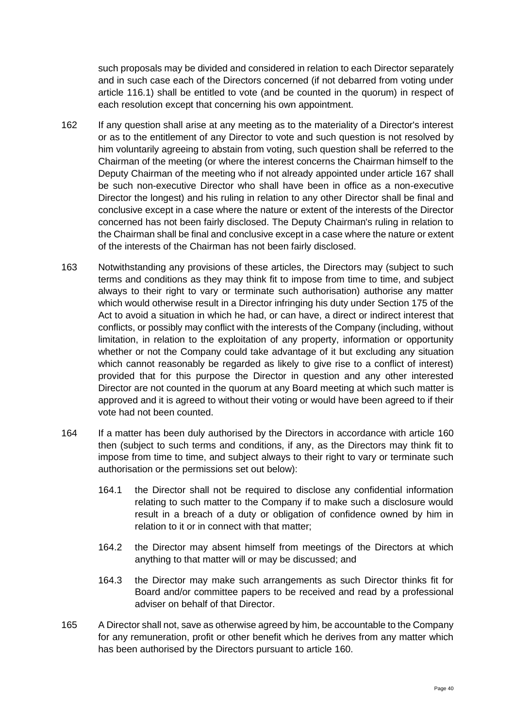such proposals may be divided and considered in relation to each Director separately and in such case each of the Directors concerned (if not debarred from voting under article 116.1) shall be entitled to vote (and be counted in the quorum) in respect of each resolution except that concerning his own appointment.

162 If any question shall arise at any meeting as to the materiality of a Director's interest or as to the entitlement of any Director to vote and such question is not resolved by him voluntarily agreeing to abstain from voting, such question shall be referred to the Chairman of the meeting (or where the interest concerns the Chairman himself to the Deputy Chairman of the meeting who if not already appointed under article 167 shall be such non-executive Director who shall have been in office as a non-executive Director the longest) and his ruling in relation to any other Director shall be final and conclusive except in a case where the nature or extent of the interests of the Director concerned has not been fairly disclosed. The Deputy Chairman's ruling in relation to the Chairman shall be final and conclusive except in a case where the nature or extent of the interests of the Chairman has not been fairly disclosed.

163 Notwithstanding any provisions of these articles, the Directors may (subject to such terms and conditions as they may think fit to impose from time to time, and subject always to their right to vary or terminate such authorisation) authorise any matter which would otherwise result in a Director infringing his duty under Section 175 of the Act to avoid a situation in which he had, or can have, a direct or indirect interest that conflicts, or possibly may conflict with the interests of the Company (including, without limitation, in relation to the exploitation of any property, information or opportunity whether or not the Company could take advantage of it but excluding any situation which cannot reasonably be regarded as likely to give rise to a conflict of interest) provided that for this purpose the Director in question and any other interested Director are not counted in the quorum at any Board meeting at which such matter is approved and it is agreed to without their voting or would have been agreed to if their vote had not been counted.

164 If a matter has been duly authorised by the Directors in accordance with article 160 then (subject to such terms and conditions, if any, as the Directors may think fit to impose from time to time, and subject always to their right to vary or terminate such authorisation or the permissions set out below):

164.1 the Director shall not be required to disclose any confidential information relating to such matter to the Company if to make such a disclosure would result in a breach of a duty or obligation of confidence owned by him in relation to it or in connect with that matter;

164.2 the Director may absent himself from meetings of the Directors at which anything to that matter will or may be discussed; and

164.3 the Director may make such arrangements as such Director thinks fit for Board and/or committee papers to be received and read by a professional adviser on behalf of that Director.

165 A Director shall not, save as otherwise agreed by him, be accountable to the Company for any remuneration, profit or other benefit which he derives from any matter which has been authorised by the Directors pursuant to article 160.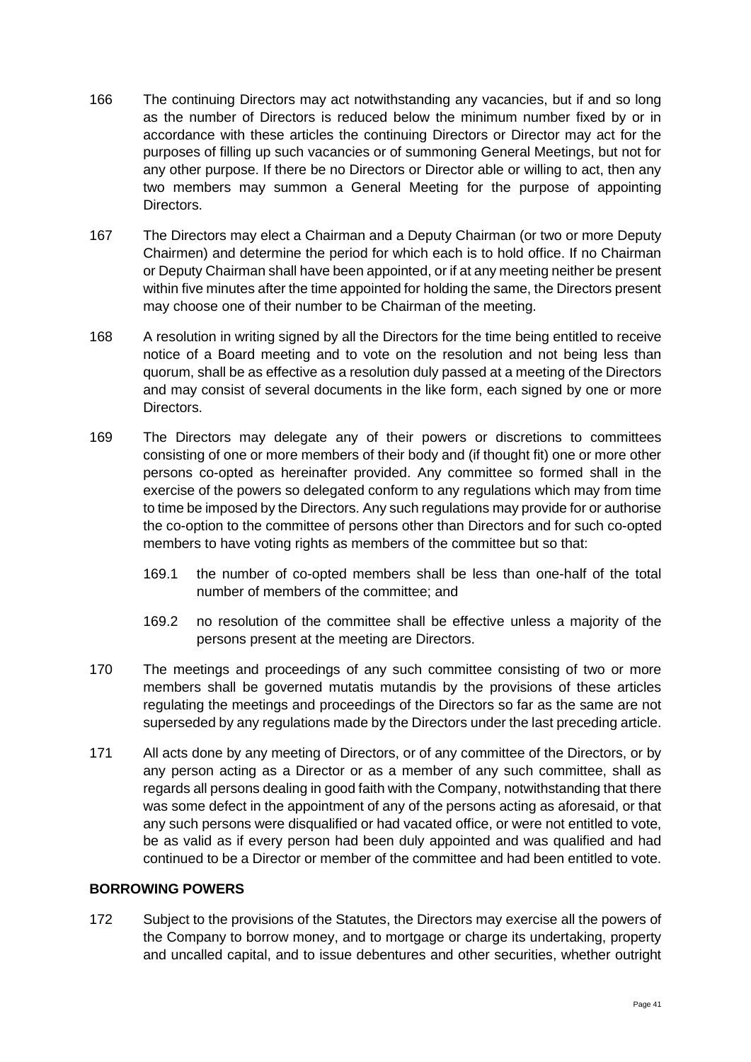166 The continuing Directors may act notwithstanding any vacancies, but if and so long as the number of Directors is reduced below the minimum number fixed by or in accordance with these articles the continuing Directors or Director may act for the purposes of filling up such vacancies or of summoning General Meetings, but not for any other purpose. If there be no Directors or Director able or willing to act, then any two members may summon a General Meeting for the purpose of appointing Directors.

167 The Directors may elect a Chairman and a Deputy Chairman (or two or more Deputy Chairmen) and determine the period for which each is to hold office. If no Chairman or Deputy Chairman shall have been appointed, or if at any meeting neither be present within five minutes after the time appointed for holding the same, the Directors present may choose one of their number to be Chairman of the meeting.

168 A resolution in writing signed by all the Directors for the time being entitled to receive notice of a Board meeting and to vote on the resolution and not being less than quorum, shall be as effective as a resolution duly passed at a meeting of the Directors and may consist of several documents in the like form, each signed by one or more Directors.

169 The Directors may delegate any of their powers or discretions to committees consisting of one or more members of their body and (if thought fit) one or more other persons co-opted as hereinafter provided. Any committee so formed shall in the exercise of the powers so delegated conform to any regulations which may from time to time be imposed by the Directors. Any such regulations may provide for or authorise the co-option to the committee of persons other than Directors and for such co-opted members to have voting rights as members of the committee but so that:

    169.1 the number of co-opted members shall be less than one-half of the total number of members of the committee; and

    169.2 no resolution of the committee shall be effective unless a majority of the persons present at the meeting are Directors.

170 The meetings and proceedings of any such committee consisting of two or more members shall be governed mutatis mutandis by the provisions of these articles regulating the meetings and proceedings of the Directors so far as the same are not superseded by any regulations made by the Directors under the last preceding article.

171 All acts done by any meeting of Directors, or of any committee of the Directors, or by any person acting as a Director or as a member of any such committee, shall as regards all persons dealing in good faith with the Company, notwithstanding that there was some defect in the appointment of any of the persons acting as aforesaid, or that any such persons were disqualified or had vacated office, or were not entitled to vote, be as valid as if every person had been duly appointed and was qualified and had continued to be a Director or member of the committee and had been entitled to vote.

**BORROWING POWERS**

172 Subject to the provisions of the Statutes, the Directors may exercise all the powers of the Company to borrow money, and to mortgage or charge its undertaking, property and uncalled capital, and to issue debentures and other securities, whether outright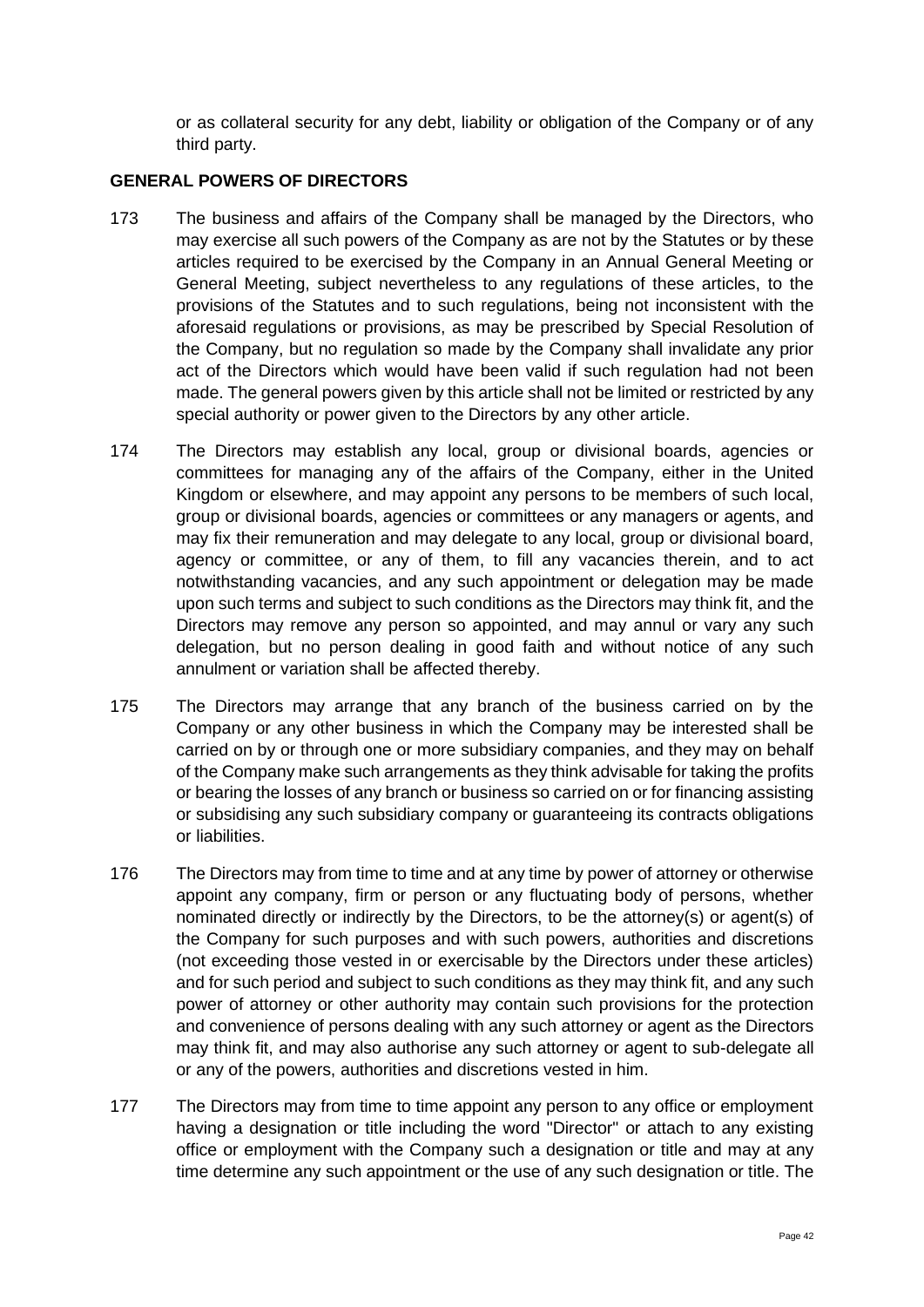or as collateral security for any debt, liability or obligation of the Company or of any third party.

**GENERAL POWERS OF DIRECTORS**

173 The business and affairs of the Company shall be managed by the Directors, who may exercise all such powers of the Company as are not by the Statutes or by these articles required to be exercised by the Company in an Annual General Meeting or General Meeting, subject nevertheless to any regulations of these articles, to the provisions of the Statutes and to such regulations, being not inconsistent with the aforesaid regulations or provisions, as may be prescribed by Special Resolution of the Company, but no regulation so made by the Company shall invalidate any prior act of the Directors which would have been valid if such regulation had not been made. The general powers given by this article shall not be limited or restricted by any special authority or power given to the Directors by any other article.

174 The Directors may establish any local, group or divisional boards, agencies or committees for managing any of the affairs of the Company, either in the United Kingdom or elsewhere, and may appoint any persons to be members of such local, group or divisional boards, agencies or committees or any managers or agents, and may fix their remuneration and may delegate to any local, group or divisional board, agency or committee, or any of them, to fill any vacancies therein, and to act notwithstanding vacancies, and any such appointment or delegation may be made upon such terms and subject to such conditions as the Directors may think fit, and the Directors may remove any person so appointed, and may annul or vary any such delegation, but no person dealing in good faith and without notice of any such annulment or variation shall be affected thereby.

175 The Directors may arrange that any branch of the business carried on by the Company or any other business in which the Company may be interested shall be carried on by or through one or more subsidiary companies, and they may on behalf of the Company make such arrangements as they think advisable for taking the profits or bearing the losses of any branch or business so carried on or for financing assisting or subsidising any such subsidiary company or guaranteeing its contracts obligations or liabilities.

176 The Directors may from time to time and at any time by power of attorney or otherwise appoint any company, firm or person or any fluctuating body of persons, whether nominated directly or indirectly by the Directors, to be the attorney(s) or agent(s) of the Company for such purposes and with such powers, authorities and discretions (not exceeding those vested in or exercisable by the Directors under these articles) and for such period and subject to such conditions as they may think fit, and any such power of attorney or other authority may contain such provisions for the protection and convenience of persons dealing with any such attorney or agent as the Directors may think fit, and may also authorise any such attorney or agent to sub-delegate all or any of the powers, authorities and discretions vested in him.

177 The Directors may from time to time appoint any person to any office or employment having a designation or title including the word "Director" or attach to any existing office or employment with the Company such a designation or title and may at any time determine any such appointment or the use of any such designation or title. The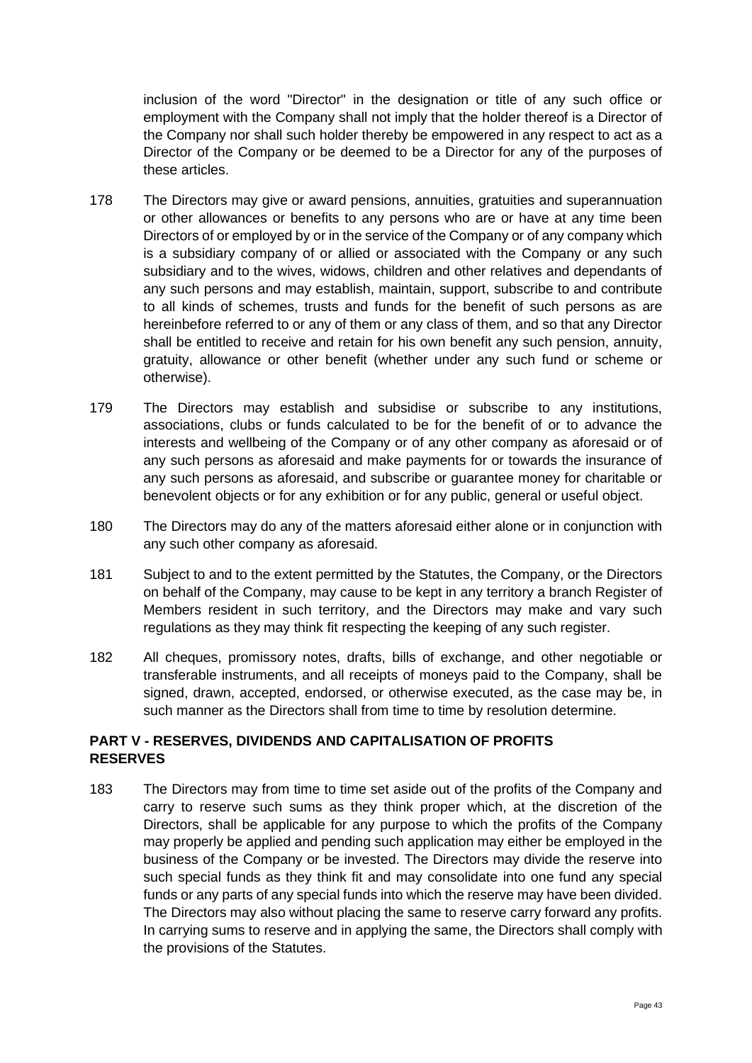inclusion of the word "Director" in the designation or title of any such office or employment with the Company shall not imply that the holder thereof is a Director of the Company nor shall such holder thereby be empowered in any respect to act as a Director of the Company or be deemed to be a Director for any of the purposes of these articles.

178 The Directors may give or award pensions, annuities, gratuities and superannuation or other allowances or benefits to any persons who are or have at any time been Directors of or employed by or in the service of the Company or of any company which is a subsidiary company of or allied or associated with the Company or any such subsidiary and to the wives, widows, children and other relatives and dependants of any such persons and may establish, maintain, support, subscribe to and contribute to all kinds of schemes, trusts and funds for the benefit of such persons as are hereinbefore referred to or any of them or any class of them, and so that any Director shall be entitled to receive and retain for his own benefit any such pension, annuity, gratuity, allowance or other benefit (whether under any such fund or scheme or otherwise).

179 The Directors may establish and subsidise or subscribe to any institutions, associations, clubs or funds calculated to be for the benefit of or to advance the interests and wellbeing of the Company or of any other company as aforesaid or of any such persons as aforesaid and make payments for or towards the insurance of any such persons as aforesaid, and subscribe or guarantee money for charitable or benevolent objects or for any exhibition or for any public, general or useful object.

180 The Directors may do any of the matters aforesaid either alone or in conjunction with any such other company as aforesaid.

181 Subject to and to the extent permitted by the Statutes, the Company, or the Directors on behalf of the Company, may cause to be kept in any territory a branch Register of Members resident in such territory, and the Directors may make and vary such regulations as they may think fit respecting the keeping of any such register.

182 All cheques, promissory notes, drafts, bills of exchange, and other negotiable or transferable instruments, and all receipts of moneys paid to the Company, shall be signed, drawn, accepted, endorsed, or otherwise executed, as the case may be, in such manner as the Directors shall from time to time by resolution determine.

## PART V - RESERVES, DIVIDENDS AND CAPITALISATION OF PROFITS

### RESERVES

183 The Directors may from time to time set aside out of the profits of the Company and carry to reserve such sums as they think proper which, at the discretion of the Directors, shall be applicable for any purpose to which the profits of the Company may properly be applied and pending such application may either be employed in the business of the Company or be invested. The Directors may divide the reserve into such special funds as they think fit and may consolidate into one fund any special funds or any parts of any special funds into which the reserve may have been divided. The Directors may also without placing the same to reserve carry forward any profits. In carrying sums to reserve and in applying the same, the Directors shall comply with the provisions of the Statutes.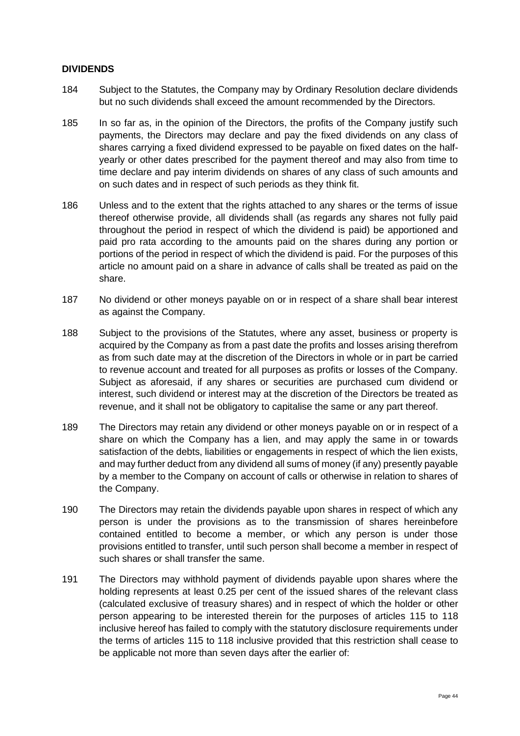**DIVIDENDS**

184 Subject to the Statutes, the Company may by Ordinary Resolution declare dividends but no such dividends shall exceed the amount recommended by the Directors.

185 In so far as, in the opinion of the Directors, the profits of the Company justify such payments, the Directors may declare and pay the fixed dividends on any class of shares carrying a fixed dividend expressed to be payable on fixed dates on the half-yearly or other dates prescribed for the payment thereof and may also from time to time declare and pay interim dividends on shares of any class of such amounts and on such dates and in respect of such periods as they think fit.

186 Unless and to the extent that the rights attached to any shares or the terms of issue thereof otherwise provide, all dividends shall (as regards any shares not fully paid throughout the period in respect of which the dividend is paid) be apportioned and paid pro rata according to the amounts paid on the shares during any portion or portions of the period in respect of which the dividend is paid. For the purposes of this article no amount paid on a share in advance of calls shall be treated as paid on the share.

187 No dividend or other moneys payable on or in respect of a share shall bear interest as against the Company.

188 Subject to the provisions of the Statutes, where any asset, business or property is acquired by the Company as from a past date the profits and losses arising therefrom as from such date may at the discretion of the Directors in whole or in part be carried to revenue account and treated for all purposes as profits or losses of the Company. Subject as aforesaid, if any shares or securities are purchased cum dividend or interest, such dividend or interest may at the discretion of the Directors be treated as revenue, and it shall not be obligatory to capitalise the same or any part thereof.

189 The Directors may retain any dividend or other moneys payable on or in respect of a share on which the Company has a lien, and may apply the same in or towards satisfaction of the debts, liabilities or engagements in respect of which the lien exists, and may further deduct from any dividend all sums of money (if any) presently payable by a member to the Company on account of calls or otherwise in relation to shares of the Company.

190 The Directors may retain the dividends payable upon shares in respect of which any person is under the provisions as to the transmission of shares hereinbefore contained entitled to become a member, or which any person is under those provisions entitled to transfer, until such person shall become a member in respect of such shares or shall transfer the same.

191 The Directors may withhold payment of dividends payable upon shares where the holding represents at least 0.25 per cent of the issued shares of the relevant class (calculated exclusive of treasury shares) and in respect of which the holder or other person appearing to be interested therein for the purposes of articles 115 to 118 inclusive hereof has failed to comply with the statutory disclosure requirements under the terms of articles 115 to 118 inclusive provided that this restriction shall cease to be applicable not more than seven days after the earlier of: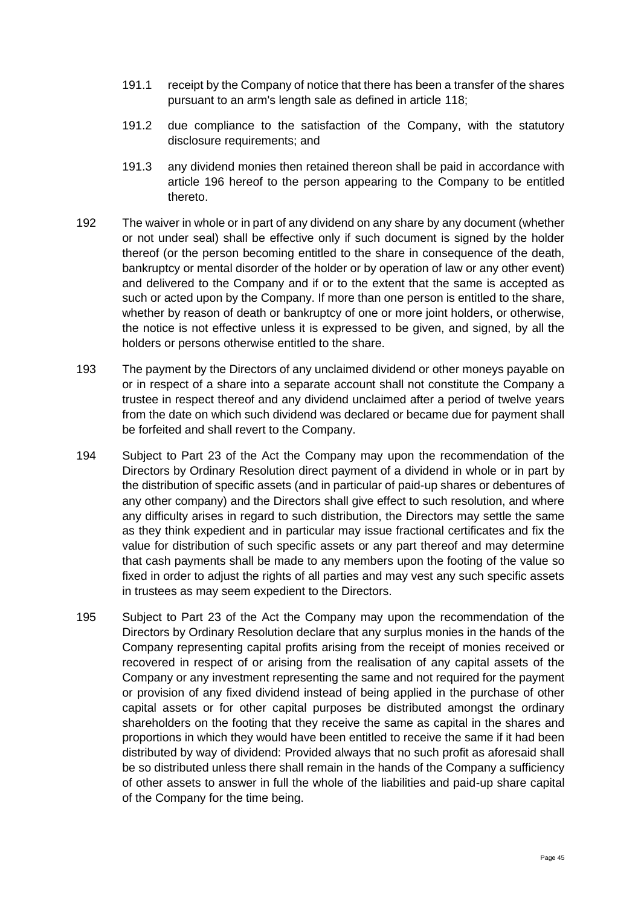191.1 receipt by the Company of notice that there has been a transfer of the shares pursuant to an arm's length sale as defined in article 118;

191.2 due compliance to the satisfaction of the Company, with the statutory disclosure requirements; and

191.3 any dividend monies then retained thereon shall be paid in accordance with article 196 hereof to the person appearing to the Company to be entitled thereto.

192 The waiver in whole or in part of any dividend on any share by any document (whether or not under seal) shall be effective only if such document is signed by the holder thereof (or the person becoming entitled to the share in consequence of the death, bankruptcy or mental disorder of the holder or by operation of law or any other event) and delivered to the Company and if or to the extent that the same is accepted as such or acted upon by the Company. If more than one person is entitled to the share, whether by reason of death or bankruptcy of one or more joint holders, or otherwise, the notice is not effective unless it is expressed to be given, and signed, by all the holders or persons otherwise entitled to the share.

193 The payment by the Directors of any unclaimed dividend or other moneys payable on or in respect of a share into a separate account shall not constitute the Company a trustee in respect thereof and any dividend unclaimed after a period of twelve years from the date on which such dividend was declared or became due for payment shall be forfeited and shall revert to the Company.

194 Subject to Part 23 of the Act the Company may upon the recommendation of the Directors by Ordinary Resolution direct payment of a dividend in whole or in part by the distribution of specific assets (and in particular of paid-up shares or debentures of any other company) and the Directors shall give effect to such resolution, and where any difficulty arises in regard to such distribution, the Directors may settle the same as they think expedient and in particular may issue fractional certificates and fix the value for distribution of such specific assets or any part thereof and may determine that cash payments shall be made to any members upon the footing of the value so fixed in order to adjust the rights of all parties and may vest any such specific assets in trustees as may seem expedient to the Directors.

195 Subject to Part 23 of the Act the Company may upon the recommendation of the Directors by Ordinary Resolution declare that any surplus monies in the hands of the Company representing capital profits arising from the receipt of monies received or recovered in respect of or arising from the realisation of any capital assets of the Company or any investment representing the same and not required for the payment or provision of any fixed dividend instead of being applied in the purchase of other capital assets or for other capital purposes be distributed amongst the ordinary shareholders on the footing that they receive the same as capital in the shares and proportions in which they would have been entitled to receive the same if it had been distributed by way of dividend: Provided always that no such profit as aforesaid shall be so distributed unless there shall remain in the hands of the Company a sufficiency of other assets to answer in full the whole of the liabilities and paid-up share capital of the Company for the time being.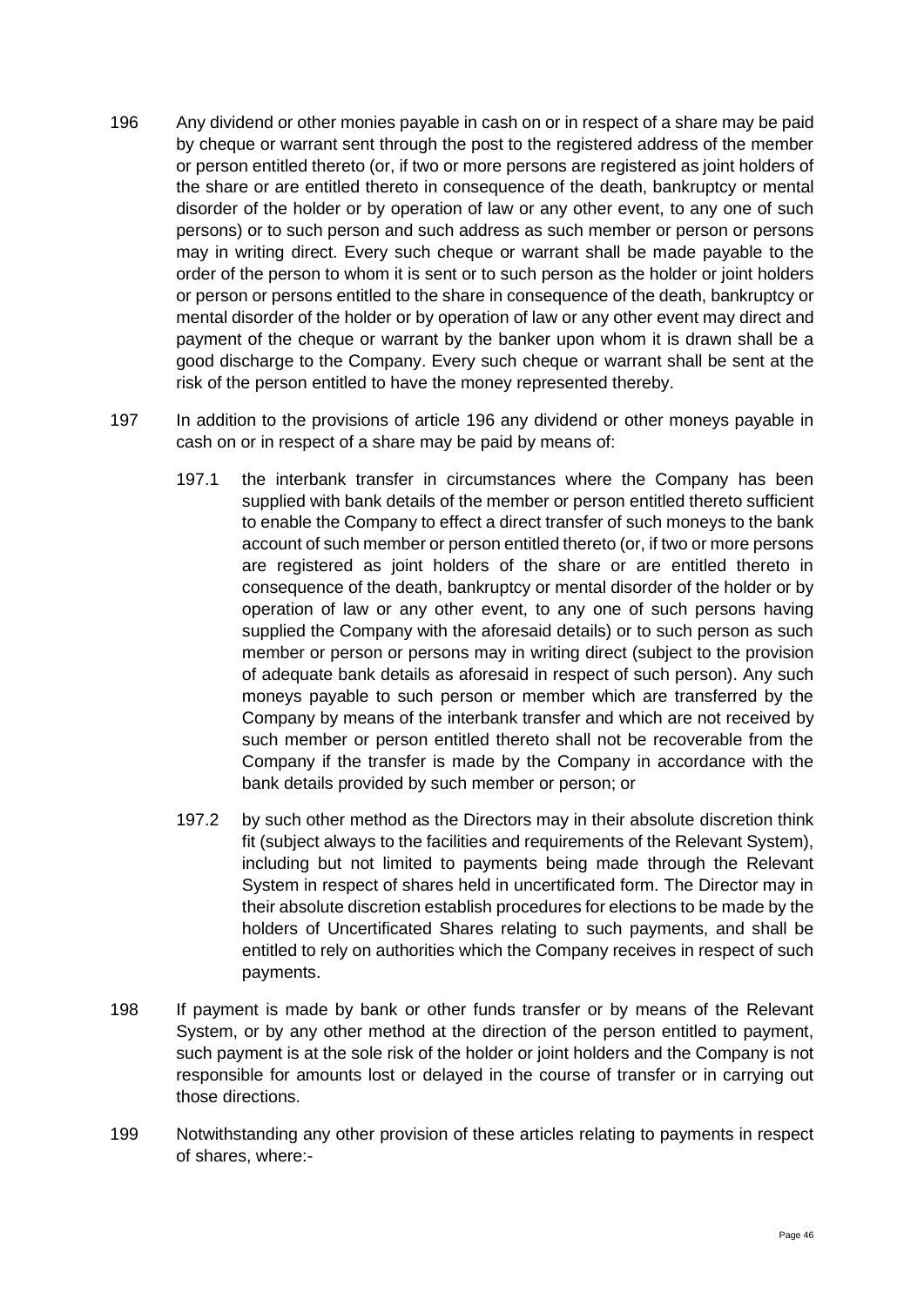196 Any dividend or other monies payable in cash on or in respect of a share may be paid by cheque or warrant sent through the post to the registered address of the member or person entitled thereto (or, if two or more persons are registered as joint holders of the share or are entitled thereto in consequence of the death, bankruptcy or mental disorder of the holder or by operation of law or any other event, to any one of such persons) or to such person and such address as such member or person or persons may in writing direct. Every such cheque or warrant shall be made payable to the order of the person to whom it is sent or to such person as the holder or joint holders or person or persons entitled to the share in consequence of the death, bankruptcy or mental disorder of the holder or by operation of law or any other event may direct and payment of the cheque or warrant by the banker upon whom it is drawn shall be a good discharge to the Company. Every such cheque or warrant shall be sent at the risk of the person entitled to have the money represented thereby.

197 In addition to the provisions of article 196 any dividend or other moneys payable in cash on or in respect of a share may be paid by means of:

197.1 the interbank transfer in circumstances where the Company has been supplied with bank details of the member or person entitled thereto sufficient to enable the Company to effect a direct transfer of such moneys to the bank account of such member or person entitled thereto (or, if two or more persons are registered as joint holders of the share or are entitled thereto in consequence of the death, bankruptcy or mental disorder of the holder or by operation of law or any other event, to any one of such persons having supplied the Company with the aforesaid details) or to such person as such member or person or persons may in writing direct (subject to the provision of adequate bank details as aforesaid in respect of such person). Any such moneys payable to such person or member which are transferred by the Company by means of the interbank transfer and which are not received by such member or person entitled thereto shall not be recoverable from the Company if the transfer is made by the Company in accordance with the bank details provided by such member or person; or

197.2 by such other method as the Directors may in their absolute discretion think fit (subject always to the facilities and requirements of the Relevant System), including but not limited to payments being made through the Relevant System in respect of shares held in uncertificated form. The Director may in their absolute discretion establish procedures for elections to be made by the holders of Uncertificated Shares relating to such payments, and shall be entitled to rely on authorities which the Company receives in respect of such payments.

198 If payment is made by bank or other funds transfer or by means of the Relevant System, or by any other method at the direction of the person entitled to payment, such payment is at the sole risk of the holder or joint holders and the Company is not responsible for amounts lost or delayed in the course of transfer or in carrying out those directions.

199 Notwithstanding any other provision of these articles relating to payments in respect of shares, where:-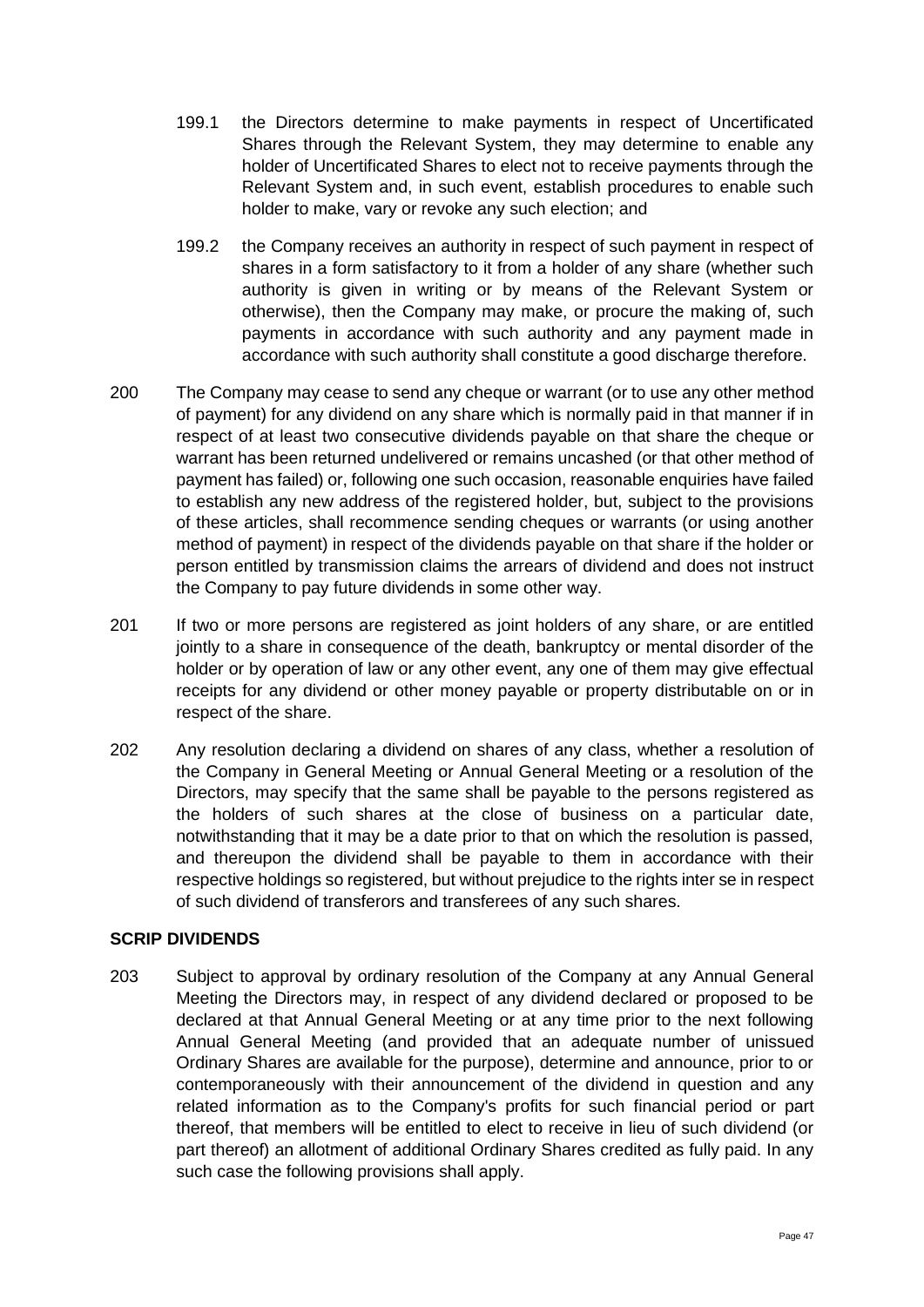199.1 the Directors determine to make payments in respect of Uncertificated Shares through the Relevant System, they may determine to enable any holder of Uncertificated Shares to elect not to receive payments through the Relevant System and, in such event, establish procedures to enable such holder to make, vary or revoke any such election; and

199.2 the Company receives an authority in respect of such payment in respect of shares in a form satisfactory to it from a holder of any share (whether such authority is given in writing or by means of the Relevant System or otherwise), then the Company may make, or procure the making of, such payments in accordance with such authority and any payment made in accordance with such authority shall constitute a good discharge therefore.

200 The Company may cease to send any cheque or warrant (or to use any other method of payment) for any dividend on any share which is normally paid in that manner if in respect of at least two consecutive dividends payable on that share the cheque or warrant has been returned undelivered or remains uncashed (or that other method of payment has failed) or, following one such occasion, reasonable enquiries have failed to establish any new address of the registered holder, but, subject to the provisions of these articles, shall recommence sending cheques or warrants (or using another method of payment) in respect of the dividends payable on that share if the holder or person entitled by transmission claims the arrears of dividend and does not instruct the Company to pay future dividends in some other way.

201 If two or more persons are registered as joint holders of any share, or are entitled jointly to a share in consequence of the death, bankruptcy or mental disorder of the holder or by operation of law or any other event, any one of them may give effectual receipts for any dividend or other money payable or property distributable on or in respect of the share.

202 Any resolution declaring a dividend on shares of any class, whether a resolution of the Company in General Meeting or Annual General Meeting or a resolution of the Directors, may specify that the same shall be payable to the persons registered as the holders of such shares at the close of business on a particular date, notwithstanding that it may be a date prior to that on which the resolution is passed, and thereupon the dividend shall be payable to them in accordance with their respective holdings so registered, but without prejudice to the rights inter se in respect of such dividend of transferors and transferees of any such shares.

**SCRIP DIVIDENDS**

203 Subject to approval by ordinary resolution of the Company at any Annual General Meeting the Directors may, in respect of any dividend declared or proposed to be declared at that Annual General Meeting or at any time prior to the next following Annual General Meeting (and provided that an adequate number of unissued Ordinary Shares are available for the purpose), determine and announce, prior to or contemporaneously with their announcement of the dividend in question and any related information as to the Company's profits for such financial period or part thereof, that members will be entitled to elect to receive in lieu of such dividend (or part thereof) an allotment of additional Ordinary Shares credited as fully paid. In any such case the following provisions shall apply.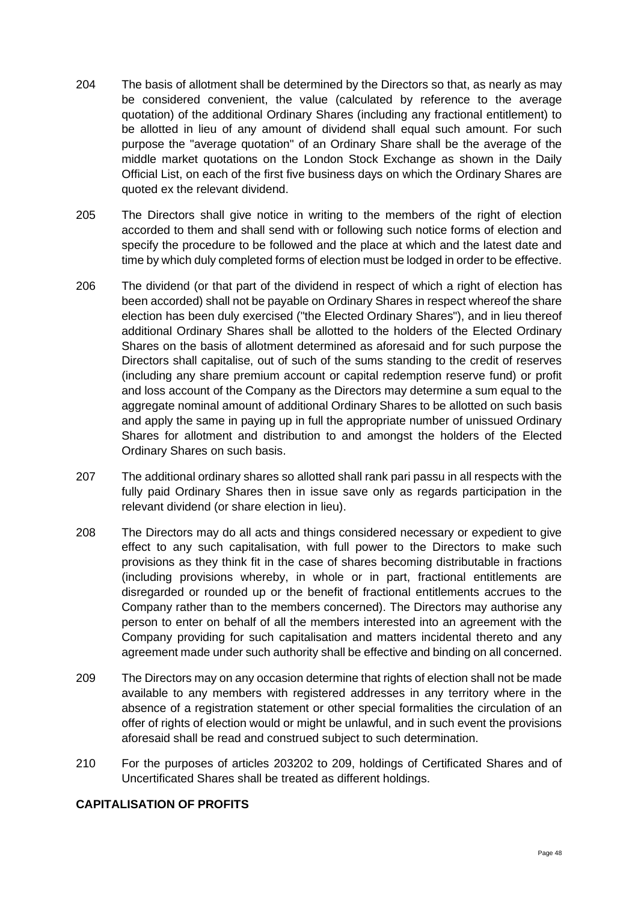204 The basis of allotment shall be determined by the Directors so that, as nearly as may be considered convenient, the value (calculated by reference to the average quotation) of the additional Ordinary Shares (including any fractional entitlement) to be allotted in lieu of any amount of dividend shall equal such amount. For such purpose the "average quotation" of an Ordinary Share shall be the average of the middle market quotations on the London Stock Exchange as shown in the Daily Official List, on each of the first five business days on which the Ordinary Shares are quoted ex the relevant dividend.

205 The Directors shall give notice in writing to the members of the right of election accorded to them and shall send with or following such notice forms of election and specify the procedure to be followed and the place at which and the latest date and time by which duly completed forms of election must be lodged in order to be effective.

206 The dividend (or that part of the dividend in respect of which a right of election has been accorded) shall not be payable on Ordinary Shares in respect whereof the share election has been duly exercised ("the Elected Ordinary Shares"), and in lieu thereof additional Ordinary Shares shall be allotted to the holders of the Elected Ordinary Shares on the basis of allotment determined as aforesaid and for such purpose the Directors shall capitalise, out of such of the sums standing to the credit of reserves (including any share premium account or capital redemption reserve fund) or profit and loss account of the Company as the Directors may determine a sum equal to the aggregate nominal amount of additional Ordinary Shares to be allotted on such basis and apply the same in paying up in full the appropriate number of unissued Ordinary Shares for allotment and distribution to and amongst the holders of the Elected Ordinary Shares on such basis.

207 The additional ordinary shares so allotted shall rank pari passu in all respects with the fully paid Ordinary Shares then in issue save only as regards participation in the relevant dividend (or share election in lieu).

208 The Directors may do all acts and things considered necessary or expedient to give effect to any such capitalisation, with full power to the Directors to make such provisions as they think fit in the case of shares becoming distributable in fractions (including provisions whereby, in whole or in part, fractional entitlements are disregarded or rounded up or the benefit of fractional entitlements accrues to the Company rather than to the members concerned). The Directors may authorise any person to enter on behalf of all the members interested into an agreement with the Company providing for such capitalisation and matters incidental thereto and any agreement made under such authority shall be effective and binding on all concerned.

209 The Directors may on any occasion determine that rights of election shall not be made available to any members with registered addresses in any territory where in the absence of a registration statement or other special formalities the circulation of an offer of rights of election would or might be unlawful, and in such event the provisions aforesaid shall be read and construed subject to such determination.

210 For the purposes of articles 203202 to 209, holdings of Certificated Shares and of Uncertificated Shares shall be treated as different holdings.

**CAPITALISATION OF PROFITS**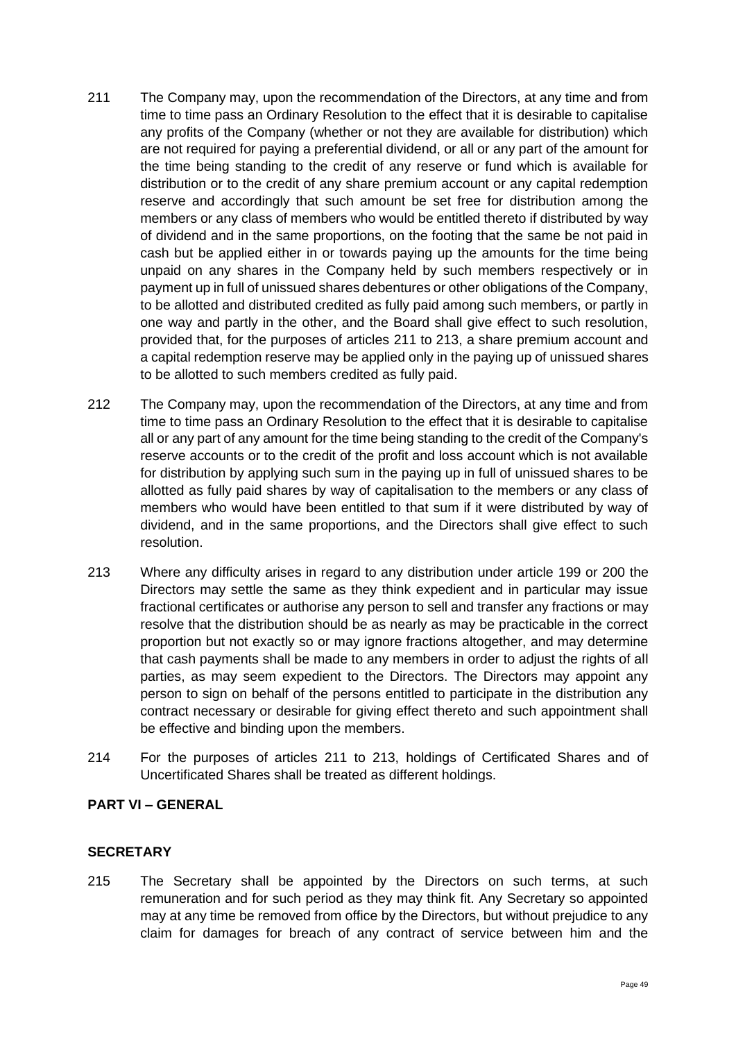211 The Company may, upon the recommendation of the Directors, at any time and from time to time pass an Ordinary Resolution to the effect that it is desirable to capitalise any profits of the Company (whether or not they are available for distribution) which are not required for paying a preferential dividend, or all or any part of the amount for the time being standing to the credit of any reserve or fund which is available for distribution or to the credit of any share premium account or any capital redemption reserve and accordingly that such amount be set free for distribution among the members or any class of members who would be entitled thereto if distributed by way of dividend and in the same proportions, on the footing that the same be not paid in cash but be applied either in or towards paying up the amounts for the time being unpaid on any shares in the Company held by such members respectively or in payment up in full of unissued shares debentures or other obligations of the Company, to be allotted and distributed credited as fully paid among such members, or partly in one way and partly in the other, and the Board shall give effect to such resolution, provided that, for the purposes of articles 211 to 213, a share premium account and a capital redemption reserve may be applied only in the paying up of unissued shares to be allotted to such members credited as fully paid.

212 The Company may, upon the recommendation of the Directors, at any time and from time to time pass an Ordinary Resolution to the effect that it is desirable to capitalise all or any part of any amount for the time being standing to the credit of the Company's reserve accounts or to the credit of the profit and loss account which is not available for distribution by applying such sum in the paying up in full of unissued shares to be allotted as fully paid shares by way of capitalisation to the members or any class of members who would have been entitled to that sum if it were distributed by way of dividend, and in the same proportions, and the Directors shall give effect to such resolution.

213 Where any difficulty arises in regard to any distribution under article 199 or 200 the Directors may settle the same as they think expedient and in particular may issue fractional certificates or authorise any person to sell and transfer any fractions or may resolve that the distribution should be as nearly as may be practicable in the correct proportion but not exactly so or may ignore fractions altogether, and may determine that cash payments shall be made to any members in order to adjust the rights of all parties, as may seem expedient to the Directors. The Directors may appoint any person to sign on behalf of the persons entitled to participate in the distribution any contract necessary or desirable for giving effect thereto and such appointment shall be effective and binding upon the members.

214 For the purposes of articles 211 to 213, holdings of Certificated Shares and of Uncertificated Shares shall be treated as different holdings.

## PART VI – GENERAL

### SECRETARY

215 The Secretary shall be appointed by the Directors on such terms, at such remuneration and for such period as they may think fit. Any Secretary so appointed may at any time be removed from office by the Directors, but without prejudice to any claim for damages for breach of any contract of service between him and the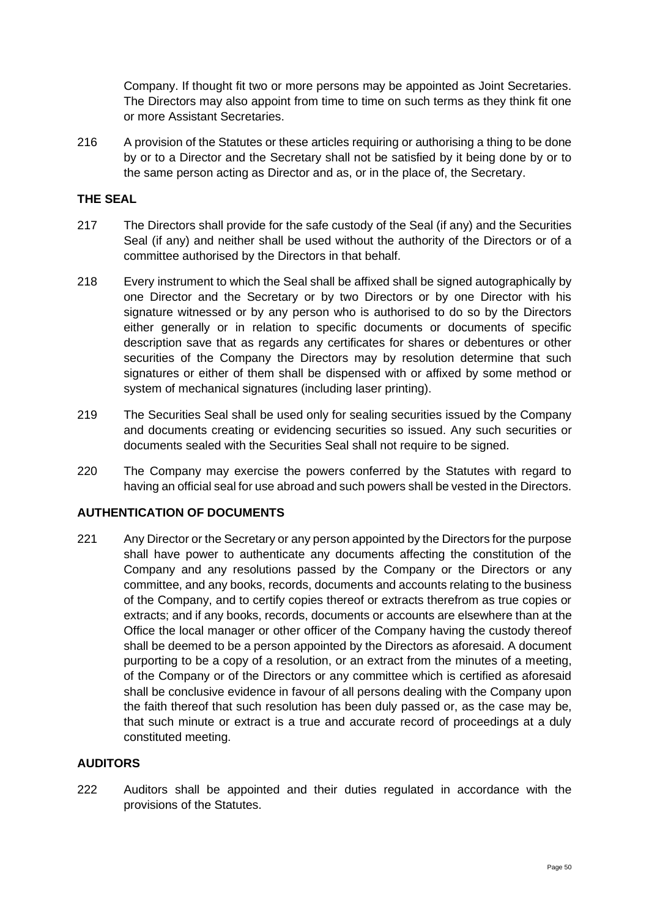Company. If thought fit two or more persons may be appointed as Joint Secretaries. The Directors may also appoint from time to time on such terms as they think fit one or more Assistant Secretaries.

216 A provision of the Statutes or these articles requiring or authorising a thing to be done by or to a Director and the Secretary shall not be satisfied by it being done by or to the same person acting as Director and as, or in the place of, the Secretary.

**THE SEAL**

217 The Directors shall provide for the safe custody of the Seal (if any) and the Securities Seal (if any) and neither shall be used without the authority of the Directors or of a committee authorised by the Directors in that behalf.

218 Every instrument to which the Seal shall be affixed shall be signed autographically by one Director and the Secretary or by two Directors or by one Director with his signature witnessed or by any person who is authorised to do so by the Directors either generally or in relation to specific documents or documents of specific description save that as regards any certificates for shares or debentures or other securities of the Company the Directors may by resolution determine that such signatures or either of them shall be dispensed with or affixed by some method or system of mechanical signatures (including laser printing).

219 The Securities Seal shall be used only for sealing securities issued by the Company and documents creating or evidencing securities so issued. Any such securities or documents sealed with the Securities Seal shall not require to be signed.

220 The Company may exercise the powers conferred by the Statutes with regard to having an official seal for use abroad and such powers shall be vested in the Directors.

**AUTHENTICATION OF DOCUMENTS**

221 Any Director or the Secretary or any person appointed by the Directors for the purpose shall have power to authenticate any documents affecting the constitution of the Company and any resolutions passed by the Company or the Directors or any committee, and any books, records, documents and accounts relating to the business of the Company, and to certify copies thereof or extracts therefrom as true copies or extracts; and if any books, records, documents or accounts are elsewhere than at the Office the local manager or other officer of the Company having the custody thereof shall be deemed to be a person appointed by the Directors as aforesaid. A document purporting to be a copy of a resolution, or an extract from the minutes of a meeting, of the Company or of the Directors or any committee which is certified as aforesaid shall be conclusive evidence in favour of all persons dealing with the Company upon the faith thereof that such resolution has been duly passed or, as the case may be, that such minute or extract is a true and accurate record of proceedings at a duly constituted meeting.

**AUDITORS**

222 Auditors shall be appointed and their duties regulated in accordance with the provisions of the Statutes.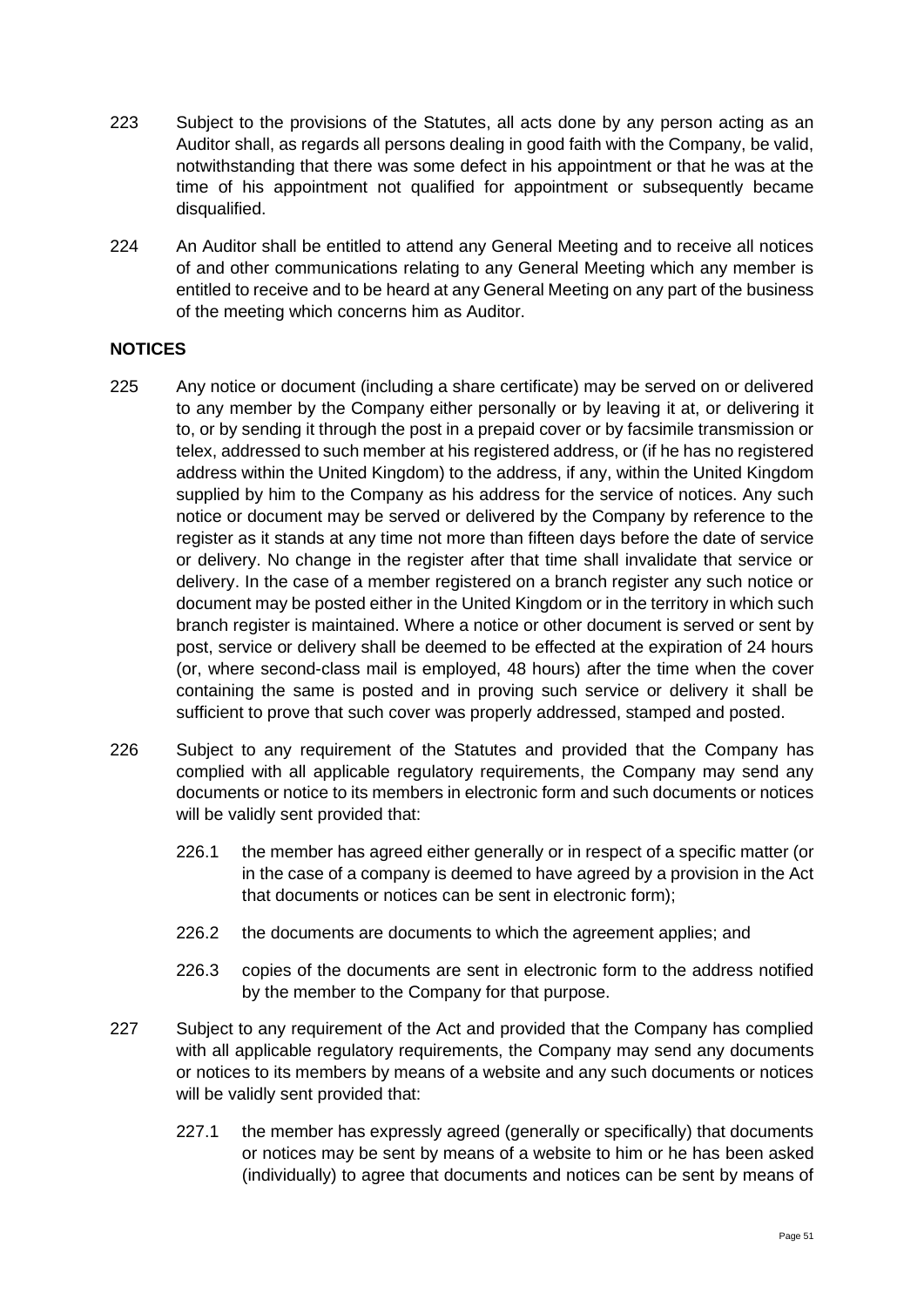223 Subject to the provisions of the Statutes, all acts done by any person acting as an Auditor shall, as regards all persons dealing in good faith with the Company, be valid, notwithstanding that there was some defect in his appointment or that he was at the time of his appointment not qualified for appointment or subsequently became disqualified.

224 An Auditor shall be entitled to attend any General Meeting and to receive all notices of and other communications relating to any General Meeting which any member is entitled to receive and to be heard at any General Meeting on any part of the business of the meeting which concerns him as Auditor.

**NOTICES**

225 Any notice or document (including a share certificate) may be served on or delivered to any member by the Company either personally or by leaving it at, or delivering it to, or by sending it through the post in a prepaid cover or by facsimile transmission or telex, addressed to such member at his registered address, or (if he has no registered address within the United Kingdom) to the address, if any, within the United Kingdom supplied by him to the Company as his address for the service of notices. Any such notice or document may be served or delivered by the Company by reference to the register as it stands at any time not more than fifteen days before the date of service or delivery. No change in the register after that time shall invalidate that service or delivery. In the case of a member registered on a branch register any such notice or document may be posted either in the United Kingdom or in the territory in which such branch register is maintained. Where a notice or other document is served or sent by post, service or delivery shall be deemed to be effected at the expiration of 24 hours (or, where second-class mail is employed, 48 hours) after the time when the cover containing the same is posted and in proving such service or delivery it shall be sufficient to prove that such cover was properly addressed, stamped and posted.

226 Subject to any requirement of the Statutes and provided that the Company has complied with all applicable regulatory requirements, the Company may send any documents or notice to its members in electronic form and such documents or notices will be validly sent provided that:

226.1 the member has agreed either generally or in respect of a specific matter (or in the case of a company is deemed to have agreed by a provision in the Act that documents or notices can be sent in electronic form);

226.2 the documents are documents to which the agreement applies; and

226.3 copies of the documents are sent in electronic form to the address notified by the member to the Company for that purpose.

227 Subject to any requirement of the Act and provided that the Company has complied with all applicable regulatory requirements, the Company may send any documents or notices to its members by means of a website and any such documents or notices will be validly sent provided that:

227.1 the member has expressly agreed (generally or specifically) that documents or notices may be sent by means of a website to him or he has been asked (individually) to agree that documents and notices can be sent by means of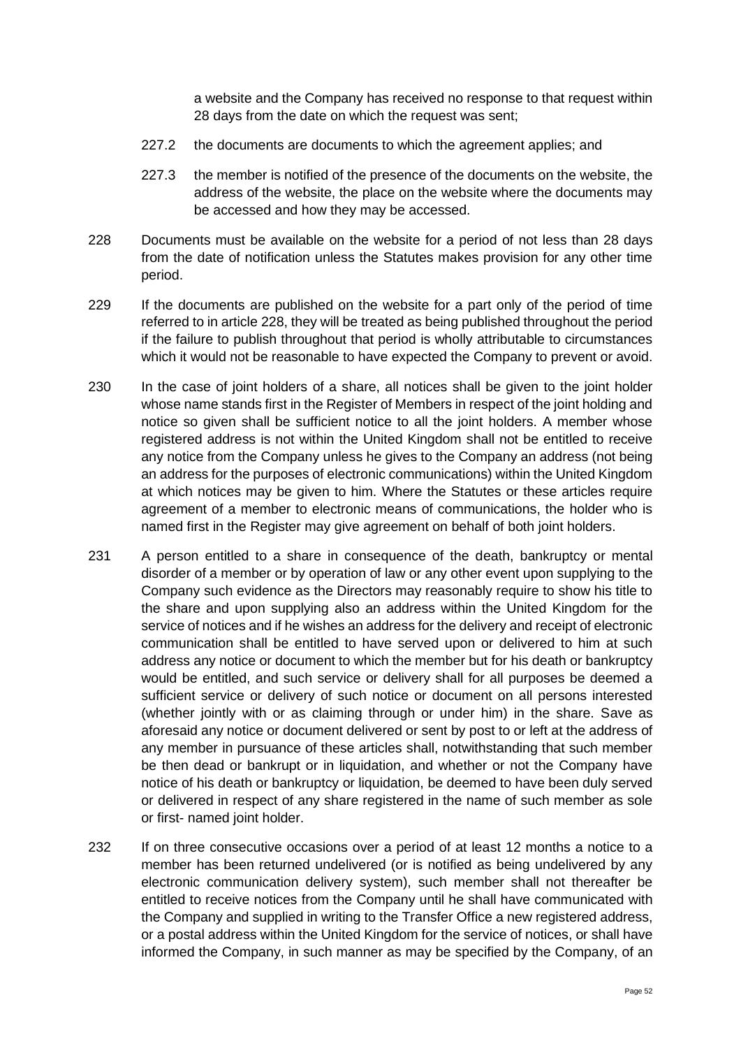a website and the Company has received no response to that request within 28 days from the date on which the request was sent;

227.2 the documents are documents to which the agreement applies; and

227.3 the member is notified of the presence of the documents on the website, the address of the website, the place on the website where the documents may be accessed and how they may be accessed.

228 Documents must be available on the website for a period of not less than 28 days from the date of notification unless the Statutes makes provision for any other time period.

229 If the documents are published on the website for a part only of the period of time referred to in article 228, they will be treated as being published throughout the period if the failure to publish throughout that period is wholly attributable to circumstances which it would not be reasonable to have expected the Company to prevent or avoid.

230 In the case of joint holders of a share, all notices shall be given to the joint holder whose name stands first in the Register of Members in respect of the joint holding and notice so given shall be sufficient notice to all the joint holders. A member whose registered address is not within the United Kingdom shall not be entitled to receive any notice from the Company unless he gives to the Company an address (not being an address for the purposes of electronic communications) within the United Kingdom at which notices may be given to him. Where the Statutes or these articles require agreement of a member to electronic means of communications, the holder who is named first in the Register may give agreement on behalf of both joint holders.

231 A person entitled to a share in consequence of the death, bankruptcy or mental disorder of a member or by operation of law or any other event upon supplying to the Company such evidence as the Directors may reasonably require to show his title to the share and upon supplying also an address within the United Kingdom for the service of notices and if he wishes an address for the delivery and receipt of electronic communication shall be entitled to have served upon or delivered to him at such address any notice or document to which the member but for his death or bankruptcy would be entitled, and such service or delivery shall for all purposes be deemed a sufficient service or delivery of such notice or document on all persons interested (whether jointly with or as claiming through or under him) in the share. Save as aforesaid any notice or document delivered or sent by post to or left at the address of any member in pursuance of these articles shall, notwithstanding that such member be then dead or bankrupt or in liquidation, and whether or not the Company have notice of his death or bankruptcy or liquidation, be deemed to have been duly served or delivered in respect of any share registered in the name of such member as sole or first- named joint holder.

232 If on three consecutive occasions over a period of at least 12 months a notice to a member has been returned undelivered (or is notified as being undelivered by any electronic communication delivery system), such member shall not thereafter be entitled to receive notices from the Company until he shall have communicated with the Company and supplied in writing to the Transfer Office a new registered address, or a postal address within the United Kingdom for the service of notices, or shall have informed the Company, in such manner as may be specified by the Company, of an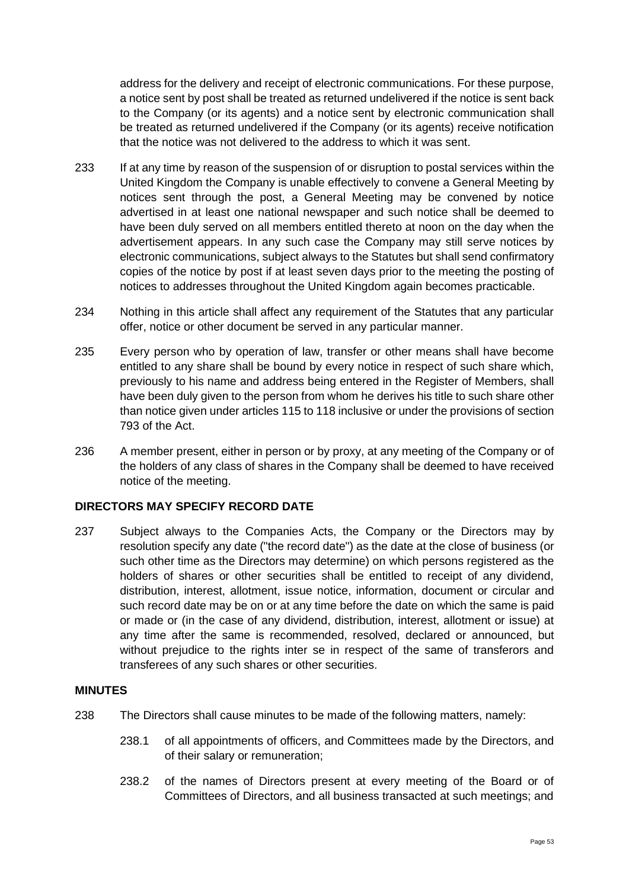address for the delivery and receipt of electronic communications. For these purpose, a notice sent by post shall be treated as returned undelivered if the notice is sent back to the Company (or its agents) and a notice sent by electronic communication shall be treated as returned undelivered if the Company (or its agents) receive notification that the notice was not delivered to the address to which it was sent.

233 If at any time by reason of the suspension of or disruption to postal services within the United Kingdom the Company is unable effectively to convene a General Meeting by notices sent through the post, a General Meeting may be convened by notice advertised in at least one national newspaper and such notice shall be deemed to have been duly served on all members entitled thereto at noon on the day when the advertisement appears. In any such case the Company may still serve notices by electronic communications, subject always to the Statutes but shall send confirmatory copies of the notice by post if at least seven days prior to the meeting the posting of notices to addresses throughout the United Kingdom again becomes practicable.

234 Nothing in this article shall affect any requirement of the Statutes that any particular offer, notice or other document be served in any particular manner.

235 Every person who by operation of law, transfer or other means shall have become entitled to any share shall be bound by every notice in respect of such share which, previously to his name and address being entered in the Register of Members, shall have been duly given to the person from whom he derives his title to such share other than notice given under articles 115 to 118 inclusive or under the provisions of section 793 of the Act.

236 A member present, either in person or by proxy, at any meeting of the Company or of the holders of any class of shares in the Company shall be deemed to have received notice of the meeting.

**DIRECTORS MAY SPECIFY RECORD DATE**

237 Subject always to the Companies Acts, the Company or the Directors may by resolution specify any date ("the record date") as the date at the close of business (or such other time as the Directors may determine) on which persons registered as the holders of shares or other securities shall be entitled to receipt of any dividend, distribution, interest, allotment, issue notice, information, document or circular and such record date may be on or at any time before the date on which the same is paid or made or (in the case of any dividend, distribution, interest, allotment or issue) at any time after the same is recommended, resolved, declared or announced, but without prejudice to the rights inter se in respect of the same of transferors and transferees of any such shares or other securities.

**MINUTES**

238 The Directors shall cause minutes to be made of the following matters, namely:

238.1 of all appointments of officers, and Committees made by the Directors, and of their salary or remuneration;

238.2 of the names of Directors present at every meeting of the Board or of Committees of Directors, and all business transacted at such meetings; and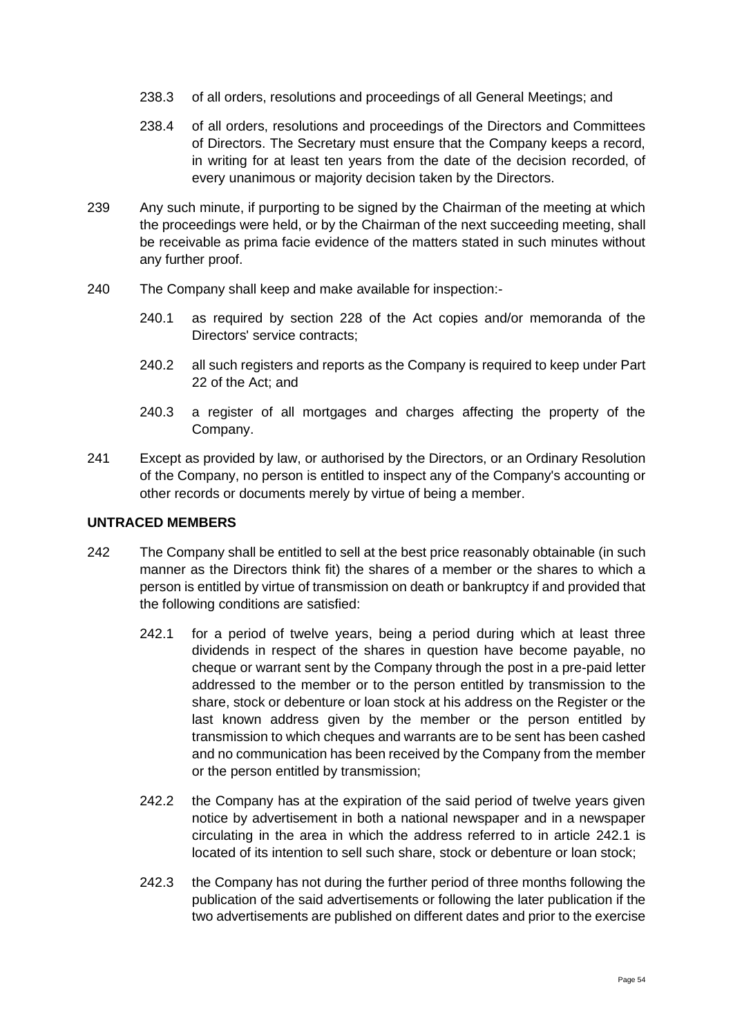238.3 of all orders, resolutions and proceedings of all General Meetings; and

238.4 of all orders, resolutions and proceedings of the Directors and Committees of Directors. The Secretary must ensure that the Company keeps a record, in writing for at least ten years from the date of the decision recorded, of every unanimous or majority decision taken by the Directors.

239 Any such minute, if purporting to be signed by the Chairman of the meeting at which the proceedings were held, or by the Chairman of the next succeeding meeting, shall be receivable as prima facie evidence of the matters stated in such minutes without any further proof.

240 The Company shall keep and make available for inspection:-

240.1 as required by section 228 of the Act copies and/or memoranda of the Directors' service contracts;

240.2 all such registers and reports as the Company is required to keep under Part 22 of the Act; and

240.3 a register of all mortgages and charges affecting the property of the Company.

241 Except as provided by law, or authorised by the Directors, or an Ordinary Resolution of the Company, no person is entitled to inspect any of the Company's accounting or other records or documents merely by virtue of being a member.

**UNTRACED MEMBERS**

242 The Company shall be entitled to sell at the best price reasonably obtainable (in such manner as the Directors think fit) the shares of a member or the shares to which a person is entitled by virtue of transmission on death or bankruptcy if and provided that the following conditions are satisfied:

242.1 for a period of twelve years, being a period during which at least three dividends in respect of the shares in question have become payable, no cheque or warrant sent by the Company through the post in a pre-paid letter addressed to the member or to the person entitled by transmission to the share, stock or debenture or loan stock at his address on the Register or the last known address given by the member or the person entitled by transmission to which cheques and warrants are to be sent has been cashed and no communication has been received by the Company from the member or the person entitled by transmission;

242.2 the Company has at the expiration of the said period of twelve years given notice by advertisement in both a national newspaper and in a newspaper circulating in the area in which the address referred to in article 242.1 is located of its intention to sell such share, stock or debenture or loan stock;

242.3 the Company has not during the further period of three months following the publication of the said advertisements or following the later publication if the two advertisements are published on different dates and prior to the exercise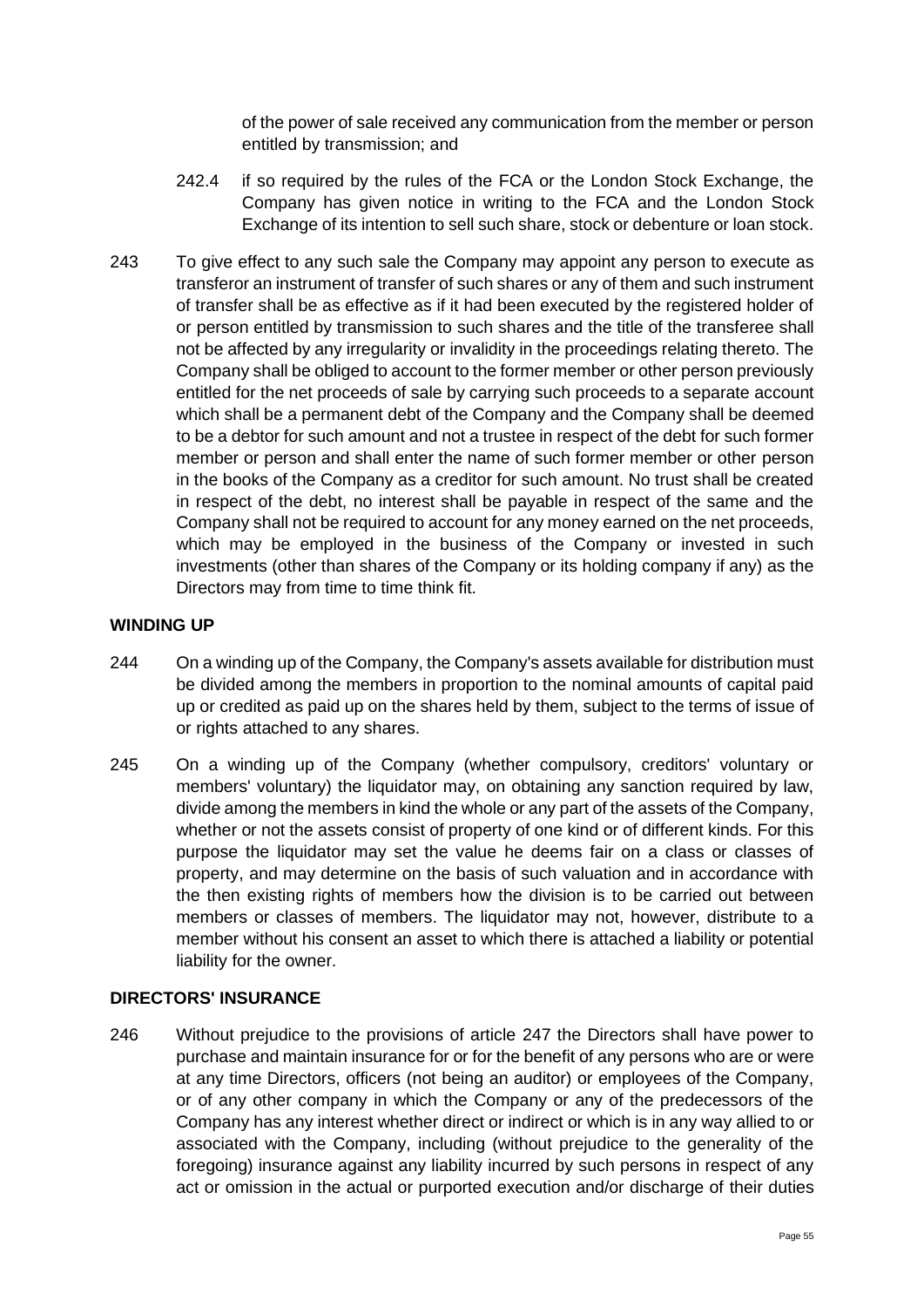of the power of sale received any communication from the member or person entitled by transmission; and

242.4 if so required by the rules of the FCA or the London Stock Exchange, the Company has given notice in writing to the FCA and the London Stock Exchange of its intention to sell such share, stock or debenture or loan stock.

243 To give effect to any such sale the Company may appoint any person to execute as transferor an instrument of transfer of such shares or any of them and such instrument of transfer shall be as effective as if it had been executed by the registered holder of or person entitled by transmission to such shares and the title of the transferee shall not be affected by any irregularity or invalidity in the proceedings relating thereto. The Company shall be obliged to account to the former member or other person previously entitled for the net proceeds of sale by carrying such proceeds to a separate account which shall be a permanent debt of the Company and the Company shall be deemed to be a debtor for such amount and not a trustee in respect of the debt for such former member or person and shall enter the name of such former member or other person in the books of the Company as a creditor for such amount. No trust shall be created in respect of the debt, no interest shall be payable in respect of the same and the Company shall not be required to account for any money earned on the net proceeds, which may be employed in the business of the Company or invested in such investments (other than shares of the Company or its holding company if any) as the Directors may from time to time think fit.

**WINDING UP**

244 On a winding up of the Company, the Company's assets available for distribution must be divided among the members in proportion to the nominal amounts of capital paid up or credited as paid up on the shares held by them, subject to the terms of issue of or rights attached to any shares.

245 On a winding up of the Company (whether compulsory, creditors' voluntary or members' voluntary) the liquidator may, on obtaining any sanction required by law, divide among the members in kind the whole or any part of the assets of the Company, whether or not the assets consist of property of one kind or of different kinds. For this purpose the liquidator may set the value he deems fair on a class or classes of property, and may determine on the basis of such valuation and in accordance with the then existing rights of members how the division is to be carried out between members or classes of members. The liquidator may not, however, distribute to a member without his consent an asset to which there is attached a liability or potential liability for the owner.

**DIRECTORS' INSURANCE**

246 Without prejudice to the provisions of article 247 the Directors shall have power to purchase and maintain insurance for or for the benefit of any persons who are or were at any time Directors, officers (not being an auditor) or employees of the Company, or of any other company in which the Company or any of the predecessors of the Company has any interest whether direct or indirect or which is in any way allied to or associated with the Company, including (without prejudice to the generality of the foregoing) insurance against any liability incurred by such persons in respect of any act or omission in the actual or purported execution and/or discharge of their duties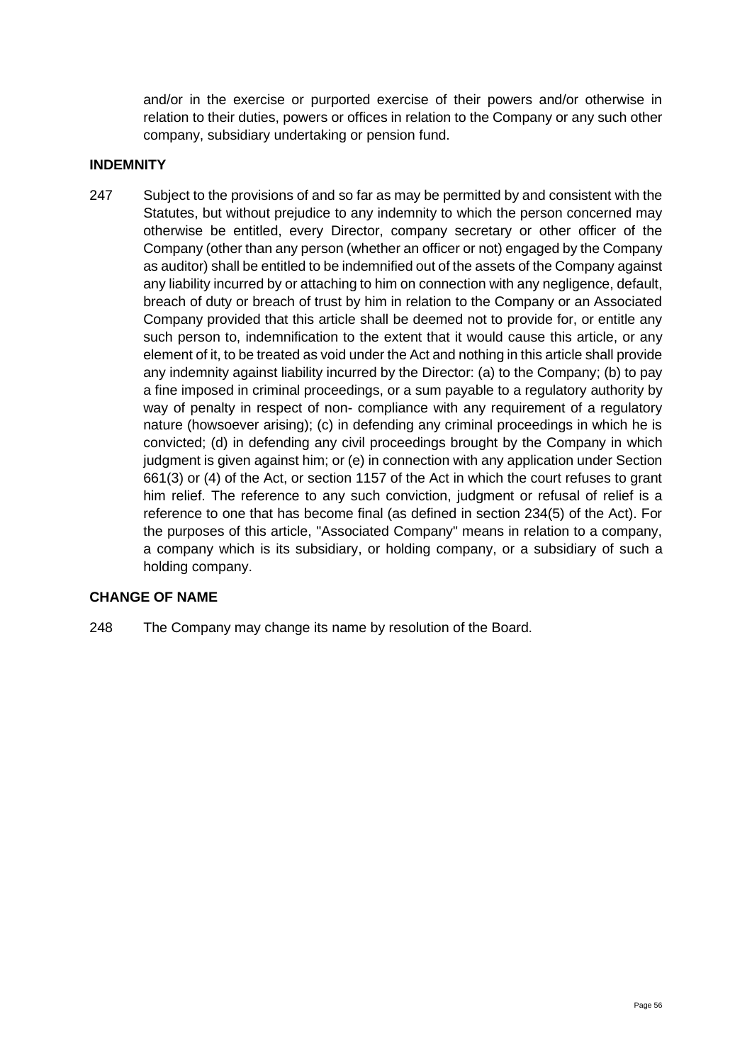and/or in the exercise or purported exercise of their powers and/or otherwise in relation to their duties, powers or offices in relation to the Company or any such other company, subsidiary undertaking or pension fund.

**INDEMNITY**

247 Subject to the provisions of and so far as may be permitted by and consistent with the Statutes, but without prejudice to any indemnity to which the person concerned may otherwise be entitled, every Director, company secretary or other officer of the Company (other than any person (whether an officer or not) engaged by the Company as auditor) shall be entitled to be indemnified out of the assets of the Company against any liability incurred by or attaching to him on connection with any negligence, default, breach of duty or breach of trust by him in relation to the Company or an Associated Company provided that this article shall be deemed not to provide for, or entitle any such person to, indemnification to the extent that it would cause this article, or any element of it, to be treated as void under the Act and nothing in this article shall provide any indemnity against liability incurred by the Director: (a) to the Company; (b) to pay a fine imposed in criminal proceedings, or a sum payable to a regulatory authority by way of penalty in respect of non- compliance with any requirement of a regulatory nature (howsoever arising); (c) in defending any criminal proceedings in which he is convicted; (d) in defending any civil proceedings brought by the Company in which judgment is given against him; or (e) in connection with any application under Section 661(3) or (4) of the Act, or section 1157 of the Act in which the court refuses to grant him relief. The reference to any such conviction, judgment or refusal of relief is a reference to one that has become final (as defined in section 234(5) of the Act). For the purposes of this article, "Associated Company" means in relation to a company, a company which is its subsidiary, or holding company, or a subsidiary of such a holding company.

**CHANGE OF NAME**

248 The Company may change its name by resolution of the Board.